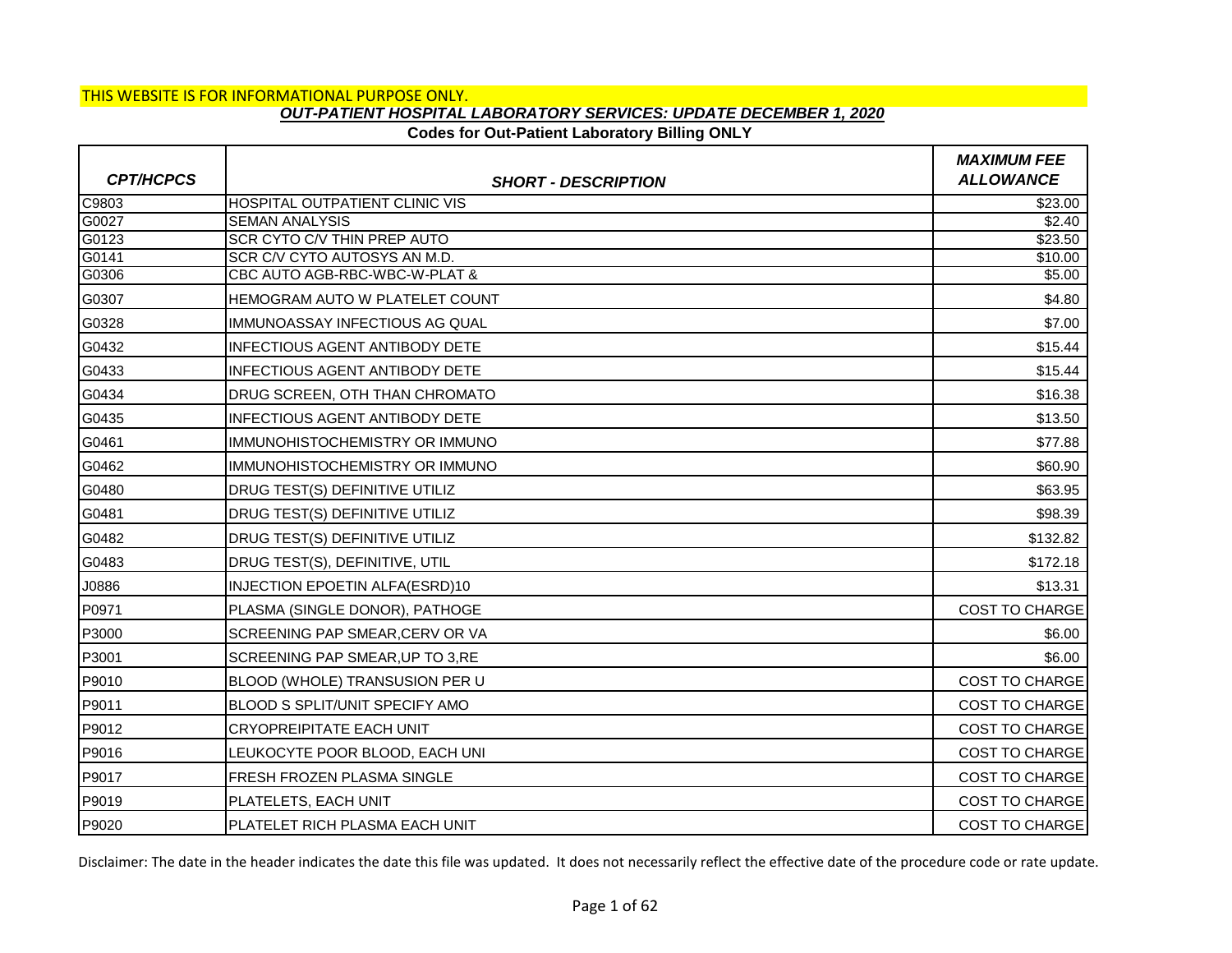THIS WEBSITE IS FOR INFORMATIONAL PURPOSE ONLY.

***OUT-PATIENT HOSPITAL LABORATORY SERVICES: UPDATE DECEMBER 1, 2020***

**Codes for Out-Patient Laboratory Billing ONLY**

| *CPT/HCPCS* | *SHORT - DESCRIPTION* | *MAXIMUM FEE ALLOWANCE* |
|---|---|---|
| C9803 | HOSPITAL OUTPATIENT CLINIC VIS | $23.00 |
| G0027 | SEMAN ANALYSIS | $2.40 |
| G0123 | SCR CYTO C/V THIN PREP AUTO | $23.50 |
| G0141 | SCR C/V CYTO AUTOSYS AN M.D. | $10.00 |
| G0306 | CBC AUTO AGB-RBC-WBC-W-PLAT & | $5.00 |
| G0307 | HEMOGRAM AUTO W PLATELET COUNT | $4.80 |
| G0328 | IMMUNOASSAY INFECTIOUS AG QUAL | $7.00 |
| G0432 | INFECTIOUS AGENT ANTIBODY DETE | $15.44 |
| G0433 | INFECTIOUS AGENT ANTIBODY DETE | $15.44 |
| G0434 | DRUG SCREEN, OTH THAN CHROMATO | $16.38 |
| G0435 | INFECTIOUS AGENT ANTIBODY DETE | $13.50 |
| G0461 | IMMUNOHISTOCHEMISTRY OR IMMUNO | $77.88 |
| G0462 | IMMUNOHISTOCHEMISTRY OR IMMUNO | $60.90 |
| G0480 | DRUG TEST(S) DEFINITIVE UTILIZ | $63.95 |
| G0481 | DRUG TEST(S) DEFINITIVE UTILIZ | $98.39 |
| G0482 | DRUG TEST(S) DEFINITIVE UTILIZ | $132.82 |
| G0483 | DRUG TEST(S), DEFINITIVE, UTIL | $172.18 |
| J0886 | INJECTION EPOETIN ALFA(ESRD)10 | $13.31 |
| P0971 | PLASMA (SINGLE DONOR), PATHOGE | COST TO CHARGE |
| P3000 | SCREENING PAP SMEAR,CERV OR VA | $6.00 |
| P3001 | SCREENING PAP SMEAR,UP TO 3,RE | $6.00 |
| P9010 | BLOOD (WHOLE) TRANSUSION PER U | COST TO CHARGE |
| P9011 | BLOOD S SPLIT/UNIT SPECIFY AMO | COST TO CHARGE |
| P9012 | CRYOPREIPITATE EACH UNIT | COST TO CHARGE |
| P9016 | LEUKOCYTE POOR BLOOD, EACH UNI | COST TO CHARGE |
| P9017 | FRESH FROZEN PLASMA SINGLE | COST TO CHARGE |
| P9019 | PLATELETS, EACH UNIT | COST TO CHARGE |
| P9020 | PLATELET RICH PLASMA EACH UNIT | COST TO CHARGE |

Disclaimer: The date in the header indicates the date this file was updated. It does not necessarily reflect the effective date of the procedure code or rate update.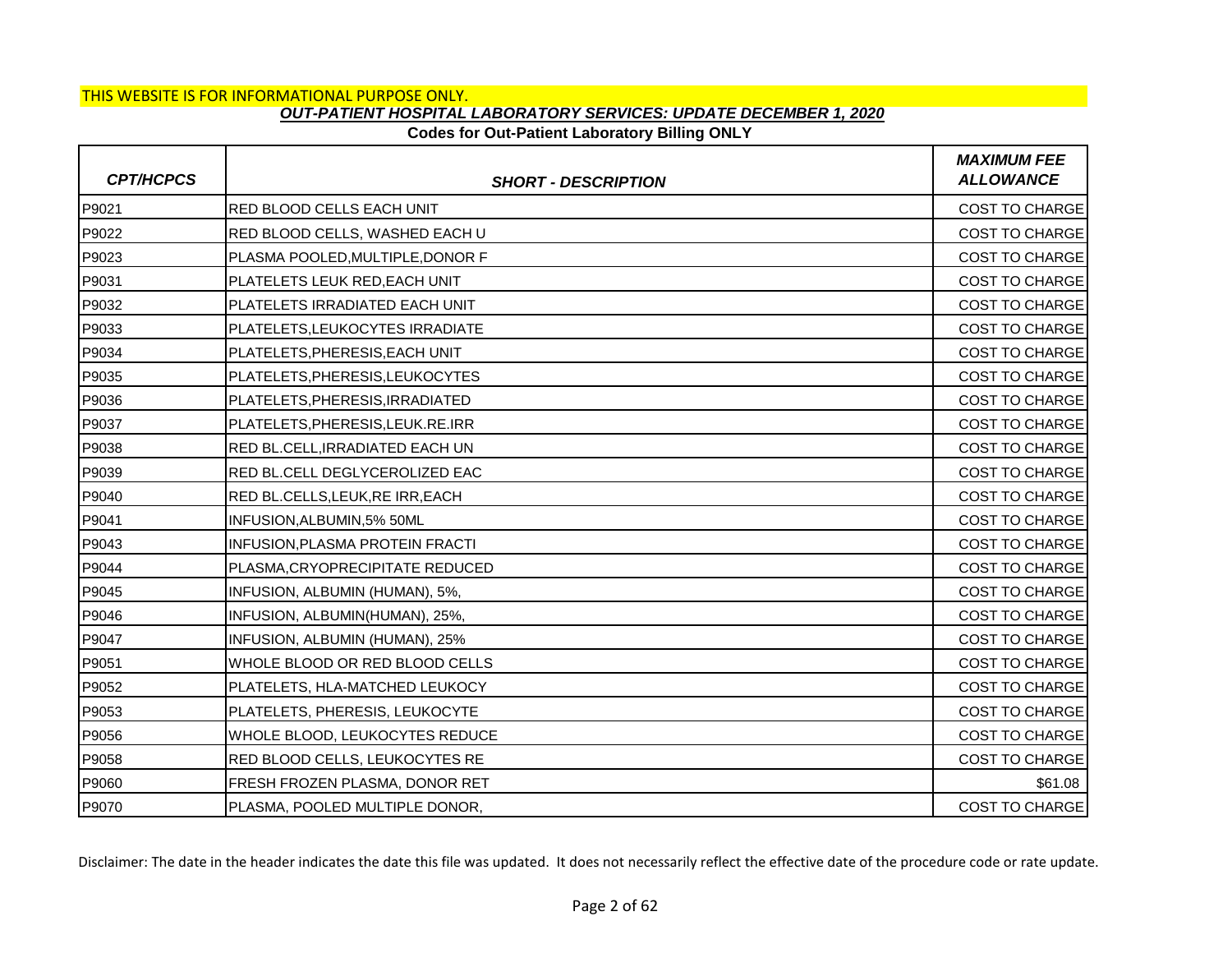THIS WEBSITE IS FOR INFORMATIONAL PURPOSE ONLY.

***OUT-PATIENT HOSPITAL LABORATORY SERVICES: UPDATE DECEMBER 1, 2020***

**Codes for Out-Patient Laboratory Billing ONLY**

| *CPT/HCPCS* | *SHORT - DESCRIPTION* | *MAXIMUM FEE ALLOWANCE* |
|---|---|---|
| P9021 | RED BLOOD CELLS EACH UNIT | COST TO CHARGE |
| P9022 | RED BLOOD CELLS, WASHED EACH U | COST TO CHARGE |
| P9023 | PLASMA POOLED,MULTIPLE,DONOR F | COST TO CHARGE |
| P9031 | PLATELETS LEUK RED,EACH UNIT | COST TO CHARGE |
| P9032 | PLATELETS IRRADIATED EACH UNIT | COST TO CHARGE |
| P9033 | PLATELETS,LEUKOCYTES IRRADIATE | COST TO CHARGE |
| P9034 | PLATELETS,PHERESIS,EACH UNIT | COST TO CHARGE |
| P9035 | PLATELETS,PHERESIS,LEUKOCYTES | COST TO CHARGE |
| P9036 | PLATELETS,PHERESIS,IRRADIATED | COST TO CHARGE |
| P9037 | PLATELETS,PHERESIS,LEUK.RE.IRR | COST TO CHARGE |
| P9038 | RED BL.CELL,IRRADIATED EACH UN | COST TO CHARGE |
| P9039 | RED BL.CELL DEGLYCEROLIZED EAC | COST TO CHARGE |
| P9040 | RED BL.CELLS,LEUK,RE IRR,EACH | COST TO CHARGE |
| P9041 | INFUSION,ALBUMIN,5% 50ML | COST TO CHARGE |
| P9043 | INFUSION,PLASMA PROTEIN FRACTI | COST TO CHARGE |
| P9044 | PLASMA,CRYOPRECIPITATE REDUCED | COST TO CHARGE |
| P9045 | INFUSION, ALBUMIN (HUMAN), 5%, | COST TO CHARGE |
| P9046 | INFUSION, ALBUMIN(HUMAN), 25%, | COST TO CHARGE |
| P9047 | INFUSION, ALBUMIN (HUMAN), 25% | COST TO CHARGE |
| P9051 | WHOLE BLOOD OR RED BLOOD CELLS | COST TO CHARGE |
| P9052 | PLATELETS, HLA-MATCHED LEUKOCY | COST TO CHARGE |
| P9053 | PLATELETS, PHERESIS, LEUKOCYTE | COST TO CHARGE |
| P9056 | WHOLE BLOOD, LEUKOCYTES REDUCE | COST TO CHARGE |
| P9058 | RED BLOOD CELLS, LEUKOCYTES RE | COST TO CHARGE |
| P9060 | FRESH FROZEN PLASMA, DONOR RET | $61.08 |
| P9070 | PLASMA, POOLED MULTIPLE DONOR, | COST TO CHARGE |

Disclaimer: The date in the header indicates the date this file was updated. It does not necessarily reflect the effective date of the procedure code or rate update.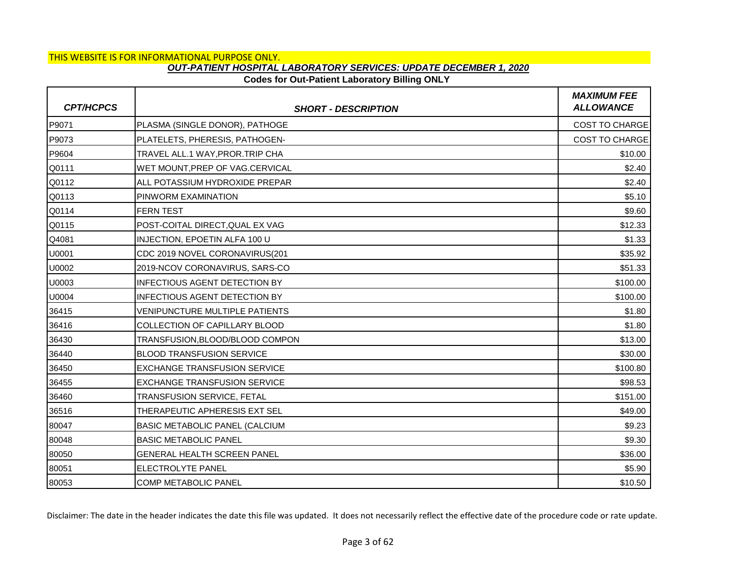THIS WEBSITE IS FOR INFORMATIONAL PURPOSE ONLY.

***OUT-PATIENT HOSPITAL LABORATORY SERVICES: UPDATE DECEMBER 1, 2020***

**Codes for Out-Patient Laboratory Billing ONLY**

| ***CPT/HCPCS*** | ***SHORT - DESCRIPTION*** | ***MAXIMUM FEE ALLOWANCE*** |
|---|---|---|
| P9071 | PLASMA (SINGLE DONOR), PATHOGE | COST TO CHARGE |
| P9073 | PLATELETS, PHERESIS, PATHOGEN- | COST TO CHARGE |
| P9604 | TRAVEL ALL.1 WAY,PROR.TRIP CHA | $10.00 |
| Q0111 | WET MOUNT,PREP OF VAG.CERVICAL | $2.40 |
| Q0112 | ALL POTASSIUM HYDROXIDE PREPAR | $2.40 |
| Q0113 | PINWORM EXAMINATION | $5.10 |
| Q0114 | FERN TEST | $9.60 |
| Q0115 | POST-COITAL DIRECT,QUAL EX VAG | $12.33 |
| Q4081 | INJECTION, EPOETIN ALFA 100 U | $1.33 |
| U0001 | CDC 2019 NOVEL CORONAVIRUS(201 | $35.92 |
| U0002 | 2019-NCOV CORONAVIRUS, SARS-CO | $51.33 |
| U0003 | INFECTIOUS AGENT DETECTION BY | $100.00 |
| U0004 | INFECTIOUS AGENT DETECTION BY | $100.00 |
| 36415 | VENIPUNCTURE MULTIPLE PATIENTS | $1.80 |
| 36416 | COLLECTION OF CAPILLARY BLOOD | $1.80 |
| 36430 | TRANSFUSION,BLOOD/BLOOD COMPON | $13.00 |
| 36440 | BLOOD TRANSFUSION SERVICE | $30.00 |
| 36450 | EXCHANGE TRANSFUSION SERVICE | $100.80 |
| 36455 | EXCHANGE TRANSFUSION SERVICE | $98.53 |
| 36460 | TRANSFUSION SERVICE, FETAL | $151.00 |
| 36516 | THERAPEUTIC APHERESIS EXT SEL | $49.00 |
| 80047 | BASIC METABOLIC PANEL (CALCIUM | $9.23 |
| 80048 | BASIC METABOLIC PANEL | $9.30 |
| 80050 | GENERAL HEALTH SCREEN PANEL | $36.00 |
| 80051 | ELECTROLYTE PANEL | $5.90 |
| 80053 | COMP METABOLIC PANEL | $10.50 |

Disclaimer: The date in the header indicates the date this file was updated. It does not necessarily reflect the effective date of the procedure code or rate update.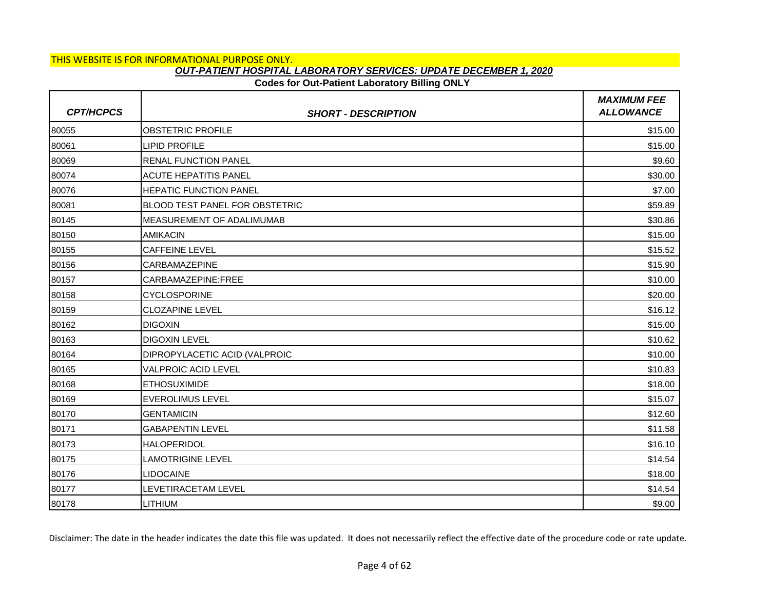THIS WEBSITE IS FOR INFORMATIONAL PURPOSE ONLY.

***OUT-PATIENT HOSPITAL LABORATORY SERVICES: UPDATE DECEMBER 1, 2020***

**Codes for Out-Patient Laboratory Billing ONLY**

| CPT/HCPCS | SHORT - DESCRIPTION | MAXIMUM FEE ALLOWANCE |
|---|---|---|
| 80055 | OBSTETRIC PROFILE | $15.00 |
| 80061 | LIPID PROFILE | $15.00 |
| 80069 | RENAL FUNCTION PANEL | $9.60 |
| 80074 | ACUTE HEPATITIS PANEL | $30.00 |
| 80076 | HEPATIC FUNCTION PANEL | $7.00 |
| 80081 | BLOOD TEST PANEL FOR OBSTETRIC | $59.89 |
| 80145 | MEASUREMENT OF ADALIMUMAB | $30.86 |
| 80150 | AMIKACIN | $15.00 |
| 80155 | CAFFEINE LEVEL | $15.52 |
| 80156 | CARBAMAZEPINE | $15.90 |
| 80157 | CARBAMAZEPINE:FREE | $10.00 |
| 80158 | CYCLOSPORINE | $20.00 |
| 80159 | CLOZAPINE LEVEL | $16.12 |
| 80162 | DIGOXIN | $15.00 |
| 80163 | DIGOXIN LEVEL | $10.62 |
| 80164 | DIPROPYLACETIC ACID (VALPROIC | $10.00 |
| 80165 | VALPROIC ACID LEVEL | $10.83 |
| 80168 | ETHOSUXIMIDE | $18.00 |
| 80169 | EVEROLIMUS LEVEL | $15.07 |
| 80170 | GENTAMICIN | $12.60 |
| 80171 | GABAPENTIN LEVEL | $11.58 |
| 80173 | HALOPERIDOL | $16.10 |
| 80175 | LAMOTRIGINE LEVEL | $14.54 |
| 80176 | LIDOCAINE | $18.00 |
| 80177 | LEVETIRACETAM LEVEL | $14.54 |
| 80178 | LITHIUM | $9.00 |

Disclaimer: The date in the header indicates the date this file was updated. It does not necessarily reflect the effective date of the procedure code or rate update.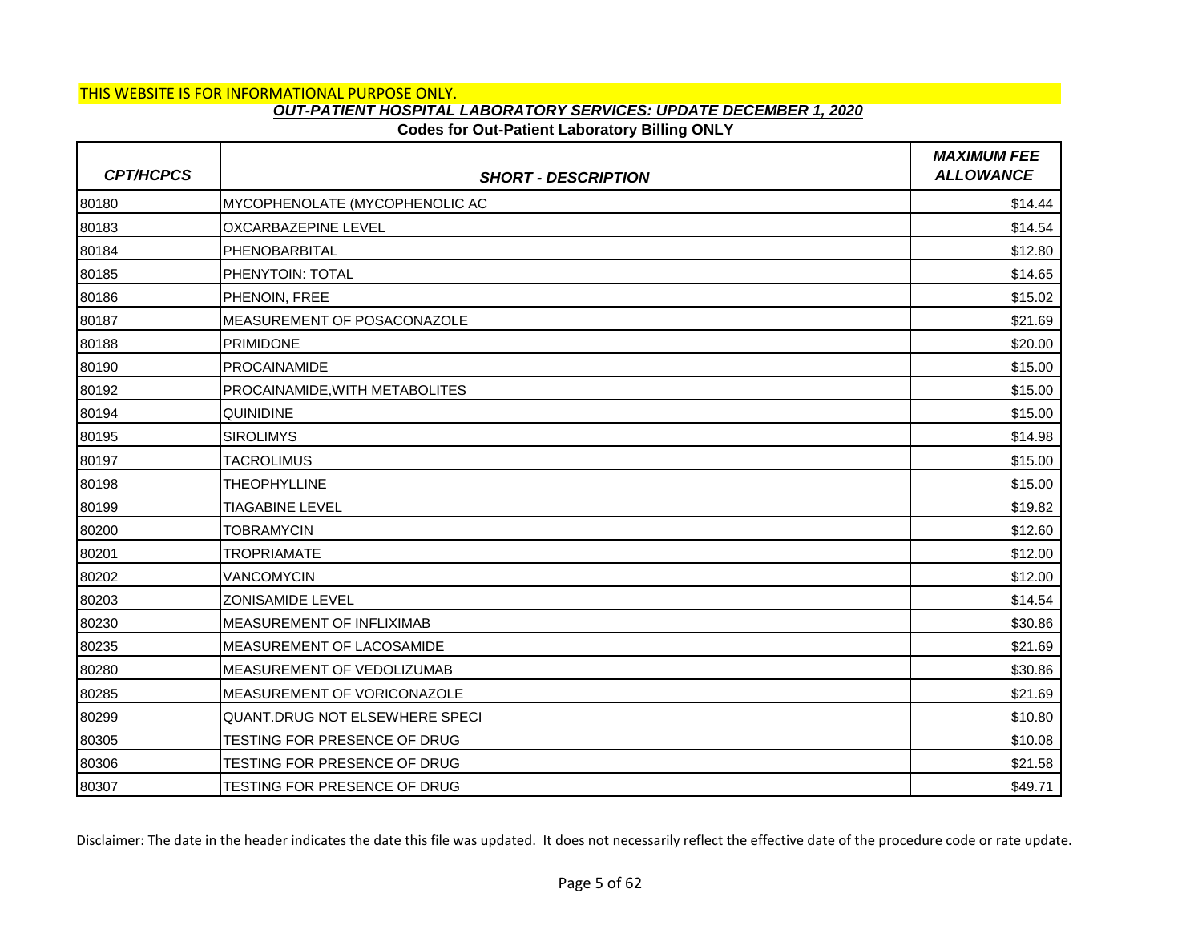THIS WEBSITE IS FOR INFORMATIONAL PURPOSE ONLY.

***OUT-PATIENT HOSPITAL LABORATORY SERVICES: UPDATE DECEMBER 1, 2020***

**Codes for Out-Patient Laboratory Billing ONLY**

| CPT/HCPCS | SHORT - DESCRIPTION | MAXIMUM FEE ALLOWANCE |
|---|---|---|
| 80180 | MYCOPHENOLATE (MYCOPHENOLIC AC | $14.44 |
| 80183 | OXCARBAZEPINE LEVEL | $14.54 |
| 80184 | PHENOBARBITAL | $12.80 |
| 80185 | PHENYTOIN: TOTAL | $14.65 |
| 80186 | PHENOIN, FREE | $15.02 |
| 80187 | MEASUREMENT OF POSACONAZOLE | $21.69 |
| 80188 | PRIMIDONE | $20.00 |
| 80190 | PROCAINAMIDE | $15.00 |
| 80192 | PROCAINAMIDE,WITH METABOLITES | $15.00 |
| 80194 | QUINIDINE | $15.00 |
| 80195 | SIROLIMYS | $14.98 |
| 80197 | TACROLIMUS | $15.00 |
| 80198 | THEOPHYLLINE | $15.00 |
| 80199 | TIAGABINE LEVEL | $19.82 |
| 80200 | TOBRAMYCIN | $12.60 |
| 80201 | TROPRIAMATE | $12.00 |
| 80202 | VANCOMYCIN | $12.00 |
| 80203 | ZONISAMIDE LEVEL | $14.54 |
| 80230 | MEASUREMENT OF INFLIXIMAB | $30.86 |
| 80235 | MEASUREMENT OF LACOSAMIDE | $21.69 |
| 80280 | MEASUREMENT OF VEDOLIZUMAB | $30.86 |
| 80285 | MEASUREMENT OF VORICONAZOLE | $21.69 |
| 80299 | QUANT.DRUG NOT ELSEWHERE SPECI | $10.80 |
| 80305 | TESTING FOR PRESENCE OF DRUG | $10.08 |
| 80306 | TESTING FOR PRESENCE OF DRUG | $21.58 |
| 80307 | TESTING FOR PRESENCE OF DRUG | $49.71 |

Disclaimer: The date in the header indicates the date this file was updated. It does not necessarily reflect the effective date of the procedure code or rate update.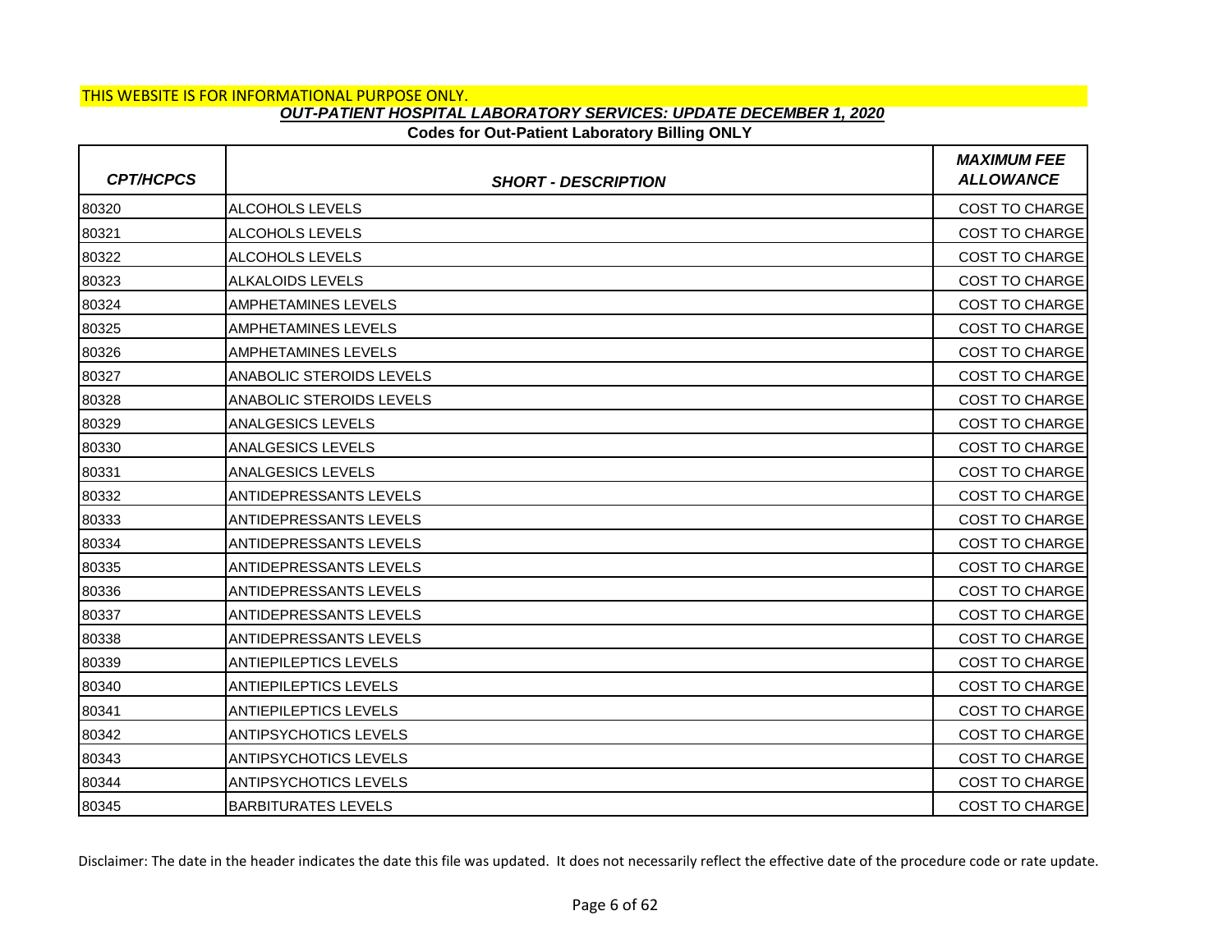THIS WEBSITE IS FOR INFORMATIONAL PURPOSE ONLY.

***OUT-PATIENT HOSPITAL LABORATORY SERVICES: UPDATE DECEMBER 1, 2020***

**Codes for Out-Patient Laboratory Billing ONLY**

| *CPT/HCPCS* | *SHORT - DESCRIPTION* | *MAXIMUM FEE ALLOWANCE* |
|---|---|---|
| 80320 | ALCOHOLS LEVELS | COST TO CHARGE |
| 80321 | ALCOHOLS LEVELS | COST TO CHARGE |
| 80322 | ALCOHOLS LEVELS | COST TO CHARGE |
| 80323 | ALKALOIDS LEVELS | COST TO CHARGE |
| 80324 | AMPHETAMINES LEVELS | COST TO CHARGE |
| 80325 | AMPHETAMINES LEVELS | COST TO CHARGE |
| 80326 | AMPHETAMINES LEVELS | COST TO CHARGE |
| 80327 | ANABOLIC STEROIDS LEVELS | COST TO CHARGE |
| 80328 | ANABOLIC STEROIDS LEVELS | COST TO CHARGE |
| 80329 | ANALGESICS LEVELS | COST TO CHARGE |
| 80330 | ANALGESICS LEVELS | COST TO CHARGE |
| 80331 | ANALGESICS LEVELS | COST TO CHARGE |
| 80332 | ANTIDEPRESSANTS LEVELS | COST TO CHARGE |
| 80333 | ANTIDEPRESSANTS LEVELS | COST TO CHARGE |
| 80334 | ANTIDEPRESSANTS LEVELS | COST TO CHARGE |
| 80335 | ANTIDEPRESSANTS LEVELS | COST TO CHARGE |
| 80336 | ANTIDEPRESSANTS LEVELS | COST TO CHARGE |
| 80337 | ANTIDEPRESSANTS LEVELS | COST TO CHARGE |
| 80338 | ANTIDEPRESSANTS LEVELS | COST TO CHARGE |
| 80339 | ANTIEPILEPTICS LEVELS | COST TO CHARGE |
| 80340 | ANTIEPILEPTICS LEVELS | COST TO CHARGE |
| 80341 | ANTIEPILEPTICS LEVELS | COST TO CHARGE |
| 80342 | ANTIPSYCHOTICS LEVELS | COST TO CHARGE |
| 80343 | ANTIPSYCHOTICS LEVELS | COST TO CHARGE |
| 80344 | ANTIPSYCHOTICS LEVELS | COST TO CHARGE |
| 80345 | BARBITURATES LEVELS | COST TO CHARGE |

Disclaimer: The date in the header indicates the date this file was updated. It does not necessarily reflect the effective date of the procedure code or rate update.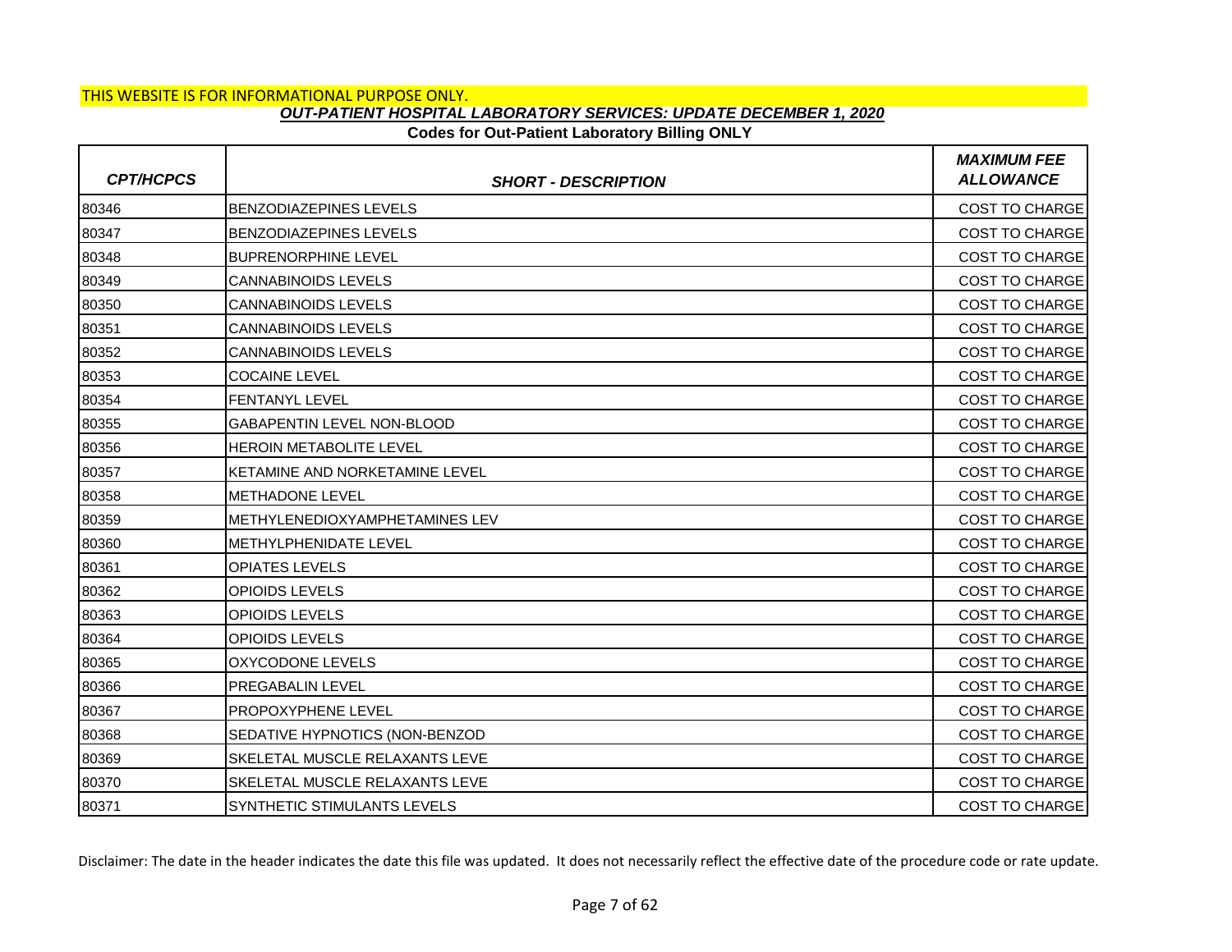THIS WEBSITE IS FOR INFORMATIONAL PURPOSE ONLY.

***OUT-PATIENT HOSPITAL LABORATORY SERVICES: UPDATE DECEMBER 1, 2020***

**Codes for Out-Patient Laboratory Billing ONLY**

| *CPT/HCPCS* | *SHORT - DESCRIPTION* | *MAXIMUM FEE ALLOWANCE* |
|---|---|---|
| 80346 | BENZODIAZEPINES LEVELS | COST TO CHARGE |
| 80347 | BENZODIAZEPINES LEVELS | COST TO CHARGE |
| 80348 | BUPRENORPHINE LEVEL | COST TO CHARGE |
| 80349 | CANNABINOIDS LEVELS | COST TO CHARGE |
| 80350 | CANNABINOIDS LEVELS | COST TO CHARGE |
| 80351 | CANNABINOIDS LEVELS | COST TO CHARGE |
| 80352 | CANNABINOIDS LEVELS | COST TO CHARGE |
| 80353 | COCAINE LEVEL | COST TO CHARGE |
| 80354 | FENTANYL LEVEL | COST TO CHARGE |
| 80355 | GABAPENTIN LEVEL NON-BLOOD | COST TO CHARGE |
| 80356 | HEROIN METABOLITE LEVEL | COST TO CHARGE |
| 80357 | KETAMINE AND NORKETAMINE LEVEL | COST TO CHARGE |
| 80358 | METHADONE LEVEL | COST TO CHARGE |
| 80359 | METHYLENEDIOXYAMPHETAMINES LEV | COST TO CHARGE |
| 80360 | METHYLPHENIDATE LEVEL | COST TO CHARGE |
| 80361 | OPIATES LEVELS | COST TO CHARGE |
| 80362 | OPIOIDS LEVELS | COST TO CHARGE |
| 80363 | OPIOIDS LEVELS | COST TO CHARGE |
| 80364 | OPIOIDS LEVELS | COST TO CHARGE |
| 80365 | OXYCODONE LEVELS | COST TO CHARGE |
| 80366 | PREGABALIN LEVEL | COST TO CHARGE |
| 80367 | PROPOXYPHENE LEVEL | COST TO CHARGE |
| 80368 | SEDATIVE HYPNOTICS (NON-BENZOD | COST TO CHARGE |
| 80369 | SKELETAL MUSCLE RELAXANTS LEVE | COST TO CHARGE |
| 80370 | SKELETAL MUSCLE RELAXANTS LEVE | COST TO CHARGE |
| 80371 | SYNTHETIC STIMULANTS LEVELS | COST TO CHARGE |

Disclaimer: The date in the header indicates the date this file was updated. It does not necessarily reflect the effective date of the procedure code or rate update.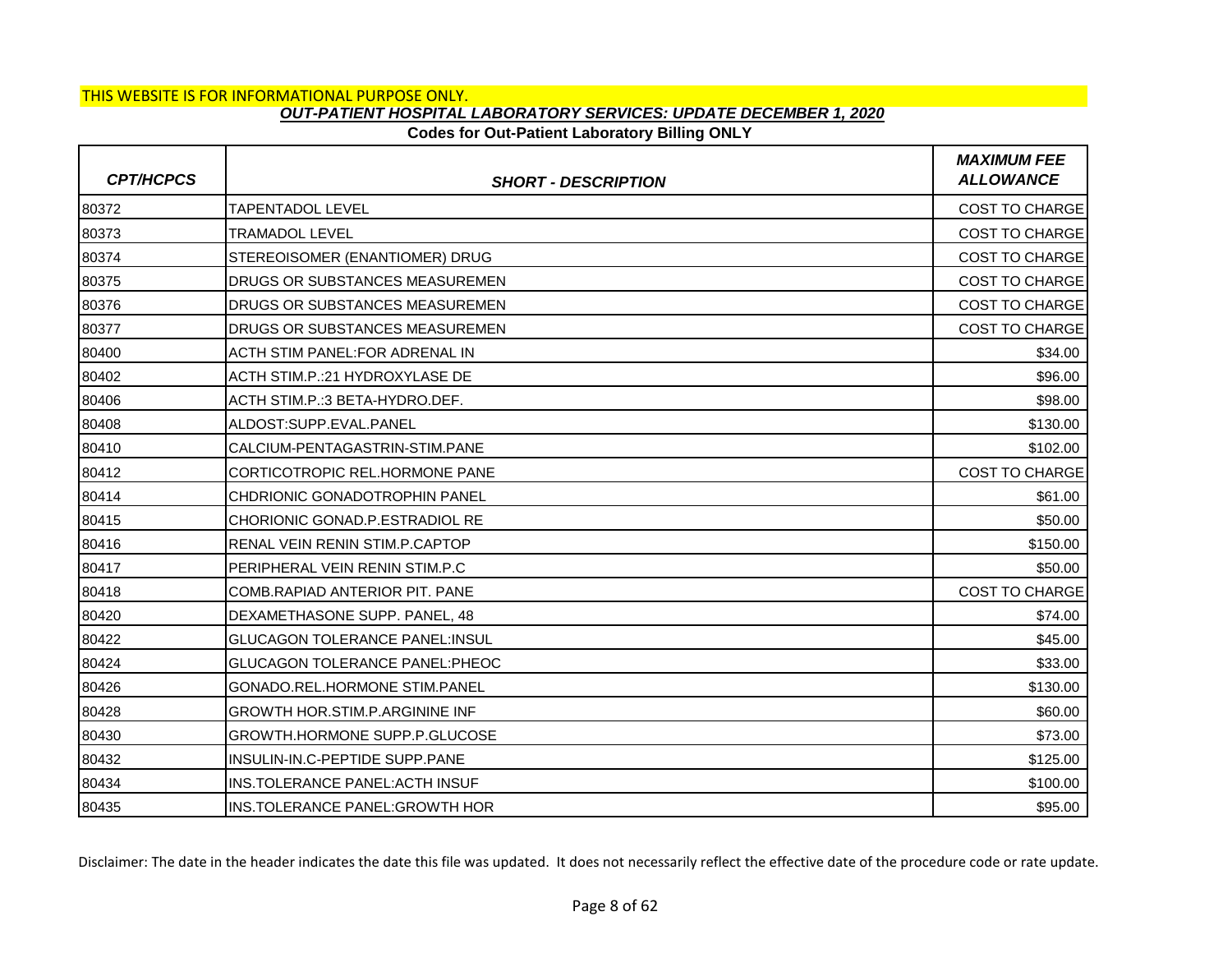THIS WEBSITE IS FOR INFORMATIONAL PURPOSE ONLY.

***OUT-PATIENT HOSPITAL LABORATORY SERVICES: UPDATE DECEMBER 1, 2020***

**Codes for Out-Patient Laboratory Billing ONLY**

| *CPT/HCPCS* | *SHORT - DESCRIPTION* | *MAXIMUM FEE ALLOWANCE* |
|---|---|---|
| 80372 | TAPENTADOL LEVEL | COST TO CHARGE |
| 80373 | TRAMADOL LEVEL | COST TO CHARGE |
| 80374 | STEREOISOMER (ENANTIOMER) DRUG | COST TO CHARGE |
| 80375 | DRUGS OR SUBSTANCES MEASUREMEN | COST TO CHARGE |
| 80376 | DRUGS OR SUBSTANCES MEASUREMEN | COST TO CHARGE |
| 80377 | DRUGS OR SUBSTANCES MEASUREMEN | COST TO CHARGE |
| 80400 | ACTH STIM PANEL:FOR ADRENAL IN | $34.00 |
| 80402 | ACTH STIM.P.:21 HYDROXYLASE DE | $96.00 |
| 80406 | ACTH STIM.P.:3 BETA-HYDRO.DEF. | $98.00 |
| 80408 | ALDOST:SUPP.EVAL.PANEL | $130.00 |
| 80410 | CALCIUM-PENTAGASTRIN-STIM.PANE | $102.00 |
| 80412 | CORTICOTROPIC REL.HORMONE PANE | COST TO CHARGE |
| 80414 | CHDRIONIC GONADOTROPHIN PANEL | $61.00 |
| 80415 | CHORIONIC GONAD.P.ESTRADIOL RE | $50.00 |
| 80416 | RENAL VEIN RENIN STIM.P.CAPTOP | $150.00 |
| 80417 | PERIPHERAL VEIN RENIN STIM.P.C | $50.00 |
| 80418 | COMB.RAPIAD ANTERIOR PIT. PANE | COST TO CHARGE |
| 80420 | DEXAMETHASONE SUPP. PANEL, 48 | $74.00 |
| 80422 | GLUCAGON TOLERANCE PANEL:INSUL | $45.00 |
| 80424 | GLUCAGON TOLERANCE PANEL:PHEOC | $33.00 |
| 80426 | GONADO.REL.HORMONE STIM.PANEL | $130.00 |
| 80428 | GROWTH HOR.STIM.P.ARGININE INF | $60.00 |
| 80430 | GROWTH.HORMONE SUPP.P.GLUCOSE | $73.00 |
| 80432 | INSULIN-IN.C-PEPTIDE SUPP.PANE | $125.00 |
| 80434 | INS.TOLERANCE PANEL:ACTH INSUF | $100.00 |
| 80435 | INS.TOLERANCE PANEL:GROWTH HOR | $95.00 |

Disclaimer: The date in the header indicates the date this file was updated. It does not necessarily reflect the effective date of the procedure code or rate update.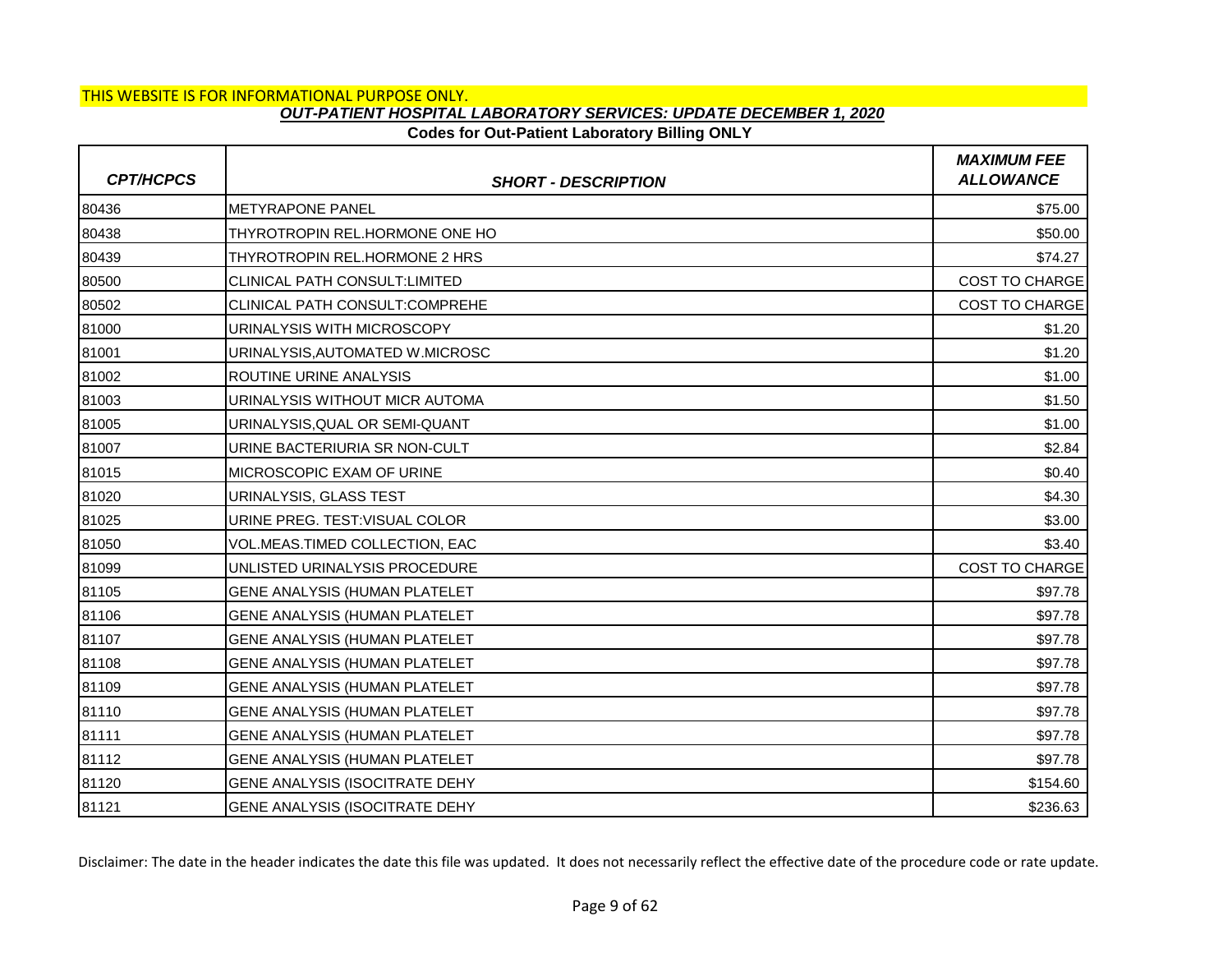THIS WEBSITE IS FOR INFORMATIONAL PURPOSE ONLY.

***OUT-PATIENT HOSPITAL LABORATORY SERVICES: UPDATE DECEMBER 1, 2020***

**Codes for Out-Patient Laboratory Billing ONLY**

| ***CPT/HCPCS*** | ***SHORT - DESCRIPTION*** | ***MAXIMUM FEE ALLOWANCE*** |
|---|---|---|
| 80436 | METYRAPONE PANEL | $75.00 |
| 80438 | THYROTROPIN REL.HORMONE ONE HO | $50.00 |
| 80439 | THYROTROPIN REL.HORMONE 2 HRS | $74.27 |
| 80500 | CLINICAL PATH CONSULT:LIMITED | COST TO CHARGE |
| 80502 | CLINICAL PATH CONSULT:COMPREHE | COST TO CHARGE |
| 81000 | URINALYSIS WITH MICROSCOPY | $1.20 |
| 81001 | URINALYSIS,AUTOMATED W.MICROSC | $1.20 |
| 81002 | ROUTINE URINE ANALYSIS | $1.00 |
| 81003 | URINALYSIS WITHOUT MICR AUTOMA | $1.50 |
| 81005 | URINALYSIS,QUAL OR SEMI-QUANT | $1.00 |
| 81007 | URINE BACTERIURIA SR NON-CULT | $2.84 |
| 81015 | MICROSCOPIC EXAM OF URINE | $0.40 |
| 81020 | URINALYSIS, GLASS TEST | $4.30 |
| 81025 | URINE PREG. TEST:VISUAL COLOR | $3.00 |
| 81050 | VOL.MEAS.TIMED COLLECTION, EAC | $3.40 |
| 81099 | UNLISTED URINALYSIS PROCEDURE | COST TO CHARGE |
| 81105 | GENE ANALYSIS (HUMAN PLATELET | $97.78 |
| 81106 | GENE ANALYSIS (HUMAN PLATELET | $97.78 |
| 81107 | GENE ANALYSIS (HUMAN PLATELET | $97.78 |
| 81108 | GENE ANALYSIS (HUMAN PLATELET | $97.78 |
| 81109 | GENE ANALYSIS (HUMAN PLATELET | $97.78 |
| 81110 | GENE ANALYSIS (HUMAN PLATELET | $97.78 |
| 81111 | GENE ANALYSIS (HUMAN PLATELET | $97.78 |
| 81112 | GENE ANALYSIS (HUMAN PLATELET | $97.78 |
| 81120 | GENE ANALYSIS (ISOCITRATE DEHY | $154.60 |
| 81121 | GENE ANALYSIS (ISOCITRATE DEHY | $236.63 |

Disclaimer: The date in the header indicates the date this file was updated. It does not necessarily reflect the effective date of the procedure code or rate update.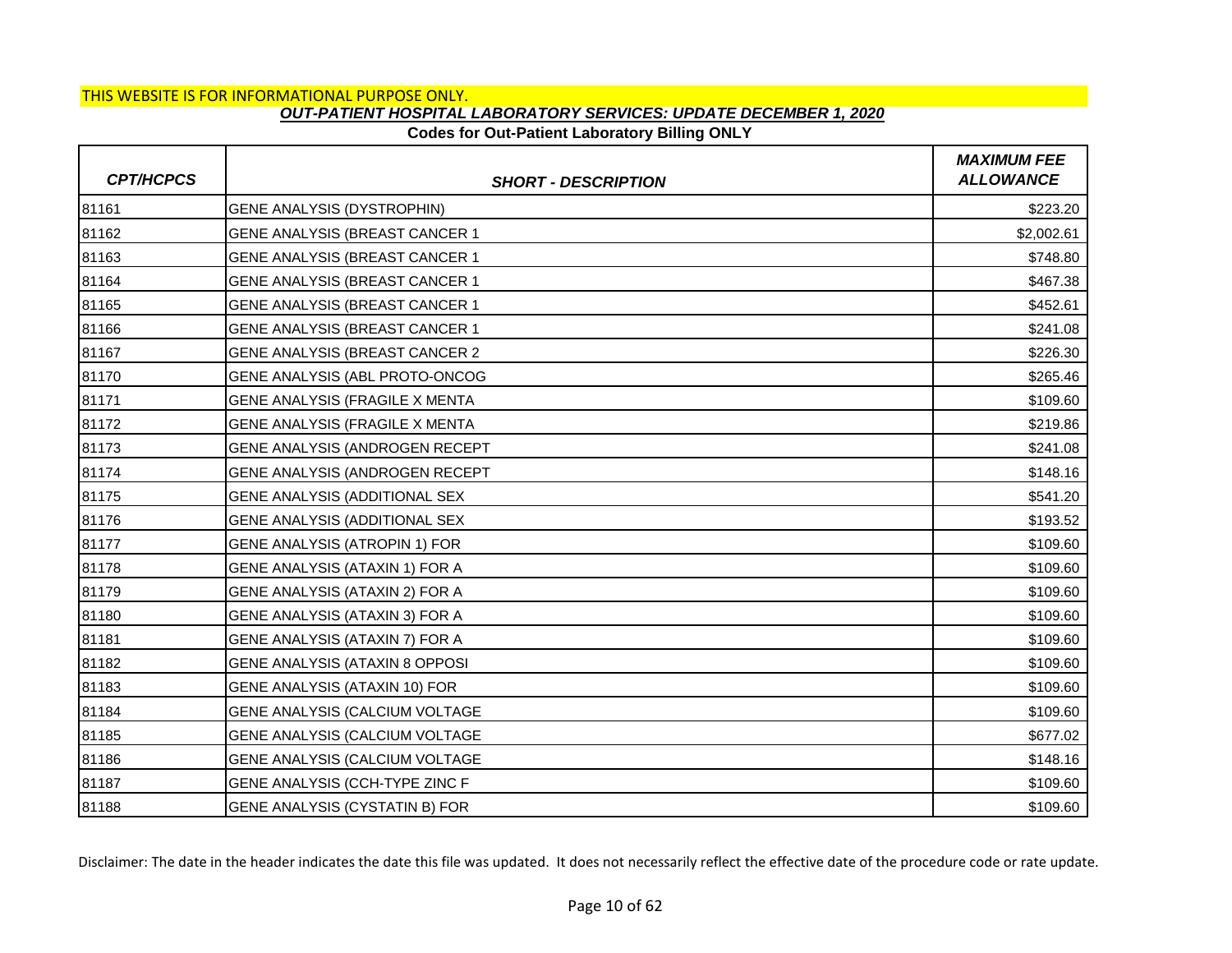THIS WEBSITE IS FOR INFORMATIONAL PURPOSE ONLY.

***OUT-PATIENT HOSPITAL LABORATORY SERVICES: UPDATE DECEMBER 1, 2020***

**Codes for Out-Patient Laboratory Billing ONLY**

| *CPT/HCPCS* | *SHORT - DESCRIPTION* | *MAXIMUM FEE ALLOWANCE* |
|---|---|---|
| 81161 | GENE ANALYSIS (DYSTROPHIN) | $223.20 |
| 81162 | GENE ANALYSIS (BREAST CANCER 1 | $2,002.61 |
| 81163 | GENE ANALYSIS (BREAST CANCER 1 | $748.80 |
| 81164 | GENE ANALYSIS (BREAST CANCER 1 | $467.38 |
| 81165 | GENE ANALYSIS (BREAST CANCER 1 | $452.61 |
| 81166 | GENE ANALYSIS (BREAST CANCER 1 | $241.08 |
| 81167 | GENE ANALYSIS (BREAST CANCER 2 | $226.30 |
| 81170 | GENE ANALYSIS (ABL PROTO-ONCOG | $265.46 |
| 81171 | GENE ANALYSIS (FRAGILE X MENTA | $109.60 |
| 81172 | GENE ANALYSIS (FRAGILE X MENTA | $219.86 |
| 81173 | GENE ANALYSIS (ANDROGEN RECEPT | $241.08 |
| 81174 | GENE ANALYSIS (ANDROGEN RECEPT | $148.16 |
| 81175 | GENE ANALYSIS (ADDITIONAL SEX | $541.20 |
| 81176 | GENE ANALYSIS (ADDITIONAL SEX | $193.52 |
| 81177 | GENE ANALYSIS (ATROPIN 1) FOR | $109.60 |
| 81178 | GENE ANALYSIS (ATAXIN 1) FOR A | $109.60 |
| 81179 | GENE ANALYSIS (ATAXIN 2) FOR A | $109.60 |
| 81180 | GENE ANALYSIS (ATAXIN 3) FOR A | $109.60 |
| 81181 | GENE ANALYSIS (ATAXIN 7) FOR A | $109.60 |
| 81182 | GENE ANALYSIS (ATAXIN 8 OPPOSI | $109.60 |
| 81183 | GENE ANALYSIS (ATAXIN 10) FOR | $109.60 |
| 81184 | GENE ANALYSIS (CALCIUM VOLTAGE | $109.60 |
| 81185 | GENE ANALYSIS (CALCIUM VOLTAGE | $677.02 |
| 81186 | GENE ANALYSIS (CALCIUM VOLTAGE | $148.16 |
| 81187 | GENE ANALYSIS (CCH-TYPE ZINC F | $109.60 |
| 81188 | GENE ANALYSIS (CYSTATIN B) FOR | $109.60 |

Disclaimer: The date in the header indicates the date this file was updated. It does not necessarily reflect the effective date of the procedure code or rate update.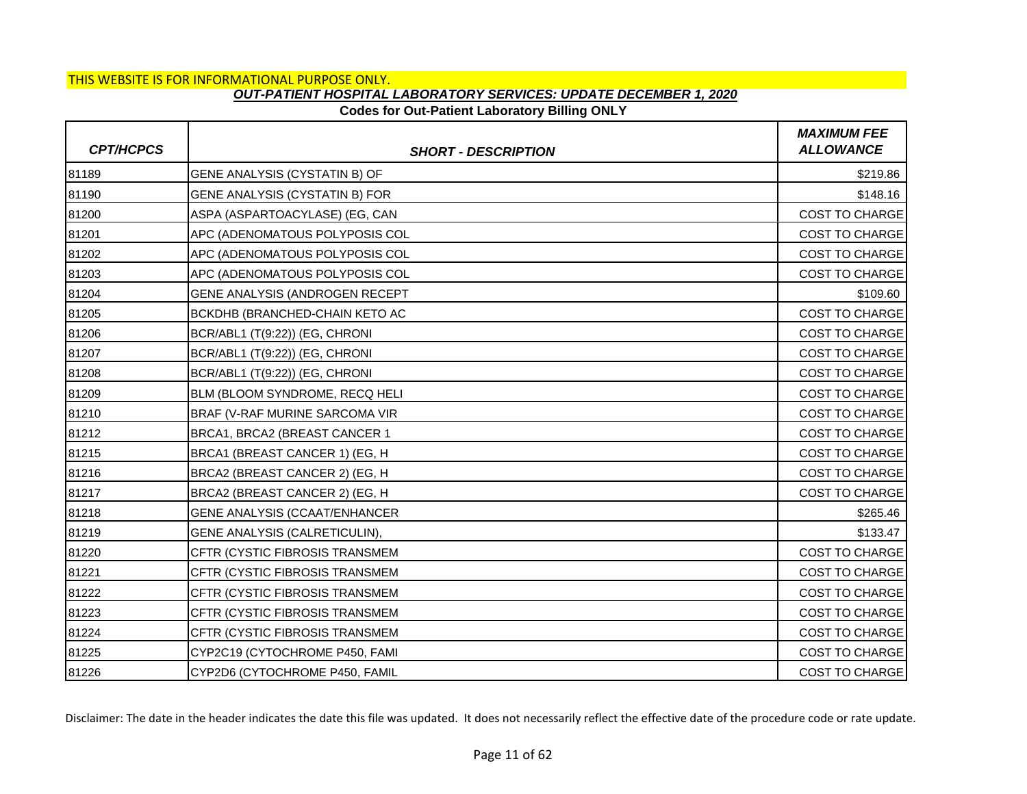THIS WEBSITE IS FOR INFORMATIONAL PURPOSE ONLY.

***OUT-PATIENT HOSPITAL LABORATORY SERVICES: UPDATE DECEMBER 1, 2020***

**Codes for Out-Patient Laboratory Billing ONLY**

| *CPT/HCPCS* | *SHORT - DESCRIPTION* | *MAXIMUM FEE ALLOWANCE* |
|---|---|---|
| 81189 | GENE ANALYSIS (CYSTATIN B) OF | $219.86 |
| 81190 | GENE ANALYSIS (CYSTATIN B) FOR | $148.16 |
| 81200 | ASPA (ASPARTOACYLASE) (EG, CAN | COST TO CHARGE |
| 81201 | APC (ADENOMATOUS POLYPOSIS COL | COST TO CHARGE |
| 81202 | APC (ADENOMATOUS POLYPOSIS COL | COST TO CHARGE |
| 81203 | APC (ADENOMATOUS POLYPOSIS COL | COST TO CHARGE |
| 81204 | GENE ANALYSIS (ANDROGEN RECEPT | $109.60 |
| 81205 | BCKDHB (BRANCHED-CHAIN KETO AC | COST TO CHARGE |
| 81206 | BCR/ABL1 (T(9:22)) (EG, CHRONI | COST TO CHARGE |
| 81207 | BCR/ABL1 (T(9:22)) (EG, CHRONI | COST TO CHARGE |
| 81208 | BCR/ABL1 (T(9:22)) (EG, CHRONI | COST TO CHARGE |
| 81209 | BLM (BLOOM SYNDROME, RECQ HELI | COST TO CHARGE |
| 81210 | BRAF (V-RAF MURINE SARCOMA VIR | COST TO CHARGE |
| 81212 | BRCA1, BRCA2 (BREAST CANCER 1 | COST TO CHARGE |
| 81215 | BRCA1 (BREAST CANCER 1) (EG, H | COST TO CHARGE |
| 81216 | BRCA2 (BREAST CANCER 2) (EG, H | COST TO CHARGE |
| 81217 | BRCA2 (BREAST CANCER 2) (EG, H | COST TO CHARGE |
| 81218 | GENE ANALYSIS (CCAAT/ENHANCER | $265.46 |
| 81219 | GENE ANALYSIS (CALRETICULIN), | $133.47 |
| 81220 | CFTR (CYSTIC FIBROSIS TRANSMEM | COST TO CHARGE |
| 81221 | CFTR (CYSTIC FIBROSIS TRANSMEM | COST TO CHARGE |
| 81222 | CFTR (CYSTIC FIBROSIS TRANSMEM | COST TO CHARGE |
| 81223 | CFTR (CYSTIC FIBROSIS TRANSMEM | COST TO CHARGE |
| 81224 | CFTR (CYSTIC FIBROSIS TRANSMEM | COST TO CHARGE |
| 81225 | CYP2C19 (CYTOCHROME P450, FAMI | COST TO CHARGE |
| 81226 | CYP2D6 (CYTOCHROME P450, FAMIL | COST TO CHARGE |

Disclaimer: The date in the header indicates the date this file was updated. It does not necessarily reflect the effective date of the procedure code or rate update.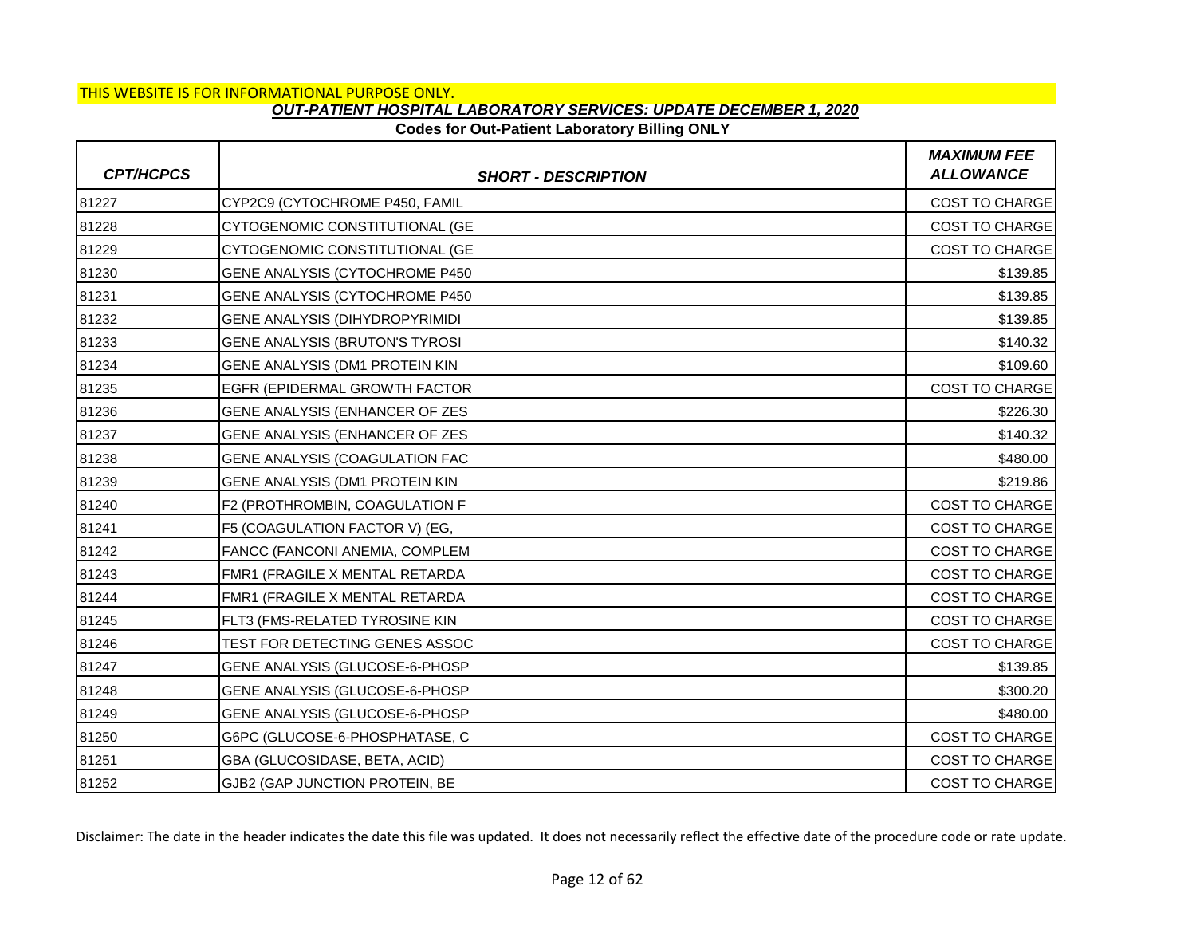THIS WEBSITE IS FOR INFORMATIONAL PURPOSE ONLY.

***OUT-PATIENT HOSPITAL LABORATORY SERVICES: UPDATE DECEMBER 1, 2020***

**Codes for Out-Patient Laboratory Billing ONLY**

| *CPT/HCPCS* | *SHORT - DESCRIPTION* | *MAXIMUM FEE ALLOWANCE* |
|---|---|---|
| 81227 | CYP2C9 (CYTOCHROME P450, FAMIL | COST TO CHARGE |
| 81228 | CYTOGENOMIC CONSTITUTIONAL (GE | COST TO CHARGE |
| 81229 | CYTOGENOMIC CONSTITUTIONAL (GE | COST TO CHARGE |
| 81230 | GENE ANALYSIS (CYTOCHROME P450 | $139.85 |
| 81231 | GENE ANALYSIS (CYTOCHROME P450 | $139.85 |
| 81232 | GENE ANALYSIS (DIHYDROPYRIMIDI | $139.85 |
| 81233 | GENE ANALYSIS (BRUTON'S TYROSI | $140.32 |
| 81234 | GENE ANALYSIS (DM1 PROTEIN KIN | $109.60 |
| 81235 | EGFR (EPIDERMAL GROWTH FACTOR | COST TO CHARGE |
| 81236 | GENE ANALYSIS (ENHANCER OF ZES | $226.30 |
| 81237 | GENE ANALYSIS (ENHANCER OF ZES | $140.32 |
| 81238 | GENE ANALYSIS (COAGULATION FAC | $480.00 |
| 81239 | GENE ANALYSIS (DM1 PROTEIN KIN | $219.86 |
| 81240 | F2 (PROTHROMBIN, COAGULATION F | COST TO CHARGE |
| 81241 | F5 (COAGULATION FACTOR V) (EG, | COST TO CHARGE |
| 81242 | FANCC (FANCONI ANEMIA, COMPLEM | COST TO CHARGE |
| 81243 | FMR1 (FRAGILE X MENTAL RETARDA | COST TO CHARGE |
| 81244 | FMR1 (FRAGILE X MENTAL RETARDA | COST TO CHARGE |
| 81245 | FLT3 (FMS-RELATED TYROSINE KIN | COST TO CHARGE |
| 81246 | TEST FOR DETECTING GENES ASSOC | COST TO CHARGE |
| 81247 | GENE ANALYSIS (GLUCOSE-6-PHOSP | $139.85 |
| 81248 | GENE ANALYSIS (GLUCOSE-6-PHOSP | $300.20 |
| 81249 | GENE ANALYSIS (GLUCOSE-6-PHOSP | $480.00 |
| 81250 | G6PC (GLUCOSE-6-PHOSPHATASE, C | COST TO CHARGE |
| 81251 | GBA (GLUCOSIDASE, BETA, ACID) | COST TO CHARGE |
| 81252 | GJB2 (GAP JUNCTION PROTEIN, BE | COST TO CHARGE |

Disclaimer: The date in the header indicates the date this file was updated. It does not necessarily reflect the effective date of the procedure code or rate update.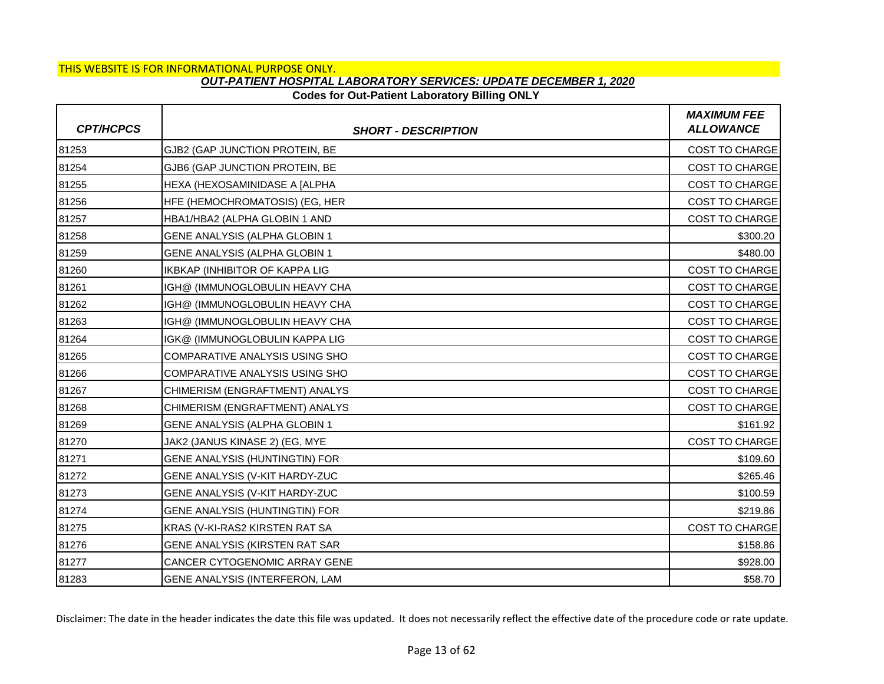THIS WEBSITE IS FOR INFORMATIONAL PURPOSE ONLY.

***OUT-PATIENT HOSPITAL LABORATORY SERVICES: UPDATE DECEMBER 1, 2020***

**Codes for Out-Patient Laboratory Billing ONLY**

| *CPT/HCPCS* | *SHORT - DESCRIPTION* | *MAXIMUM FEE ALLOWANCE* |
|---|---|---|
| 81253 | GJB2 (GAP JUNCTION PROTEIN, BE | COST TO CHARGE |
| 81254 | GJB6 (GAP JUNCTION PROTEIN, BE | COST TO CHARGE |
| 81255 | HEXA (HEXOSAMINIDASE A [ALPHA | COST TO CHARGE |
| 81256 | HFE (HEMOCHROMATOSIS) (EG, HER | COST TO CHARGE |
| 81257 | HBA1/HBA2 (ALPHA GLOBIN 1 AND | COST TO CHARGE |
| 81258 | GENE ANALYSIS (ALPHA GLOBIN 1 | $300.20 |
| 81259 | GENE ANALYSIS (ALPHA GLOBIN 1 | $480.00 |
| 81260 | IKBKAP (INHIBITOR OF KAPPA LIG | COST TO CHARGE |
| 81261 | IGH@ (IMMUNOGLOBULIN HEAVY CHA | COST TO CHARGE |
| 81262 | IGH@ (IMMUNOGLOBULIN HEAVY CHA | COST TO CHARGE |
| 81263 | IGH@ (IMMUNOGLOBULIN HEAVY CHA | COST TO CHARGE |
| 81264 | IGK@ (IMMUNOGLOBULIN KAPPA LIG | COST TO CHARGE |
| 81265 | COMPARATIVE ANALYSIS USING SHO | COST TO CHARGE |
| 81266 | COMPARATIVE ANALYSIS USING SHO | COST TO CHARGE |
| 81267 | CHIMERISM (ENGRAFTMENT) ANALYS | COST TO CHARGE |
| 81268 | CHIMERISM (ENGRAFTMENT) ANALYS | COST TO CHARGE |
| 81269 | GENE ANALYSIS (ALPHA GLOBIN 1 | $161.92 |
| 81270 | JAK2 (JANUS KINASE 2) (EG, MYE | COST TO CHARGE |
| 81271 | GENE ANALYSIS (HUNTINGTIN) FOR | $109.60 |
| 81272 | GENE ANALYSIS (V-KIT HARDY-ZUC | $265.46 |
| 81273 | GENE ANALYSIS (V-KIT HARDY-ZUC | $100.59 |
| 81274 | GENE ANALYSIS (HUNTINGTIN) FOR | $219.86 |
| 81275 | KRAS (V-KI-RAS2 KIRSTEN RAT SA | COST TO CHARGE |
| 81276 | GENE ANALYSIS (KIRSTEN RAT SAR | $158.86 |
| 81277 | CANCER CYTOGENOMIC ARRAY GENE | $928.00 |
| 81283 | GENE ANALYSIS (INTERFERON, LAM | $58.70 |

Disclaimer: The date in the header indicates the date this file was updated. It does not necessarily reflect the effective date of the procedure code or rate update.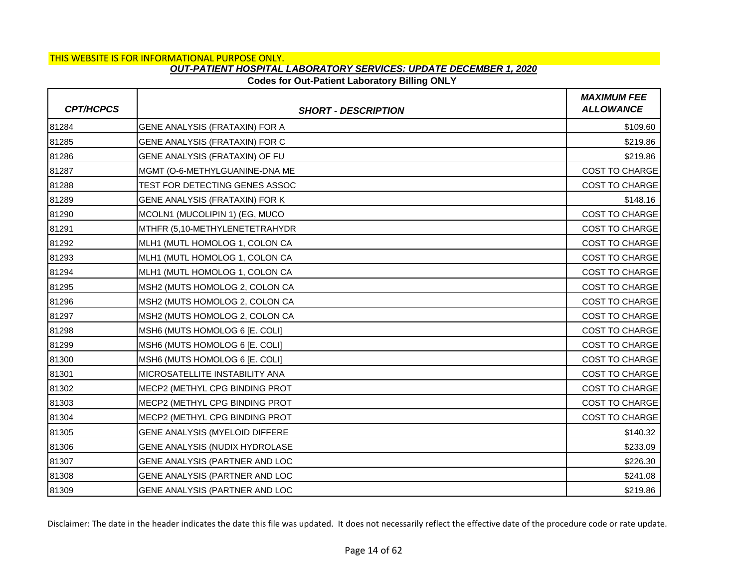THIS WEBSITE IS FOR INFORMATIONAL PURPOSE ONLY.

***OUT-PATIENT HOSPITAL LABORATORY SERVICES: UPDATE DECEMBER 1, 2020***

**Codes for Out-Patient Laboratory Billing ONLY**

| *CPT/HCPCS* | *SHORT - DESCRIPTION* | *MAXIMUM FEE ALLOWANCE* |
|---|---|---|
| 81284 | GENE ANALYSIS (FRATAXIN) FOR A | $109.60 |
| 81285 | GENE ANALYSIS (FRATAXIN) FOR C | $219.86 |
| 81286 | GENE ANALYSIS (FRATAXIN) OF FU | $219.86 |
| 81287 | MGMT (O-6-METHYLGUANINE-DNA ME | COST TO CHARGE |
| 81288 | TEST FOR DETECTING GENES ASSOC | COST TO CHARGE |
| 81289 | GENE ANALYSIS (FRATAXIN) FOR K | $148.16 |
| 81290 | MCOLN1 (MUCOLIPIN 1) (EG, MUCO | COST TO CHARGE |
| 81291 | MTHFR (5,10-METHYLENETETRAHYDR | COST TO CHARGE |
| 81292 | MLH1 (MUTL HOMOLOG 1, COLON CA | COST TO CHARGE |
| 81293 | MLH1 (MUTL HOMOLOG 1, COLON CA | COST TO CHARGE |
| 81294 | MLH1 (MUTL HOMOLOG 1, COLON CA | COST TO CHARGE |
| 81295 | MSH2 (MUTS HOMOLOG 2, COLON CA | COST TO CHARGE |
| 81296 | MSH2 (MUTS HOMOLOG 2, COLON CA | COST TO CHARGE |
| 81297 | MSH2 (MUTS HOMOLOG 2, COLON CA | COST TO CHARGE |
| 81298 | MSH6 (MUTS HOMOLOG 6 [E. COLI] | COST TO CHARGE |
| 81299 | MSH6 (MUTS HOMOLOG 6 [E. COLI] | COST TO CHARGE |
| 81300 | MSH6 (MUTS HOMOLOG 6 [E. COLI] | COST TO CHARGE |
| 81301 | MICROSATELLITE INSTABILITY ANA | COST TO CHARGE |
| 81302 | MECP2 (METHYL CPG BINDING PROT | COST TO CHARGE |
| 81303 | MECP2 (METHYL CPG BINDING PROT | COST TO CHARGE |
| 81304 | MECP2 (METHYL CPG BINDING PROT | COST TO CHARGE |
| 81305 | GENE ANALYSIS (MYELOID DIFFERE | $140.32 |
| 81306 | GENE ANALYSIS (NUDIX HYDROLASE | $233.09 |
| 81307 | GENE ANALYSIS (PARTNER AND LOC | $226.30 |
| 81308 | GENE ANALYSIS (PARTNER AND LOC | $241.08 |
| 81309 | GENE ANALYSIS (PARTNER AND LOC | $219.86 |

Disclaimer: The date in the header indicates the date this file was updated. It does not necessarily reflect the effective date of the procedure code or rate update.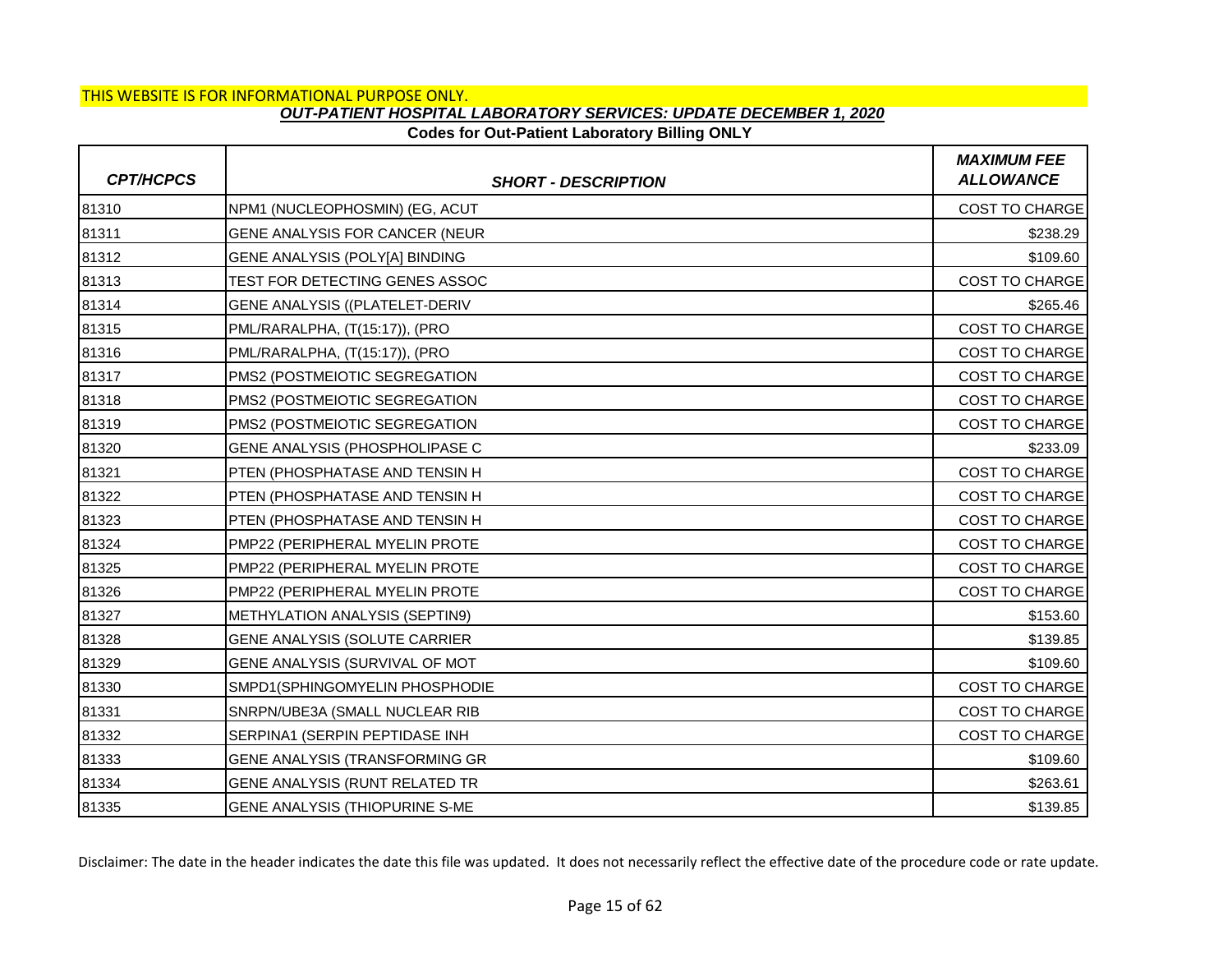THIS WEBSITE IS FOR INFORMATIONAL PURPOSE ONLY.

***OUT-PATIENT HOSPITAL LABORATORY SERVICES: UPDATE DECEMBER 1, 2020***

**Codes for Out-Patient Laboratory Billing ONLY**

| *CPT/HCPCS* | *SHORT - DESCRIPTION* | *MAXIMUM FEE ALLOWANCE* |
|---|---|---|
| 81310 | NPM1 (NUCLEOPHOSMIN) (EG, ACUT | COST TO CHARGE |
| 81311 | GENE ANALYSIS FOR CANCER (NEUR | $238.29 |
| 81312 | GENE ANALYSIS (POLY[A] BINDING | $109.60 |
| 81313 | TEST FOR DETECTING GENES ASSOC | COST TO CHARGE |
| 81314 | GENE ANALYSIS ((PLATELET-DERIV | $265.46 |
| 81315 | PML/RARALPHA, (T(15:17)), (PRO | COST TO CHARGE |
| 81316 | PML/RARALPHA, (T(15:17)), (PRO | COST TO CHARGE |
| 81317 | PMS2 (POSTMEIOTIC SEGREGATION | COST TO CHARGE |
| 81318 | PMS2 (POSTMEIOTIC SEGREGATION | COST TO CHARGE |
| 81319 | PMS2 (POSTMEIOTIC SEGREGATION | COST TO CHARGE |
| 81320 | GENE ANALYSIS (PHOSPHOLIPASE C | $233.09 |
| 81321 | PTEN (PHOSPHATASE AND TENSIN H | COST TO CHARGE |
| 81322 | PTEN (PHOSPHATASE AND TENSIN H | COST TO CHARGE |
| 81323 | PTEN (PHOSPHATASE AND TENSIN H | COST TO CHARGE |
| 81324 | PMP22 (PERIPHERAL MYELIN PROTE | COST TO CHARGE |
| 81325 | PMP22 (PERIPHERAL MYELIN PROTE | COST TO CHARGE |
| 81326 | PMP22 (PERIPHERAL MYELIN PROTE | COST TO CHARGE |
| 81327 | METHYLATION ANALYSIS (SEPTIN9) | $153.60 |
| 81328 | GENE ANALYSIS (SOLUTE CARRIER | $139.85 |
| 81329 | GENE ANALYSIS (SURVIVAL OF MOT | $109.60 |
| 81330 | SMPD1(SPHINGOMYELIN PHOSPHODIE | COST TO CHARGE |
| 81331 | SNRPN/UBE3A (SMALL NUCLEAR RIB | COST TO CHARGE |
| 81332 | SERPINA1 (SERPIN PEPTIDASE INH | COST TO CHARGE |
| 81333 | GENE ANALYSIS (TRANSFORMING GR | $109.60 |
| 81334 | GENE ANALYSIS (RUNT RELATED TR | $263.61 |
| 81335 | GENE ANALYSIS (THIOPURINE S-ME | $139.85 |

Disclaimer: The date in the header indicates the date this file was updated. It does not necessarily reflect the effective date of the procedure code or rate update.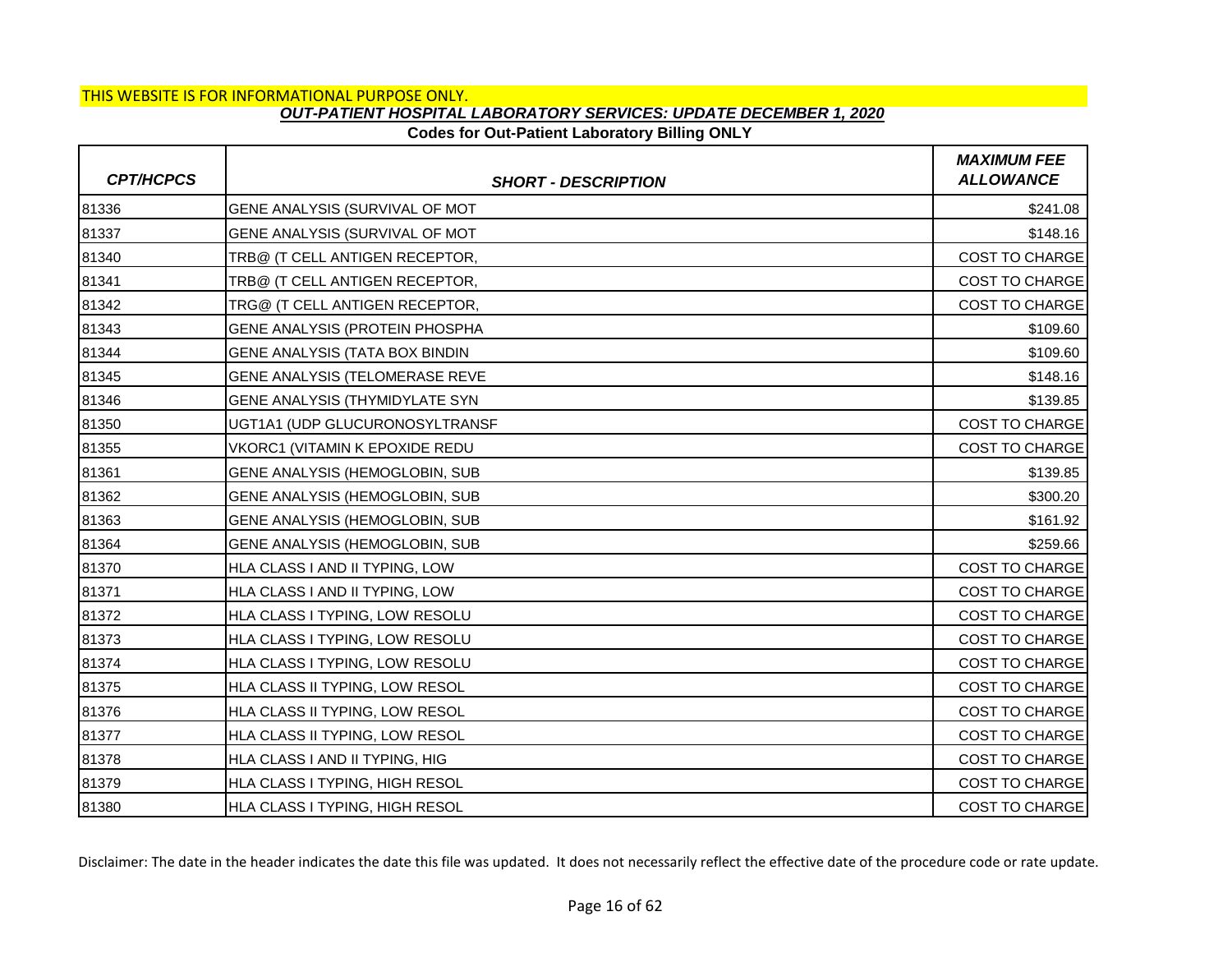THIS WEBSITE IS FOR INFORMATIONAL PURPOSE ONLY.

***OUT-PATIENT HOSPITAL LABORATORY SERVICES: UPDATE DECEMBER 1, 2020***

**Codes for Out-Patient Laboratory Billing ONLY**

| *CPT/HCPCS* | *SHORT - DESCRIPTION* | *MAXIMUM FEE ALLOWANCE* |
|---|---|---|
| 81336 | GENE ANALYSIS (SURVIVAL OF MOT | $241.08 |
| 81337 | GENE ANALYSIS (SURVIVAL OF MOT | $148.16 |
| 81340 | TRB@ (T CELL ANTIGEN RECEPTOR, | COST TO CHARGE |
| 81341 | TRB@ (T CELL ANTIGEN RECEPTOR, | COST TO CHARGE |
| 81342 | TRG@ (T CELL ANTIGEN RECEPTOR, | COST TO CHARGE |
| 81343 | GENE ANALYSIS (PROTEIN PHOSPHA | $109.60 |
| 81344 | GENE ANALYSIS (TATA BOX BINDIN | $109.60 |
| 81345 | GENE ANALYSIS (TELOMERASE REVE | $148.16 |
| 81346 | GENE ANALYSIS (THYMIDYLATE SYN | $139.85 |
| 81350 | UGT1A1 (UDP GLUCURONOSYLTRANSF | COST TO CHARGE |
| 81355 | VKORC1 (VITAMIN K EPOXIDE REDU | COST TO CHARGE |
| 81361 | GENE ANALYSIS (HEMOGLOBIN, SUB | $139.85 |
| 81362 | GENE ANALYSIS (HEMOGLOBIN, SUB | $300.20 |
| 81363 | GENE ANALYSIS (HEMOGLOBIN, SUB | $161.92 |
| 81364 | GENE ANALYSIS (HEMOGLOBIN, SUB | $259.66 |
| 81370 | HLA CLASS I AND II TYPING, LOW | COST TO CHARGE |
| 81371 | HLA CLASS I AND II TYPING, LOW | COST TO CHARGE |
| 81372 | HLA CLASS I TYPING, LOW RESOLU | COST TO CHARGE |
| 81373 | HLA CLASS I TYPING, LOW RESOLU | COST TO CHARGE |
| 81374 | HLA CLASS I TYPING, LOW RESOLU | COST TO CHARGE |
| 81375 | HLA CLASS II TYPING, LOW RESOL | COST TO CHARGE |
| 81376 | HLA CLASS II TYPING, LOW RESOL | COST TO CHARGE |
| 81377 | HLA CLASS II TYPING, LOW RESOL | COST TO CHARGE |
| 81378 | HLA CLASS I AND II TYPING, HIG | COST TO CHARGE |
| 81379 | HLA CLASS I TYPING, HIGH RESOL | COST TO CHARGE |
| 81380 | HLA CLASS I TYPING, HIGH RESOL | COST TO CHARGE |

Disclaimer: The date in the header indicates the date this file was updated. It does not necessarily reflect the effective date of the procedure code or rate update.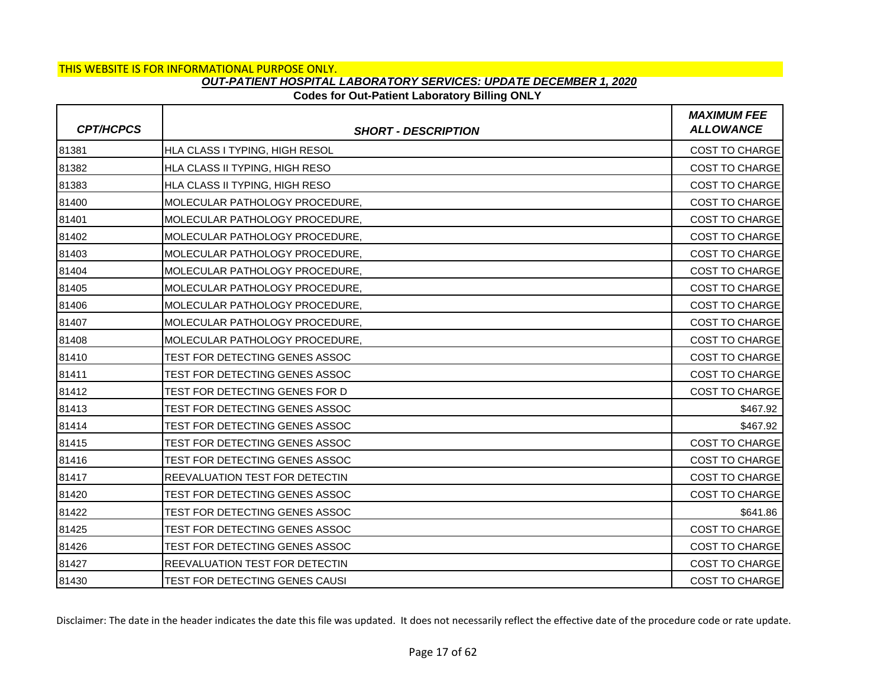THIS WEBSITE IS FOR INFORMATIONAL PURPOSE ONLY.

***OUT-PATIENT HOSPITAL LABORATORY SERVICES: UPDATE DECEMBER 1, 2020***

**Codes for Out-Patient Laboratory Billing ONLY**

| CPT/HCPCS | SHORT - DESCRIPTION | MAXIMUM FEE ALLOWANCE |
|---|---|---|
| 81381 | HLA CLASS I TYPING, HIGH RESOL | COST TO CHARGE |
| 81382 | HLA CLASS II TYPING, HIGH RESO | COST TO CHARGE |
| 81383 | HLA CLASS II TYPING, HIGH RESO | COST TO CHARGE |
| 81400 | MOLECULAR PATHOLOGY PROCEDURE, | COST TO CHARGE |
| 81401 | MOLECULAR PATHOLOGY PROCEDURE, | COST TO CHARGE |
| 81402 | MOLECULAR PATHOLOGY PROCEDURE, | COST TO CHARGE |
| 81403 | MOLECULAR PATHOLOGY PROCEDURE, | COST TO CHARGE |
| 81404 | MOLECULAR PATHOLOGY PROCEDURE, | COST TO CHARGE |
| 81405 | MOLECULAR PATHOLOGY PROCEDURE, | COST TO CHARGE |
| 81406 | MOLECULAR PATHOLOGY PROCEDURE, | COST TO CHARGE |
| 81407 | MOLECULAR PATHOLOGY PROCEDURE, | COST TO CHARGE |
| 81408 | MOLECULAR PATHOLOGY PROCEDURE, | COST TO CHARGE |
| 81410 | TEST FOR DETECTING GENES ASSOC | COST TO CHARGE |
| 81411 | TEST FOR DETECTING GENES ASSOC | COST TO CHARGE |
| 81412 | TEST FOR DETECTING GENES FOR D | COST TO CHARGE |
| 81413 | TEST FOR DETECTING GENES ASSOC | $467.92 |
| 81414 | TEST FOR DETECTING GENES ASSOC | $467.92 |
| 81415 | TEST FOR DETECTING GENES ASSOC | COST TO CHARGE |
| 81416 | TEST FOR DETECTING GENES ASSOC | COST TO CHARGE |
| 81417 | REEVALUATION TEST FOR DETECTIN | COST TO CHARGE |
| 81420 | TEST FOR DETECTING GENES ASSOC | COST TO CHARGE |
| 81422 | TEST FOR DETECTING GENES ASSOC | $641.86 |
| 81425 | TEST FOR DETECTING GENES ASSOC | COST TO CHARGE |
| 81426 | TEST FOR DETECTING GENES ASSOC | COST TO CHARGE |
| 81427 | REEVALUATION TEST FOR DETECTIN | COST TO CHARGE |
| 81430 | TEST FOR DETECTING GENES CAUSI | COST TO CHARGE |

Disclaimer: The date in the header indicates the date this file was updated. It does not necessarily reflect the effective date of the procedure code or rate update.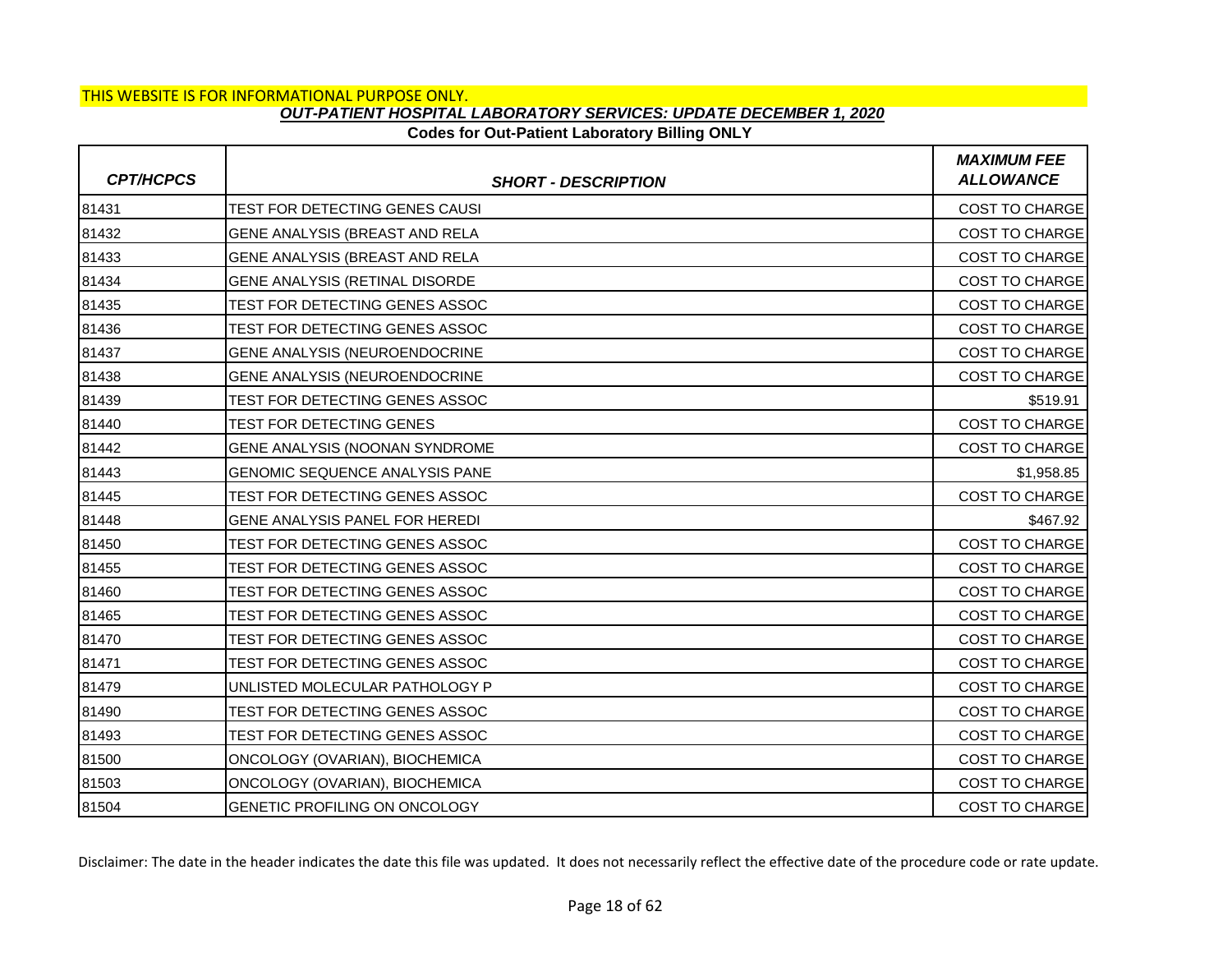THIS WEBSITE IS FOR INFORMATIONAL PURPOSE ONLY.

***OUT-PATIENT HOSPITAL LABORATORY SERVICES: UPDATE DECEMBER 1, 2020***

**Codes for Out-Patient Laboratory Billing ONLY**

| *CPT/HCPCS* | *SHORT - DESCRIPTION* | *MAXIMUM FEE ALLOWANCE* |
|---|---|---|
| 81431 | TEST FOR DETECTING GENES CAUSI | COST TO CHARGE |
| 81432 | GENE ANALYSIS (BREAST AND RELA | COST TO CHARGE |
| 81433 | GENE ANALYSIS (BREAST AND RELA | COST TO CHARGE |
| 81434 | GENE ANALYSIS (RETINAL DISORDE | COST TO CHARGE |
| 81435 | TEST FOR DETECTING GENES ASSOC | COST TO CHARGE |
| 81436 | TEST FOR DETECTING GENES ASSOC | COST TO CHARGE |
| 81437 | GENE ANALYSIS (NEUROENDOCRINE | COST TO CHARGE |
| 81438 | GENE ANALYSIS (NEUROENDOCRINE | COST TO CHARGE |
| 81439 | TEST FOR DETECTING GENES ASSOC | $519.91 |
| 81440 | TEST FOR DETECTING GENES | COST TO CHARGE |
| 81442 | GENE ANALYSIS (NOONAN SYNDROME | COST TO CHARGE |
| 81443 | GENOMIC SEQUENCE ANALYSIS PANE | $1,958.85 |
| 81445 | TEST FOR DETECTING GENES ASSOC | COST TO CHARGE |
| 81448 | GENE ANALYSIS PANEL FOR HEREDI | $467.92 |
| 81450 | TEST FOR DETECTING GENES ASSOC | COST TO CHARGE |
| 81455 | TEST FOR DETECTING GENES ASSOC | COST TO CHARGE |
| 81460 | TEST FOR DETECTING GENES ASSOC | COST TO CHARGE |
| 81465 | TEST FOR DETECTING GENES ASSOC | COST TO CHARGE |
| 81470 | TEST FOR DETECTING GENES ASSOC | COST TO CHARGE |
| 81471 | TEST FOR DETECTING GENES ASSOC | COST TO CHARGE |
| 81479 | UNLISTED MOLECULAR PATHOLOGY P | COST TO CHARGE |
| 81490 | TEST FOR DETECTING GENES ASSOC | COST TO CHARGE |
| 81493 | TEST FOR DETECTING GENES ASSOC | COST TO CHARGE |
| 81500 | ONCOLOGY (OVARIAN), BIOCHEMICA | COST TO CHARGE |
| 81503 | ONCOLOGY (OVARIAN), BIOCHEMICA | COST TO CHARGE |
| 81504 | GENETIC PROFILING ON ONCOLOGY | COST TO CHARGE |

Disclaimer: The date in the header indicates the date this file was updated. It does not necessarily reflect the effective date of the procedure code or rate update.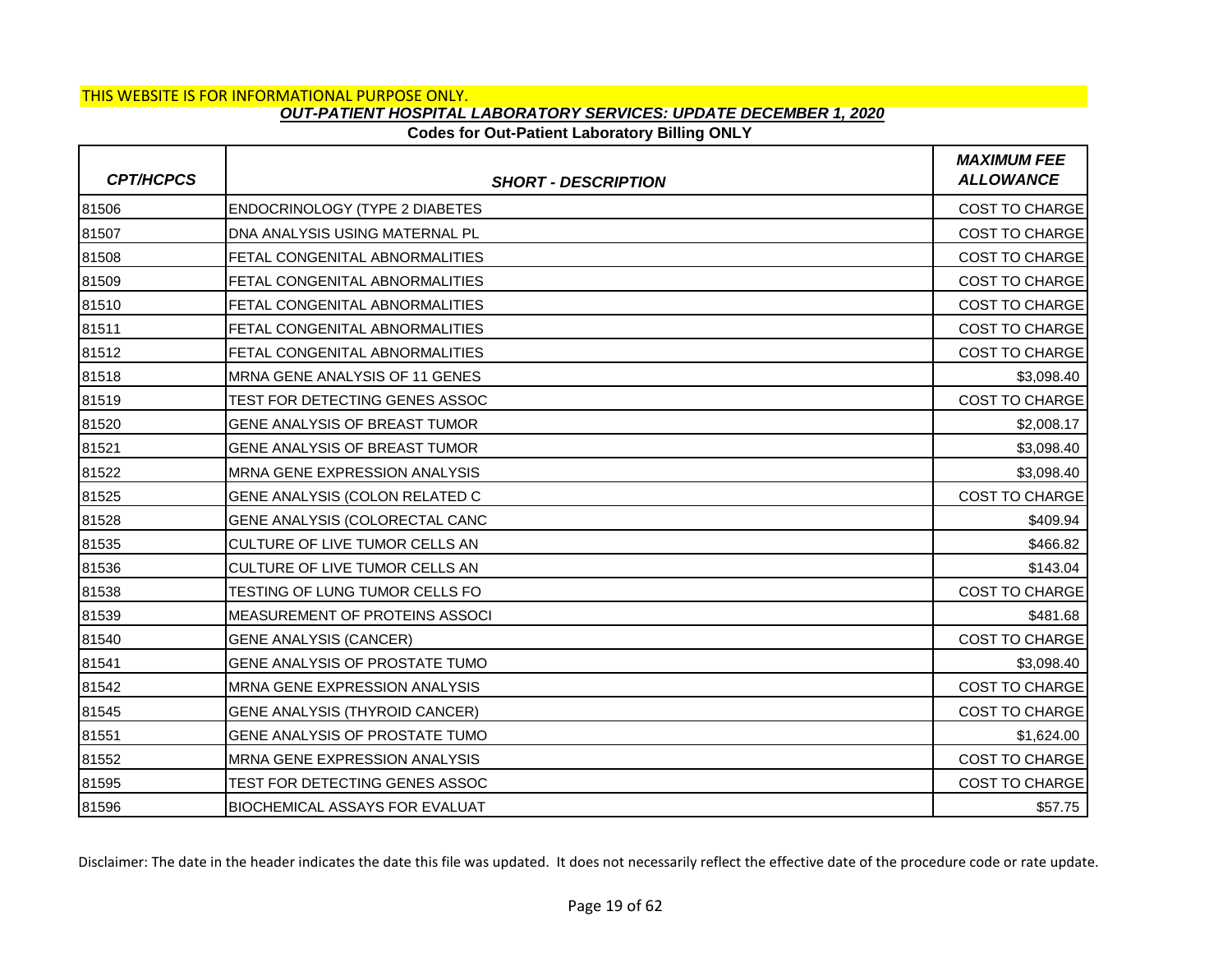THIS WEBSITE IS FOR INFORMATIONAL PURPOSE ONLY.

***OUT-PATIENT HOSPITAL LABORATORY SERVICES: UPDATE DECEMBER 1, 2020***

**Codes for Out-Patient Laboratory Billing ONLY**

| *CPT/HCPCS* | *SHORT - DESCRIPTION* | *MAXIMUM FEE ALLOWANCE* |
|---|---|---|
| 81506 | ENDOCRINOLOGY (TYPE 2 DIABETES | COST TO CHARGE |
| 81507 | DNA ANALYSIS USING MATERNAL PL | COST TO CHARGE |
| 81508 | FETAL CONGENITAL ABNORMALITIES | COST TO CHARGE |
| 81509 | FETAL CONGENITAL ABNORMALITIES | COST TO CHARGE |
| 81510 | FETAL CONGENITAL ABNORMALITIES | COST TO CHARGE |
| 81511 | FETAL CONGENITAL ABNORMALITIES | COST TO CHARGE |
| 81512 | FETAL CONGENITAL ABNORMALITIES | COST TO CHARGE |
| 81518 | MRNA GENE ANALYSIS OF 11 GENES | $3,098.40 |
| 81519 | TEST FOR DETECTING GENES ASSOC | COST TO CHARGE |
| 81520 | GENE ANALYSIS OF BREAST TUMOR | $2,008.17 |
| 81521 | GENE ANALYSIS OF BREAST TUMOR | $3,098.40 |
| 81522 | MRNA GENE EXPRESSION ANALYSIS | $3,098.40 |
| 81525 | GENE ANALYSIS (COLON RELATED C | COST TO CHARGE |
| 81528 | GENE ANALYSIS (COLORECTAL CANC | $409.94 |
| 81535 | CULTURE OF LIVE TUMOR CELLS AN | $466.82 |
| 81536 | CULTURE OF LIVE TUMOR CELLS AN | $143.04 |
| 81538 | TESTING OF LUNG TUMOR CELLS FO | COST TO CHARGE |
| 81539 | MEASUREMENT OF PROTEINS ASSOCI | $481.68 |
| 81540 | GENE ANALYSIS (CANCER) | COST TO CHARGE |
| 81541 | GENE ANALYSIS OF PROSTATE TUMO | $3,098.40 |
| 81542 | MRNA GENE EXPRESSION ANALYSIS | COST TO CHARGE |
| 81545 | GENE ANALYSIS (THYROID CANCER) | COST TO CHARGE |
| 81551 | GENE ANALYSIS OF PROSTATE TUMO | $1,624.00 |
| 81552 | MRNA GENE EXPRESSION ANALYSIS | COST TO CHARGE |
| 81595 | TEST FOR DETECTING GENES ASSOC | COST TO CHARGE |
| 81596 | BIOCHEMICAL ASSAYS FOR EVALUAT | $57.75 |

Disclaimer: The date in the header indicates the date this file was updated. It does not necessarily reflect the effective date of the procedure code or rate update.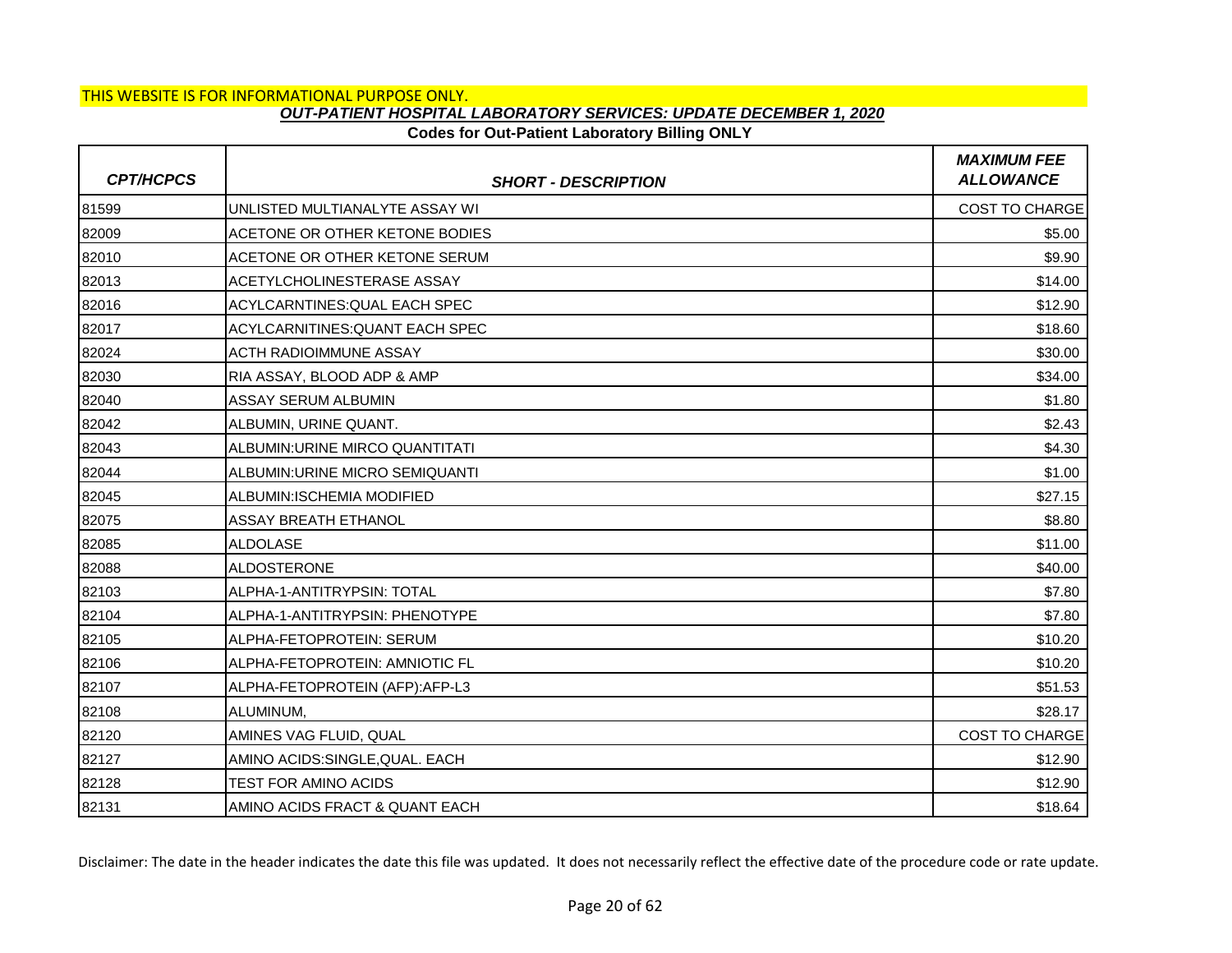THIS WEBSITE IS FOR INFORMATIONAL PURPOSE ONLY.

***OUT-PATIENT HOSPITAL LABORATORY SERVICES: UPDATE DECEMBER 1, 2020***

**Codes for Out-Patient Laboratory Billing ONLY**

| *CPT/HCPCS* | *SHORT - DESCRIPTION* | *MAXIMUM FEE ALLOWANCE* |
|---|---|---|
| 81599 | UNLISTED MULTIANALYTE ASSAY WI | COST TO CHARGE |
| 82009 | ACETONE OR OTHER KETONE BODIES | $5.00 |
| 82010 | ACETONE OR OTHER KETONE SERUM | $9.90 |
| 82013 | ACETYLCHOLINESTERASE ASSAY | $14.00 |
| 82016 | ACYLCARNTINES:QUAL EACH SPEC | $12.90 |
| 82017 | ACYLCARNITINES:QUANT EACH SPEC | $18.60 |
| 82024 | ACTH RADIOIMMUNE ASSAY | $30.00 |
| 82030 | RIA ASSAY, BLOOD ADP & AMP | $34.00 |
| 82040 | ASSAY SERUM ALBUMIN | $1.80 |
| 82042 | ALBUMIN, URINE QUANT. | $2.43 |
| 82043 | ALBUMIN:URINE MIRCO QUANTITATI | $4.30 |
| 82044 | ALBUMIN:URINE MICRO SEMIQUANTI | $1.00 |
| 82045 | ALBUMIN:ISCHEMIA MODIFIED | $27.15 |
| 82075 | ASSAY BREATH ETHANOL | $8.80 |
| 82085 | ALDOLASE | $11.00 |
| 82088 | ALDOSTERONE | $40.00 |
| 82103 | ALPHA-1-ANTITRYPSIN: TOTAL | $7.80 |
| 82104 | ALPHA-1-ANTITRYPSIN: PHENOTYPE | $7.80 |
| 82105 | ALPHA-FETOPROTEIN: SERUM | $10.20 |
| 82106 | ALPHA-FETOPROTEIN: AMNIOTIC FL | $10.20 |
| 82107 | ALPHA-FETOPROTEIN (AFP):AFP-L3 | $51.53 |
| 82108 | ALUMINUM, | $28.17 |
| 82120 | AMINES VAG FLUID, QUAL | COST TO CHARGE |
| 82127 | AMINO ACIDS:SINGLE,QUAL. EACH | $12.90 |
| 82128 | TEST FOR AMINO ACIDS | $12.90 |
| 82131 | AMINO ACIDS FRACT & QUANT EACH | $18.64 |

Disclaimer: The date in the header indicates the date this file was updated. It does not necessarily reflect the effective date of the procedure code or rate update.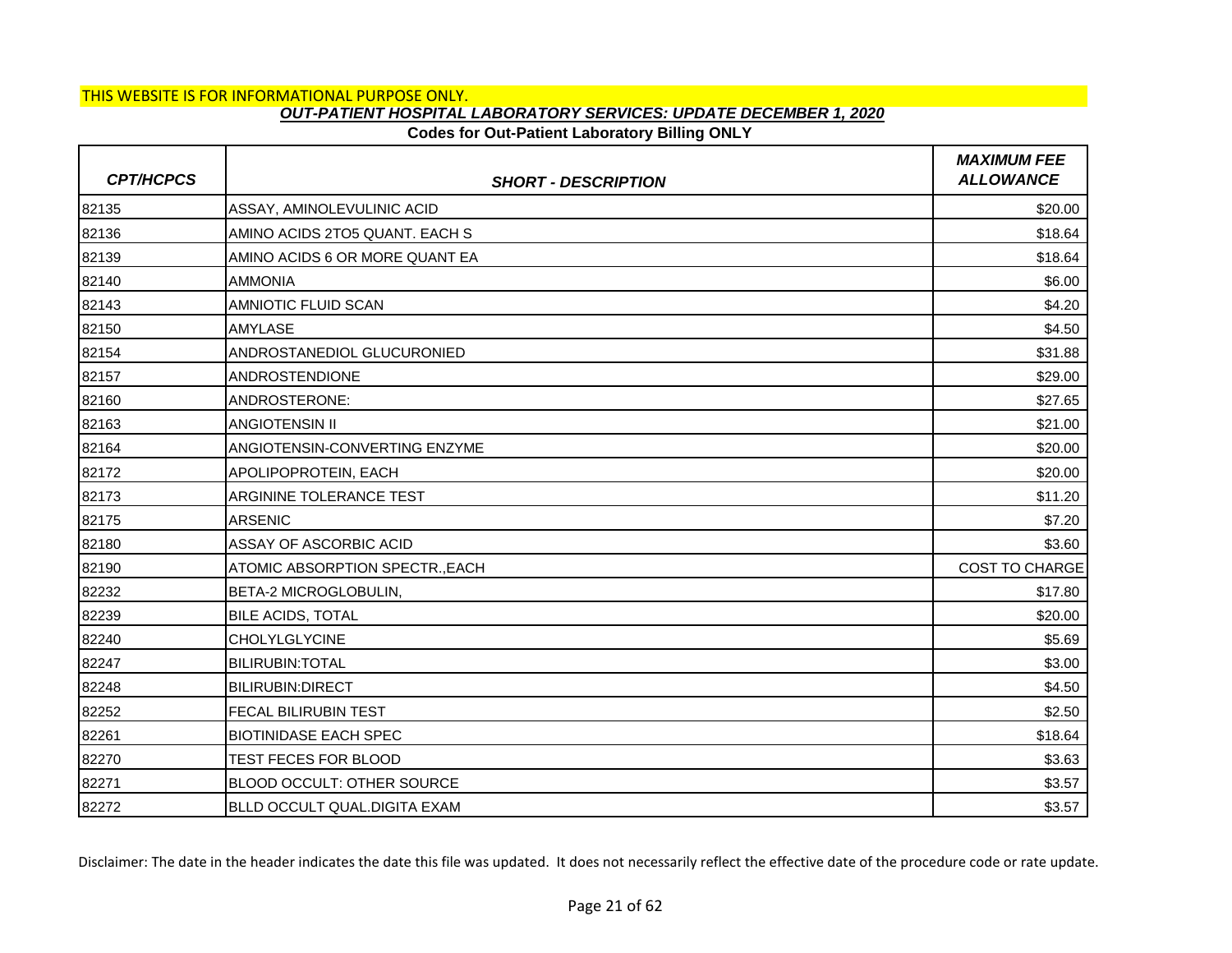THIS WEBSITE IS FOR INFORMATIONAL PURPOSE ONLY.

***OUT-PATIENT HOSPITAL LABORATORY SERVICES: UPDATE DECEMBER 1, 2020***

**Codes for Out-Patient Laboratory Billing ONLY**

| *CPT/HCPCS* | *SHORT - DESCRIPTION* | *MAXIMUM FEE ALLOWANCE* |
|---|---|---|
| 82135 | ASSAY, AMINOLEVULINIC ACID | $20.00 |
| 82136 | AMINO ACIDS 2TO5 QUANT. EACH S | $18.64 |
| 82139 | AMINO ACIDS 6 OR MORE QUANT EA | $18.64 |
| 82140 | AMMONIA | $6.00 |
| 82143 | AMNIOTIC FLUID SCAN | $4.20 |
| 82150 | AMYLASE | $4.50 |
| 82154 | ANDROSTANEDIOL GLUCURONIED | $31.88 |
| 82157 | ANDROSTENDIONE | $29.00 |
| 82160 | ANDROSTERONE: | $27.65 |
| 82163 | ANGIOTENSIN II | $21.00 |
| 82164 | ANGIOTENSIN-CONVERTING ENZYME | $20.00 |
| 82172 | APOLIPOPROTEIN, EACH | $20.00 |
| 82173 | ARGININE TOLERANCE TEST | $11.20 |
| 82175 | ARSENIC | $7.20 |
| 82180 | ASSAY OF ASCORBIC ACID | $3.60 |
| 82190 | ATOMIC ABSORPTION SPECTR.,EACH | COST TO CHARGE |
| 82232 | BETA-2 MICROGLOBULIN, | $17.80 |
| 82239 | BILE ACIDS, TOTAL | $20.00 |
| 82240 | CHOLYLGLYCINE | $5.69 |
| 82247 | BILIRUBIN:TOTAL | $3.00 |
| 82248 | BILIRUBIN:DIRECT | $4.50 |
| 82252 | FECAL BILIRUBIN TEST | $2.50 |
| 82261 | BIOTINIDASE EACH SPEC | $18.64 |
| 82270 | TEST FECES FOR BLOOD | $3.63 |
| 82271 | BLOOD OCCULT: OTHER SOURCE | $3.57 |
| 82272 | BLLD OCCULT QUAL.DIGITA EXAM | $3.57 |

Disclaimer: The date in the header indicates the date this file was updated. It does not necessarily reflect the effective date of the procedure code or rate update.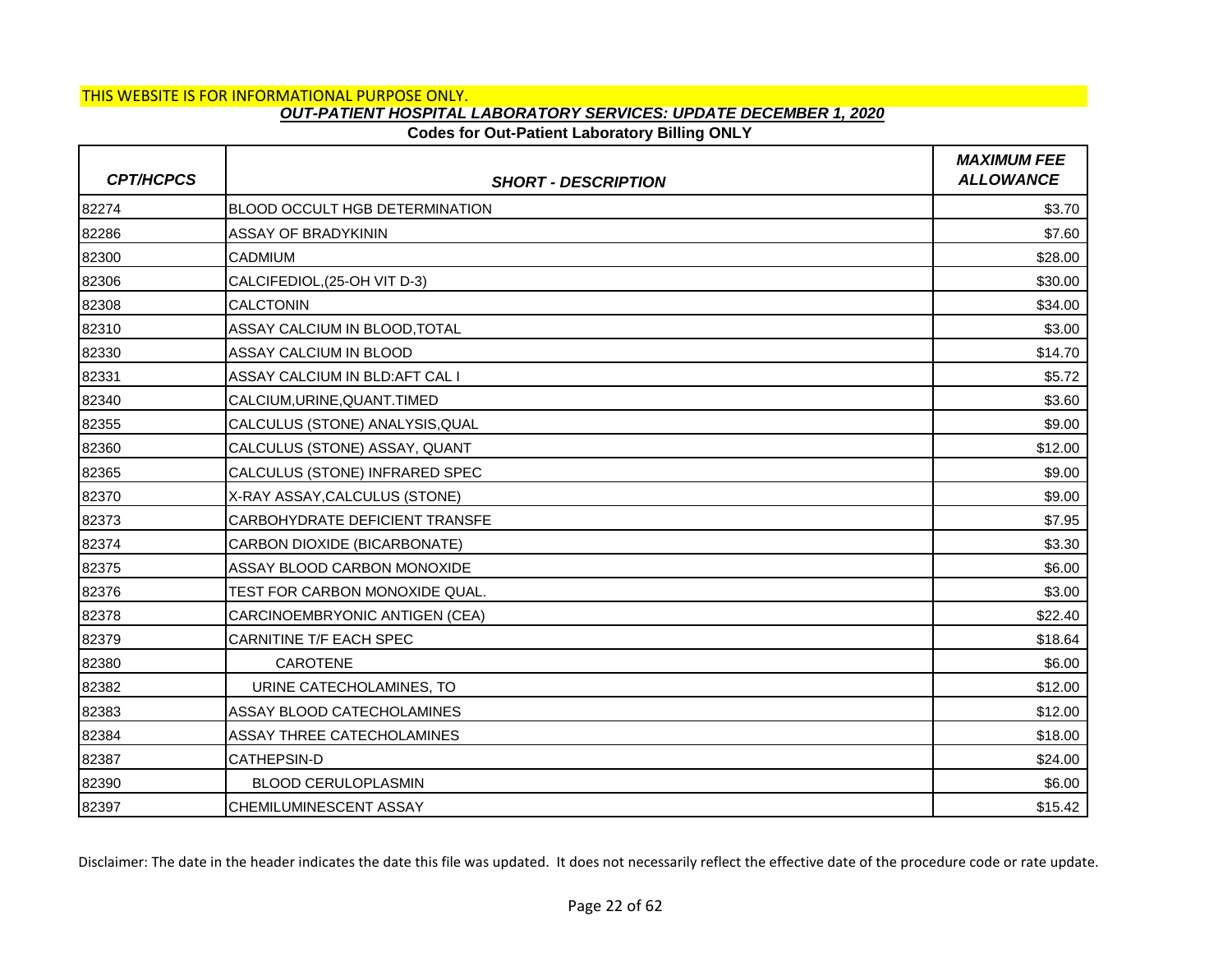THIS WEBSITE IS FOR INFORMATIONAL PURPOSE ONLY.

***OUT-PATIENT HOSPITAL LABORATORY SERVICES: UPDATE DECEMBER 1, 2020***

**Codes for Out-Patient Laboratory Billing ONLY**

| *CPT/HCPCS* | *SHORT - DESCRIPTION* | *MAXIMUM FEE ALLOWANCE* |
|---|---|---|
| 82274 | BLOOD OCCULT HGB DETERMINATION | $3.70 |
| 82286 | ASSAY OF BRADYKININ | $7.60 |
| 82300 | CADMIUM | $28.00 |
| 82306 | CALCIFEDIOL,(25-OH VIT D-3) | $30.00 |
| 82308 | CALCTONIN | $34.00 |
| 82310 | ASSAY CALCIUM IN BLOOD,TOTAL | $3.00 |
| 82330 | ASSAY CALCIUM IN BLOOD | $14.70 |
| 82331 | ASSAY CALCIUM IN BLD:AFT CAL I | $5.72 |
| 82340 | CALCIUM,URINE,QUANT.TIMED | $3.60 |
| 82355 | CALCULUS (STONE) ANALYSIS,QUAL | $9.00 |
| 82360 | CALCULUS (STONE) ASSAY, QUANT | $12.00 |
| 82365 | CALCULUS (STONE) INFRARED SPEC | $9.00 |
| 82370 | X-RAY ASSAY,CALCULUS (STONE) | $9.00 |
| 82373 | CARBOHYDRATE DEFICIENT TRANSFE | $7.95 |
| 82374 | CARBON DIOXIDE (BICARBONATE) | $3.30 |
| 82375 | ASSAY BLOOD CARBON MONOXIDE | $6.00 |
| 82376 | TEST FOR CARBON MONOXIDE QUAL. | $3.00 |
| 82378 | CARCINOEMBRYONIC ANTIGEN (CEA) | $22.40 |
| 82379 | CARNITINE T/F EACH SPEC | $18.64 |
| 82380 | CAROTENE | $6.00 |
| 82382 | URINE CATECHOLAMINES, TO | $12.00 |
| 82383 | ASSAY BLOOD CATECHOLAMINES | $12.00 |
| 82384 | ASSAY THREE CATECHOLAMINES | $18.00 |
| 82387 | CATHEPSIN-D | $24.00 |
| 82390 | BLOOD CERULOPLASMIN | $6.00 |
| 82397 | CHEMILUMINESCENT ASSAY | $15.42 |

Disclaimer: The date in the header indicates the date this file was updated. It does not necessarily reflect the effective date of the procedure code or rate update.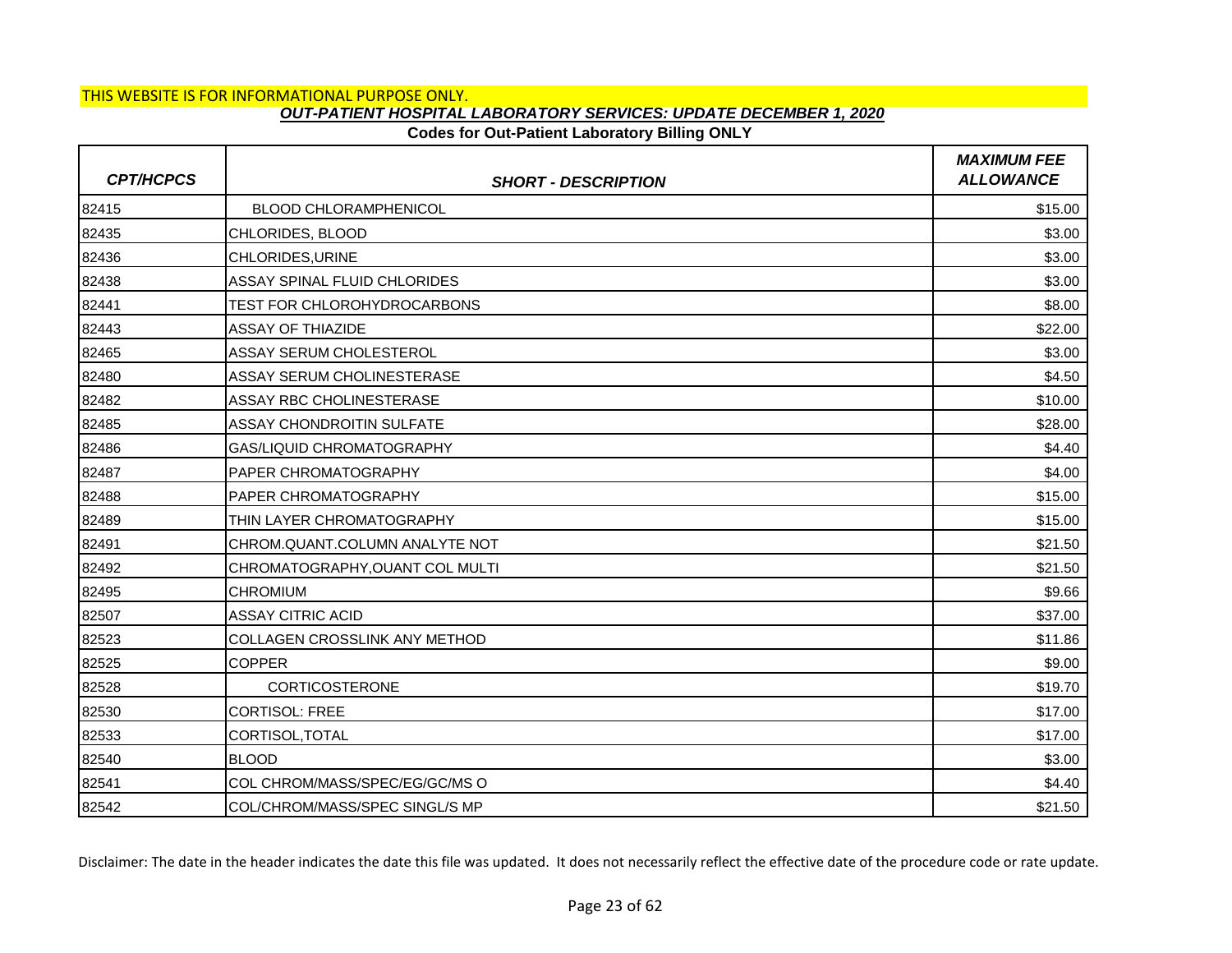THIS WEBSITE IS FOR INFORMATIONAL PURPOSE ONLY.

***OUT-PATIENT HOSPITAL LABORATORY SERVICES: UPDATE DECEMBER 1, 2020***

**Codes for Out-Patient Laboratory Billing ONLY**

| CPT/HCPCS | SHORT - DESCRIPTION | MAXIMUM FEE ALLOWANCE |
|---|---|---|
| 82415 | BLOOD CHLORAMPHENICOL | $15.00 |
| 82435 | CHLORIDES, BLOOD | $3.00 |
| 82436 | CHLORIDES,URINE | $3.00 |
| 82438 | ASSAY SPINAL FLUID CHLORIDES | $3.00 |
| 82441 | TEST FOR CHLOROHYDROCARBONS | $8.00 |
| 82443 | ASSAY OF THIAZIDE | $22.00 |
| 82465 | ASSAY SERUM CHOLESTEROL | $3.00 |
| 82480 | ASSAY SERUM CHOLINESTERASE | $4.50 |
| 82482 | ASSAY RBC CHOLINESTERASE | $10.00 |
| 82485 | ASSAY CHONDROITIN SULFATE | $28.00 |
| 82486 | GAS/LIQUID CHROMATOGRAPHY | $4.40 |
| 82487 | PAPER CHROMATOGRAPHY | $4.00 |
| 82488 | PAPER CHROMATOGRAPHY | $15.00 |
| 82489 | THIN LAYER CHROMATOGRAPHY | $15.00 |
| 82491 | CHROM.QUANT.COLUMN ANALYTE NOT | $21.50 |
| 82492 | CHROMATOGRAPHY,OUANT COL MULTI | $21.50 |
| 82495 | CHROMIUM | $9.66 |
| 82507 | ASSAY CITRIC ACID | $37.00 |
| 82523 | COLLAGEN CROSSLINK ANY METHOD | $11.86 |
| 82525 | COPPER | $9.00 |
| 82528 | CORTICOSTERONE | $19.70 |
| 82530 | CORTISOL: FREE | $17.00 |
| 82533 | CORTISOL,TOTAL | $17.00 |
| 82540 | BLOOD | $3.00 |
| 82541 | COL CHROM/MASS/SPEC/EG/GC/MS O | $4.40 |
| 82542 | COL/CHROM/MASS/SPEC SINGL/S MP | $21.50 |

Disclaimer: The date in the header indicates the date this file was updated. It does not necessarily reflect the effective date of the procedure code or rate update.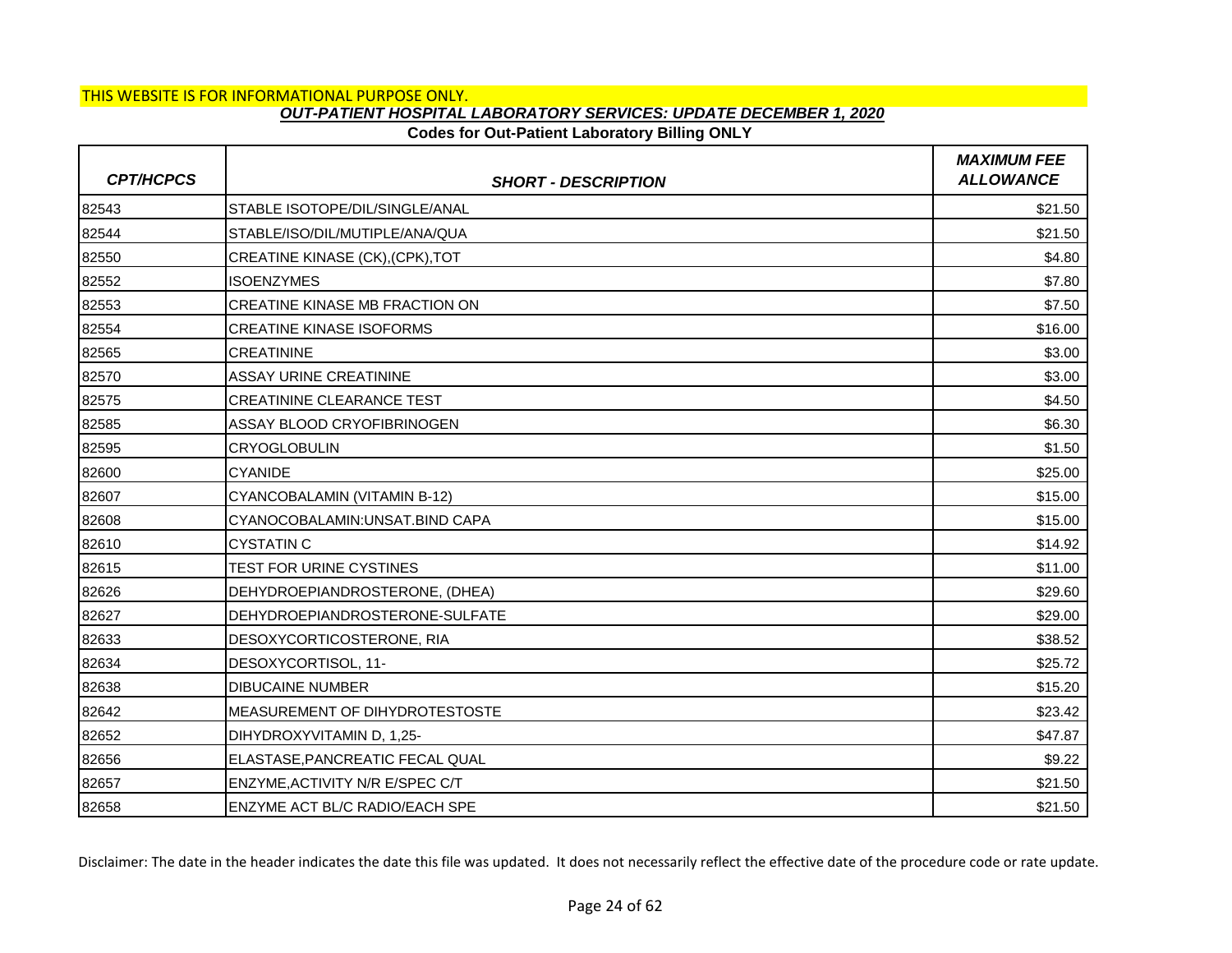THIS WEBSITE IS FOR INFORMATIONAL PURPOSE ONLY.

***OUT-PATIENT HOSPITAL LABORATORY SERVICES: UPDATE DECEMBER 1, 2020***

**Codes for Out-Patient Laboratory Billing ONLY**

| *CPT/HCPCS* | *SHORT - DESCRIPTION* | *MAXIMUM FEE ALLOWANCE* |
|---|---|---|
| 82543 | STABLE ISOTOPE/DIL/SINGLE/ANAL | $21.50 |
| 82544 | STABLE/ISO/DIL/MUTIPLE/ANA/QUA | $21.50 |
| 82550 | CREATINE KINASE (CK),(CPK),TOT | $4.80 |
| 82552 | ISOENZYMES | $7.80 |
| 82553 | CREATINE KINASE MB FRACTION ON | $7.50 |
| 82554 | CREATINE KINASE ISOFORMS | $16.00 |
| 82565 | CREATININE | $3.00 |
| 82570 | ASSAY URINE CREATININE | $3.00 |
| 82575 | CREATININE CLEARANCE TEST | $4.50 |
| 82585 | ASSAY BLOOD CRYOFIBRINOGEN | $6.30 |
| 82595 | CRYOGLOBULIN | $1.50 |
| 82600 | CYANIDE | $25.00 |
| 82607 | CYANCOBALAMIN (VITAMIN B-12) | $15.00 |
| 82608 | CYANOCOBALAMIN:UNSAT.BIND CAPA | $15.00 |
| 82610 | CYSTATIN C | $14.92 |
| 82615 | TEST FOR URINE CYSTINES | $11.00 |
| 82626 | DEHYDROEPIANDROSTERONE, (DHEA) | $29.60 |
| 82627 | DEHYDROEPIANDROSTERONE-SULFATE | $29.00 |
| 82633 | DESOXYCORTICOSTERONE, RIA | $38.52 |
| 82634 | DESOXYCORTISOL, 11- | $25.72 |
| 82638 | DIBUCAINE NUMBER | $15.20 |
| 82642 | MEASUREMENT OF DIHYDROTESTOSTE | $23.42 |
| 82652 | DIHYDROXYVITAMIN D, 1,25- | $47.87 |
| 82656 | ELASTASE,PANCREATIC FECAL QUAL | $9.22 |
| 82657 | ENZYME,ACTIVITY N/R E/SPEC C/T | $21.50 |
| 82658 | ENZYME ACT BL/C RADIO/EACH SPE | $21.50 |

Disclaimer: The date in the header indicates the date this file was updated. It does not necessarily reflect the effective date of the procedure code or rate update.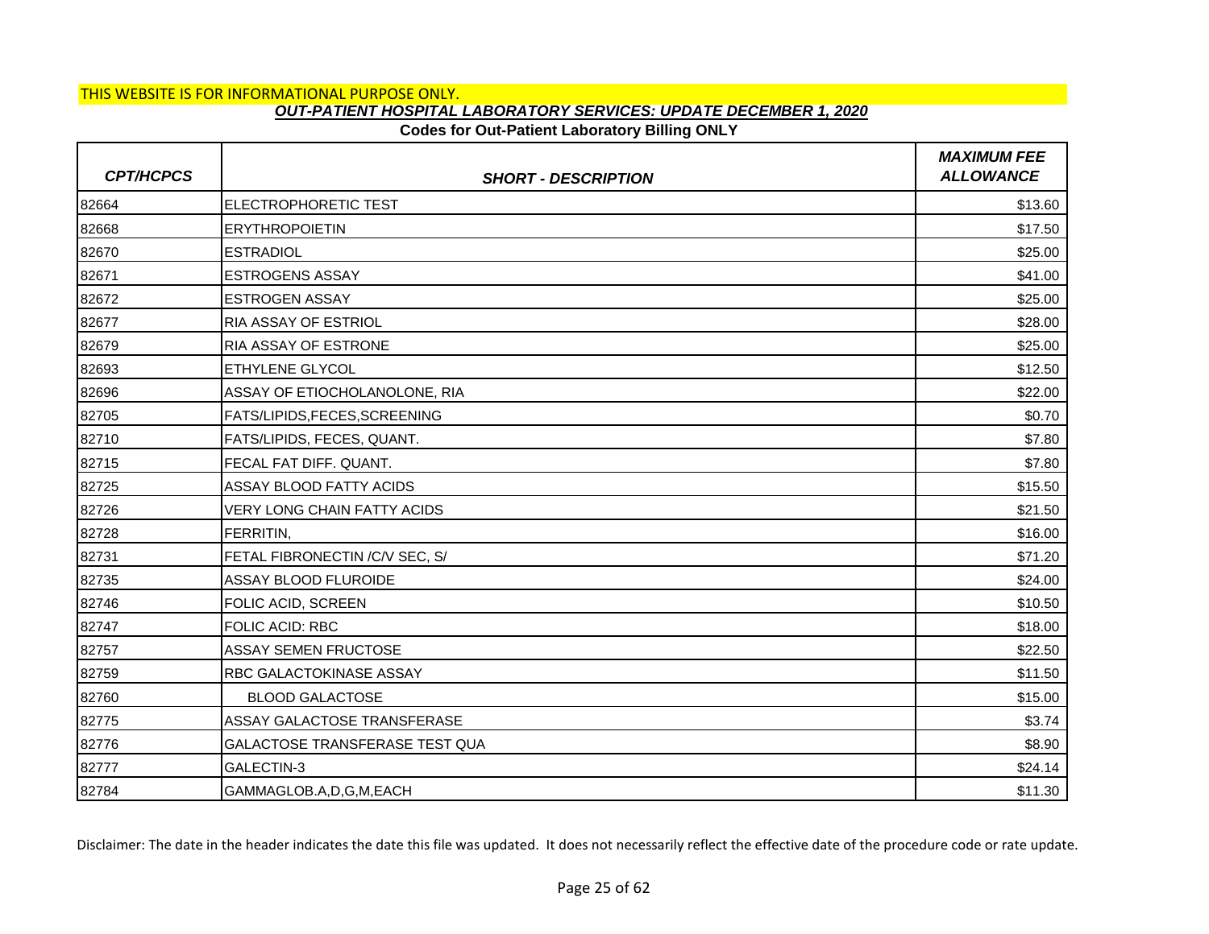THIS WEBSITE IS FOR INFORMATIONAL PURPOSE ONLY.

***OUT-PATIENT HOSPITAL LABORATORY SERVICES: UPDATE DECEMBER 1, 2020***

**Codes for Out-Patient Laboratory Billing ONLY**

| *CPT/HCPCS* | *SHORT - DESCRIPTION* | *MAXIMUM FEE ALLOWANCE* |
|---|---|---|
| 82664 | ELECTROPHORETIC TEST | $13.60 |
| 82668 | ERYTHROPOIETIN | $17.50 |
| 82670 | ESTRADIOL | $25.00 |
| 82671 | ESTROGENS ASSAY | $41.00 |
| 82672 | ESTROGEN ASSAY | $25.00 |
| 82677 | RIA ASSAY OF ESTRIOL | $28.00 |
| 82679 | RIA ASSAY OF ESTRONE | $25.00 |
| 82693 | ETHYLENE GLYCOL | $12.50 |
| 82696 | ASSAY OF ETIOCHOLANOLONE, RIA | $22.00 |
| 82705 | FATS/LIPIDS,FECES,SCREENING | $0.70 |
| 82710 | FATS/LIPIDS, FECES, QUANT. | $7.80 |
| 82715 | FECAL FAT DIFF. QUANT. | $7.80 |
| 82725 | ASSAY BLOOD FATTY ACIDS | $15.50 |
| 82726 | VERY LONG CHAIN FATTY ACIDS | $21.50 |
| 82728 | FERRITIN, | $16.00 |
| 82731 | FETAL FIBRONECTIN /C/V SEC, S/ | $71.20 |
| 82735 | ASSAY BLOOD FLUROIDE | $24.00 |
| 82746 | FOLIC ACID, SCREEN | $10.50 |
| 82747 | FOLIC ACID: RBC | $18.00 |
| 82757 | ASSAY SEMEN FRUCTOSE | $22.50 |
| 82759 | RBC GALACTOKINASE ASSAY | $11.50 |
| 82760 | BLOOD GALACTOSE | $15.00 |
| 82775 | ASSAY GALACTOSE TRANSFERASE | $3.74 |
| 82776 | GALACTOSE TRANSFERASE TEST QUA | $8.90 |
| 82777 | GALECTIN-3 | $24.14 |
| 82784 | GAMMAGLOB.A,D,G,M,EACH | $11.30 |

Disclaimer: The date in the header indicates the date this file was updated. It does not necessarily reflect the effective date of the procedure code or rate update.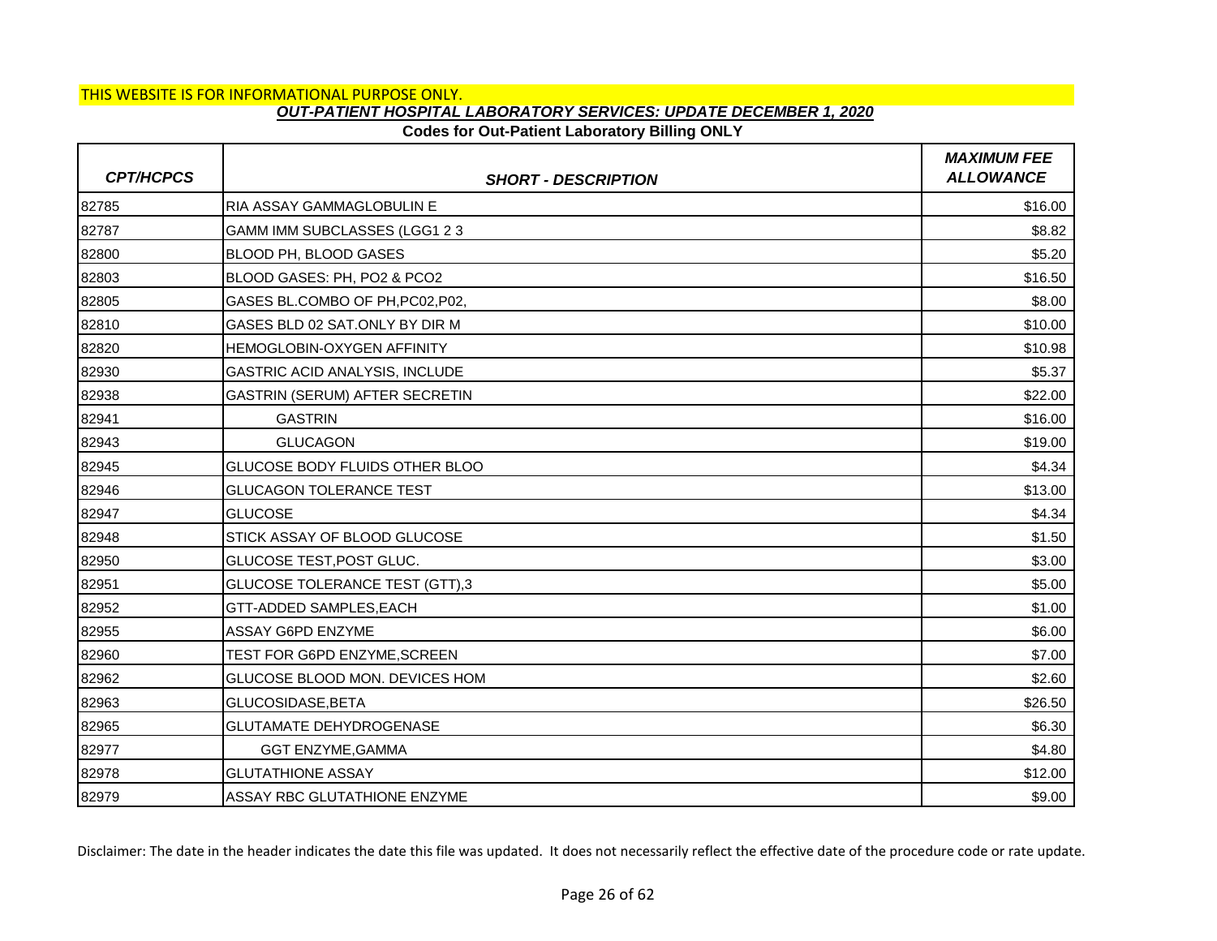THIS WEBSITE IS FOR INFORMATIONAL PURPOSE ONLY.

***OUT-PATIENT HOSPITAL LABORATORY SERVICES: UPDATE DECEMBER 1, 2020***

**Codes for Out-Patient Laboratory Billing ONLY**

| *CPT/HCPCS* | *SHORT - DESCRIPTION* | *MAXIMUM FEE ALLOWANCE* |
|---|---|---|
| 82785 | RIA ASSAY GAMMAGLOBULIN E | $16.00 |
| 82787 | GAMM IMM SUBCLASSES (LGG1 2 3 | $8.82 |
| 82800 | BLOOD PH, BLOOD GASES | $5.20 |
| 82803 | BLOOD GASES: PH, PO2 & PCO2 | $16.50 |
| 82805 | GASES BL.COMBO OF PH,PC02,P02, | $8.00 |
| 82810 | GASES BLD 02 SAT.ONLY BY DIR M | $10.00 |
| 82820 | HEMOGLOBIN-OXYGEN AFFINITY | $10.98 |
| 82930 | GASTRIC ACID ANALYSIS, INCLUDE | $5.37 |
| 82938 | GASTRIN (SERUM) AFTER SECRETIN | $22.00 |
| 82941 | GASTRIN | $16.00 |
| 82943 | GLUCAGON | $19.00 |
| 82945 | GLUCOSE BODY FLUIDS OTHER BLOO | $4.34 |
| 82946 | GLUCAGON TOLERANCE TEST | $13.00 |
| 82947 | GLUCOSE | $4.34 |
| 82948 | STICK ASSAY OF BLOOD GLUCOSE | $1.50 |
| 82950 | GLUCOSE TEST,POST GLUC. | $3.00 |
| 82951 | GLUCOSE TOLERANCE TEST (GTT),3 | $5.00 |
| 82952 | GTT-ADDED SAMPLES,EACH | $1.00 |
| 82955 | ASSAY G6PD ENZYME | $6.00 |
| 82960 | TEST FOR G6PD ENZYME,SCREEN | $7.00 |
| 82962 | GLUCOSE BLOOD MON. DEVICES HOM | $2.60 |
| 82963 | GLUCOSIDASE,BETA | $26.50 |
| 82965 | GLUTAMATE DEHYDROGENASE | $6.30 |
| 82977 | GGT ENZYME,GAMMA | $4.80 |
| 82978 | GLUTATHIONE ASSAY | $12.00 |
| 82979 | ASSAY RBC GLUTATHIONE ENZYME | $9.00 |

Disclaimer: The date in the header indicates the date this file was updated. It does not necessarily reflect the effective date of the procedure code or rate update.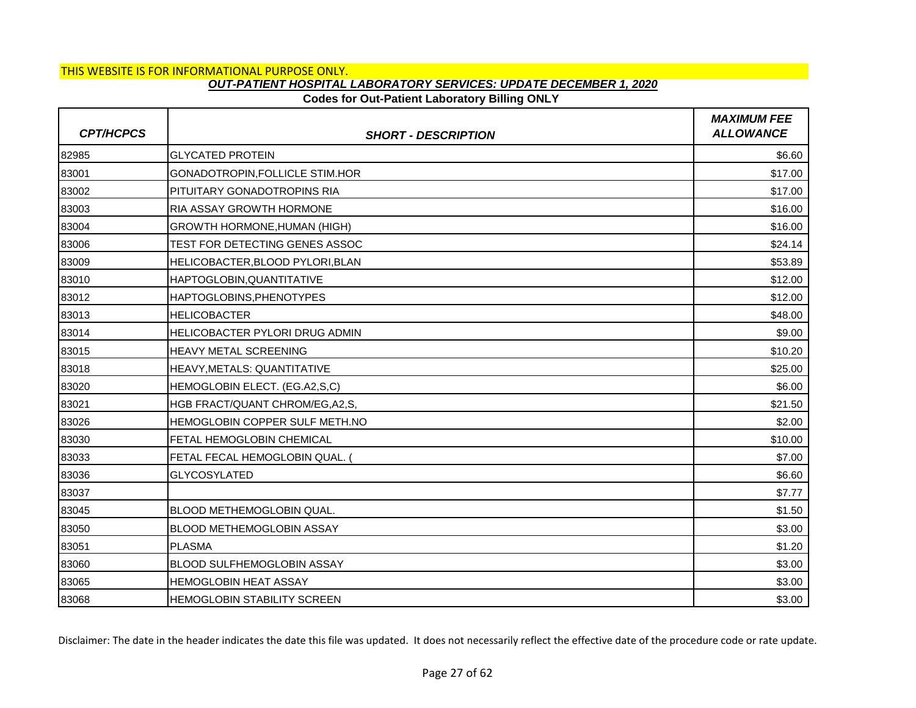THIS WEBSITE IS FOR INFORMATIONAL PURPOSE ONLY.

***OUT-PATIENT HOSPITAL LABORATORY SERVICES: UPDATE DECEMBER 1, 2020***

**Codes for Out-Patient Laboratory Billing ONLY**

| *CPT/HCPCS* | *SHORT - DESCRIPTION* | *MAXIMUM FEE ALLOWANCE* |
|---|---|---|
| 82985 | GLYCATED PROTEIN | $6.60 |
| 83001 | GONADOTROPIN,FOLLICLE STIM.HOR | $17.00 |
| 83002 | PITUITARY GONADOTROPINS RIA | $17.00 |
| 83003 | RIA ASSAY GROWTH HORMONE | $16.00 |
| 83004 | GROWTH HORMONE,HUMAN (HIGH) | $16.00 |
| 83006 | TEST FOR DETECTING GENES ASSOC | $24.14 |
| 83009 | HELICOBACTER,BLOOD PYLORI,BLAN | $53.89 |
| 83010 | HAPTOGLOBIN,QUANTITATIVE | $12.00 |
| 83012 | HAPTOGLOBINS,PHENOTYPES | $12.00 |
| 83013 | HELICOBACTER | $48.00 |
| 83014 | HELICOBACTER PYLORI DRUG ADMIN | $9.00 |
| 83015 | HEAVY METAL SCREENING | $10.20 |
| 83018 | HEAVY,METALS: QUANTITATIVE | $25.00 |
| 83020 | HEMOGLOBIN ELECT. (EG.A2,S,C) | $6.00 |
| 83021 | HGB FRACT/QUANT CHROM/EG,A2,S, | $21.50 |
| 83026 | HEMOGLOBIN COPPER SULF METH.NO | $2.00 |
| 83030 | FETAL HEMOGLOBIN CHEMICAL | $10.00 |
| 83033 | FETAL FECAL HEMOGLOBIN QUAL. ( | $7.00 |
| 83036 | GLYCOSYLATED | $6.60 |
| 83037 | | $7.77 |
| 83045 | BLOOD METHEMOGLOBIN QUAL. | $1.50 |
| 83050 | BLOOD METHEMOGLOBIN ASSAY | $3.00 |
| 83051 | PLASMA | $1.20 |
| 83060 | BLOOD SULFHEMOGLOBIN ASSAY | $3.00 |
| 83065 | HEMOGLOBIN HEAT ASSAY | $3.00 |
| 83068 | HEMOGLOBIN STABILITY SCREEN | $3.00 |

Disclaimer: The date in the header indicates the date this file was updated. It does not necessarily reflect the effective date of the procedure code or rate update.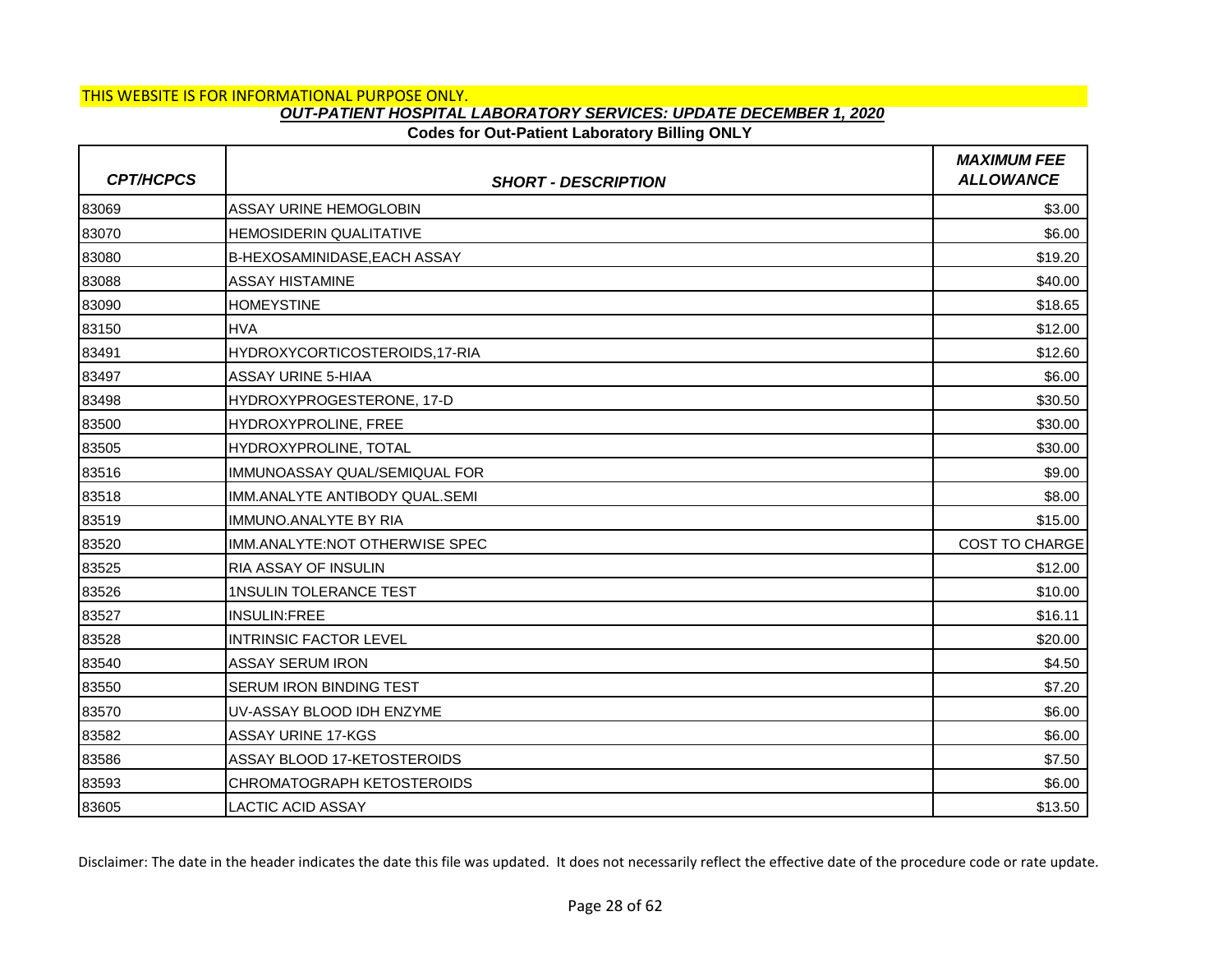THIS WEBSITE IS FOR INFORMATIONAL PURPOSE ONLY.

***OUT-PATIENT HOSPITAL LABORATORY SERVICES: UPDATE DECEMBER 1, 2020***

**Codes for Out-Patient Laboratory Billing ONLY**

| *CPT/HCPCS* | *SHORT - DESCRIPTION* | *MAXIMUM FEE ALLOWANCE* |
|---|---|---|
| 83069 | ASSAY URINE HEMOGLOBIN | $3.00 |
| 83070 | HEMOSIDERIN QUALITATIVE | $6.00 |
| 83080 | B-HEXOSAMINIDASE,EACH ASSAY | $19.20 |
| 83088 | ASSAY HISTAMINE | $40.00 |
| 83090 | HOMEYSTINE | $18.65 |
| 83150 | HVA | $12.00 |
| 83491 | HYDROXYCORTICOSTEROIDS,17-RIA | $12.60 |
| 83497 | ASSAY URINE 5-HIAA | $6.00 |
| 83498 | HYDROXYPROGESTERONE, 17-D | $30.50 |
| 83500 | HYDROXYPROLINE, FREE | $30.00 |
| 83505 | HYDROXYPROLINE, TOTAL | $30.00 |
| 83516 | IMMUNOASSAY QUAL/SEMIQUAL FOR | $9.00 |
| 83518 | IMM.ANALYTE ANTIBODY QUAL.SEMI | $8.00 |
| 83519 | IMMUNO.ANALYTE BY RIA | $15.00 |
| 83520 | IMM.ANALYTE:NOT OTHERWISE SPEC | COST TO CHARGE |
| 83525 | RIA ASSAY OF INSULIN | $12.00 |
| 83526 | 1NSULIN TOLERANCE TEST | $10.00 |
| 83527 | INSULIN:FREE | $16.11 |
| 83528 | INTRINSIC FACTOR LEVEL | $20.00 |
| 83540 | ASSAY SERUM IRON | $4.50 |
| 83550 | SERUM IRON BINDING TEST | $7.20 |
| 83570 | UV-ASSAY BLOOD IDH ENZYME | $6.00 |
| 83582 | ASSAY URINE 17-KGS | $6.00 |
| 83586 | ASSAY BLOOD 17-KETOSTEROIDS | $7.50 |
| 83593 | CHROMATOGRAPH KETOSTEROIDS | $6.00 |
| 83605 | LACTIC ACID ASSAY | $13.50 |

Disclaimer: The date in the header indicates the date this file was updated. It does not necessarily reflect the effective date of the procedure code or rate update.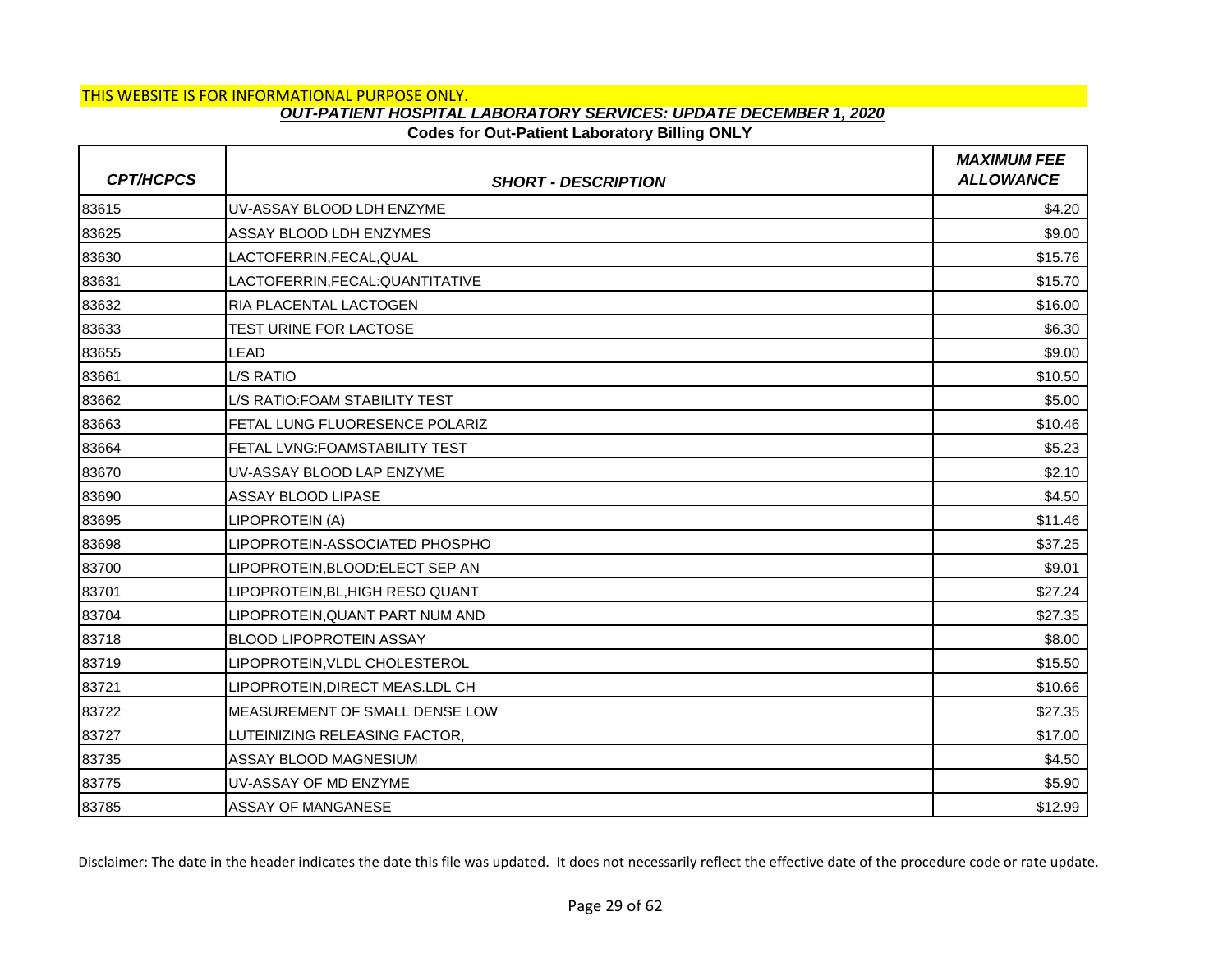THIS WEBSITE IS FOR INFORMATIONAL PURPOSE ONLY.

***OUT-PATIENT HOSPITAL LABORATORY SERVICES: UPDATE DECEMBER 1, 2020***

**Codes for Out-Patient Laboratory Billing ONLY**

| CPT/HCPCS | SHORT - DESCRIPTION | MAXIMUM FEE ALLOWANCE |
|---|---|---|
| 83615 | UV-ASSAY BLOOD LDH ENZYME | $4.20 |
| 83625 | ASSAY BLOOD LDH ENZYMES | $9.00 |
| 83630 | LACTOFERRIN,FECAL,QUAL | $15.76 |
| 83631 | LACTOFERRIN,FECAL:QUANTITATIVE | $15.70 |
| 83632 | RIA PLACENTAL LACTOGEN | $16.00 |
| 83633 | TEST URINE FOR LACTOSE | $6.30 |
| 83655 | LEAD | $9.00 |
| 83661 | L/S RATIO | $10.50 |
| 83662 | L/S RATIO:FOAM STABILITY TEST | $5.00 |
| 83663 | FETAL LUNG FLUORESENCE POLARIZ | $10.46 |
| 83664 | FETAL LVNG:FOAMSTABILITY TEST | $5.23 |
| 83670 | UV-ASSAY BLOOD LAP ENZYME | $2.10 |
| 83690 | ASSAY BLOOD LIPASE | $4.50 |
| 83695 | LIPOPROTEIN (A) | $11.46 |
| 83698 | LIPOPROTEIN-ASSOCIATED PHOSPHO | $37.25 |
| 83700 | LIPOPROTEIN,BLOOD:ELECT SEP AN | $9.01 |
| 83701 | LIPOPROTEIN,BL,HIGH RESO QUANT | $27.24 |
| 83704 | LIPOPROTEIN,QUANT PART NUM AND | $27.35 |
| 83718 | BLOOD LIPOPROTEIN ASSAY | $8.00 |
| 83719 | LIPOPROTEIN,VLDL CHOLESTEROL | $15.50 |
| 83721 | LIPOPROTEIN,DIRECT MEAS.LDL CH | $10.66 |
| 83722 | MEASUREMENT OF SMALL DENSE LOW | $27.35 |
| 83727 | LUTEINIZING RELEASING FACTOR, | $17.00 |
| 83735 | ASSAY BLOOD MAGNESIUM | $4.50 |
| 83775 | UV-ASSAY OF MD ENZYME | $5.90 |
| 83785 | ASSAY OF MANGANESE | $12.99 |

Disclaimer: The date in the header indicates the date this file was updated. It does not necessarily reflect the effective date of the procedure code or rate update.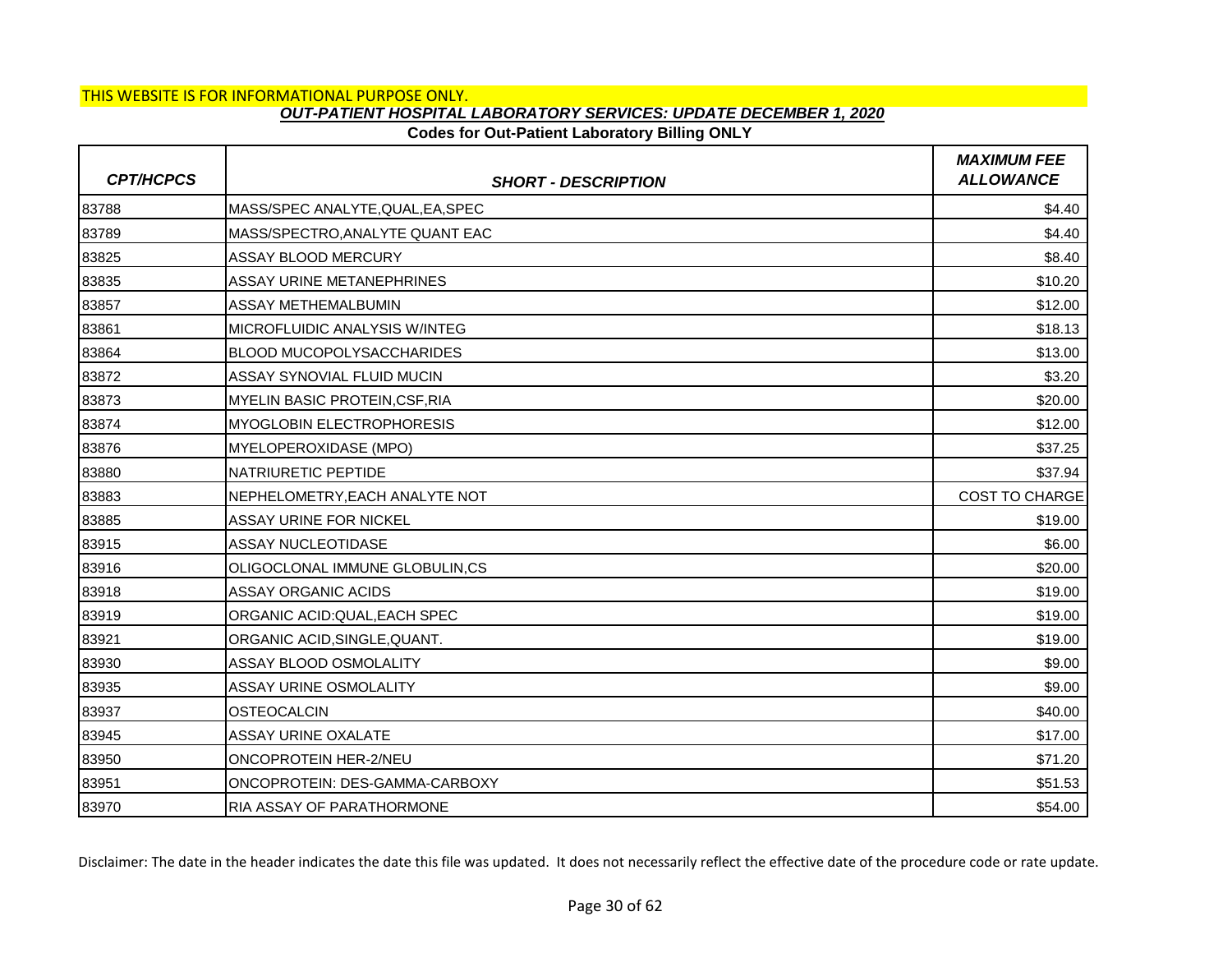THIS WEBSITE IS FOR INFORMATIONAL PURPOSE ONLY.

***OUT-PATIENT HOSPITAL LABORATORY SERVICES: UPDATE DECEMBER 1, 2020***

**Codes for Out-Patient Laboratory Billing ONLY**

| *CPT/HCPCS* | *SHORT - DESCRIPTION* | *MAXIMUM FEE ALLOWANCE* |
|---|---|---|
| 83788 | MASS/SPEC ANALYTE,QUAL,EA,SPEC | $4.40 |
| 83789 | MASS/SPECTRO,ANALYTE QUANT EAC | $4.40 |
| 83825 | ASSAY BLOOD MERCURY | $8.40 |
| 83835 | ASSAY URINE METANEPHRINES | $10.20 |
| 83857 | ASSAY METHEMALBUMIN | $12.00 |
| 83861 | MICROFLUIDIC ANALYSIS W/INTEG | $18.13 |
| 83864 | BLOOD MUCOPOLYSACCHARIDES | $13.00 |
| 83872 | ASSAY SYNOVIAL FLUID MUCIN | $3.20 |
| 83873 | MYELIN BASIC PROTEIN,CSF,RIA | $20.00 |
| 83874 | MYOGLOBIN ELECTROPHORESIS | $12.00 |
| 83876 | MYELOPEROXIDASE (MPO) | $37.25 |
| 83880 | NATRIURETIC PEPTIDE | $37.94 |
| 83883 | NEPHELOMETRY,EACH ANALYTE NOT | COST TO CHARGE |
| 83885 | ASSAY URINE FOR NICKEL | $19.00 |
| 83915 | ASSAY NUCLEOTIDASE | $6.00 |
| 83916 | OLIGOCLONAL IMMUNE GLOBULIN,CS | $20.00 |
| 83918 | ASSAY ORGANIC ACIDS | $19.00 |
| 83919 | ORGANIC ACID:QUAL,EACH SPEC | $19.00 |
| 83921 | ORGANIC ACID,SINGLE,QUANT. | $19.00 |
| 83930 | ASSAY BLOOD OSMOLALITY | $9.00 |
| 83935 | ASSAY URINE OSMOLALITY | $9.00 |
| 83937 | OSTEOCALCIN | $40.00 |
| 83945 | ASSAY URINE OXALATE | $17.00 |
| 83950 | ONCOPROTEIN HER-2/NEU | $71.20 |
| 83951 | ONCOPROTEIN: DES-GAMMA-CARBOXY | $51.53 |
| 83970 | RIA ASSAY OF PARATHORMONE | $54.00 |

Disclaimer: The date in the header indicates the date this file was updated. It does not necessarily reflect the effective date of the procedure code or rate update.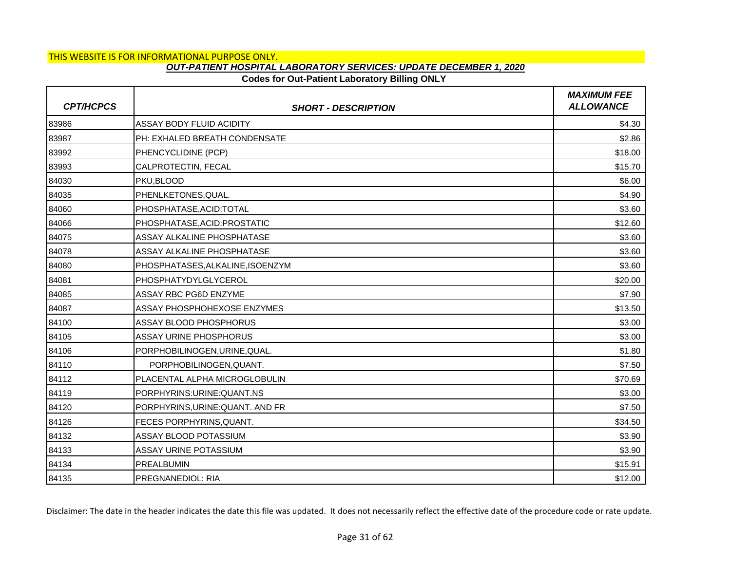THIS WEBSITE IS FOR INFORMATIONAL PURPOSE ONLY.

***OUT-PATIENT HOSPITAL LABORATORY SERVICES: UPDATE DECEMBER 1, 2020***

**Codes for Out-Patient Laboratory Billing ONLY**

| *CPT/HCPCS* | *SHORT - DESCRIPTION* | *MAXIMUM FEE ALLOWANCE* |
|---|---|---|
| 83986 | ASSAY BODY FLUID ACIDITY | $4.30 |
| 83987 | PH: EXHALED BREATH CONDENSATE | $2.86 |
| 83992 | PHENCYCLIDINE (PCP) | $18.00 |
| 83993 | CALPROTECTIN, FECAL | $15.70 |
| 84030 | PKU,BLOOD | $6.00 |
| 84035 | PHENLKETONES,QUAL. | $4.90 |
| 84060 | PHOSPHATASE,ACID:TOTAL | $3.60 |
| 84066 | PHOSPHATASE,ACID:PROSTATIC | $12.60 |
| 84075 | ASSAY ALKALINE PHOSPHATASE | $3.60 |
| 84078 | ASSAY ALKALINE PHOSPHATASE | $3.60 |
| 84080 | PHOSPHATASES,ALKALINE,ISOENZYM | $3.60 |
| 84081 | PHOSPHATYDYLGLYCEROL | $20.00 |
| 84085 | ASSAY RBC PG6D ENZYME | $7.90 |
| 84087 | ASSAY PHOSPHOHEXOSE ENZYMES | $13.50 |
| 84100 | ASSAY BLOOD PHOSPHORUS | $3.00 |
| 84105 | ASSAY URINE PHOSPHORUS | $3.00 |
| 84106 | PORPHOBILINOGEN,URINE,QUAL. | $1.80 |
| 84110 | PORPHOBILINOGEN,QUANT. | $7.50 |
| 84112 | PLACENTAL ALPHA MICROGLOBULIN | $70.69 |
| 84119 | PORPHYRINS:URINE:QUANT.NS | $3.00 |
| 84120 | PORPHYRINS,URINE:QUANT. AND FR | $7.50 |
| 84126 | FECES PORPHYRINS,QUANT. | $34.50 |
| 84132 | ASSAY BLOOD POTASSIUM | $3.90 |
| 84133 | ASSAY URINE POTASSIUM | $3.90 |
| 84134 | PREALBUMIN | $15.91 |
| 84135 | PREGNANEDIOL: RIA | $12.00 |

Disclaimer: The date in the header indicates the date this file was updated. It does not necessarily reflect the effective date of the procedure code or rate update.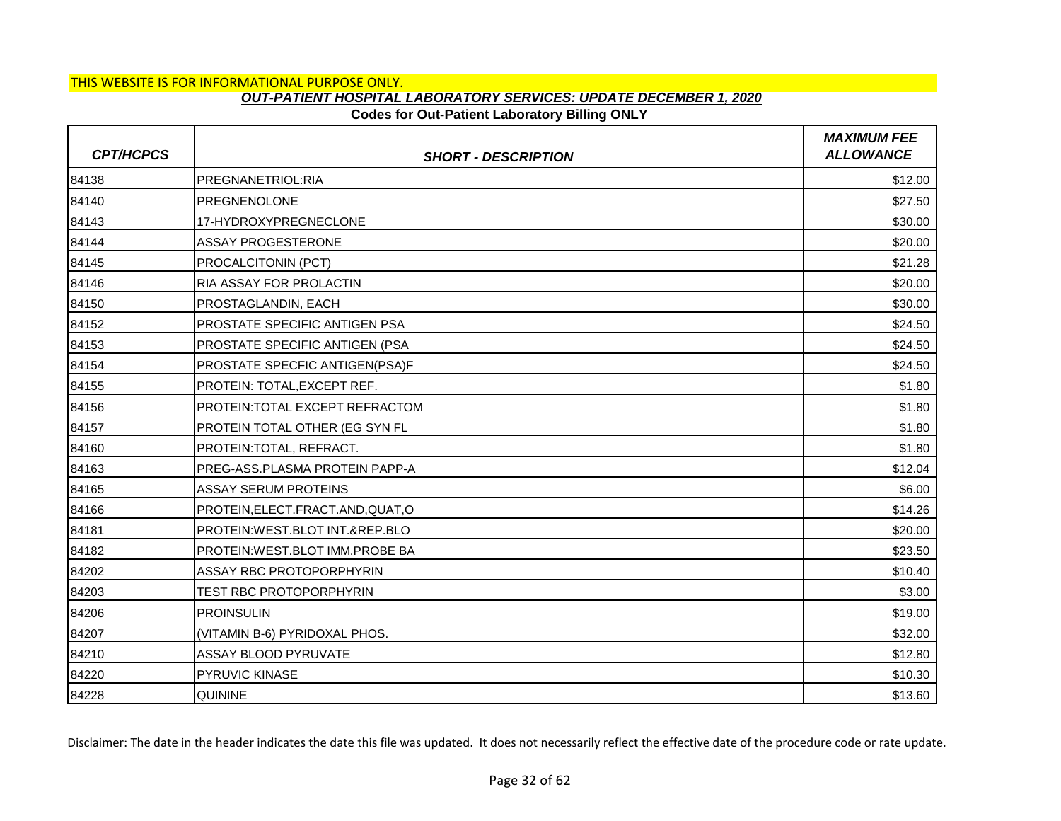THIS WEBSITE IS FOR INFORMATIONAL PURPOSE ONLY.

***OUT-PATIENT HOSPITAL LABORATORY SERVICES: UPDATE DECEMBER 1, 2020***

**Codes for Out-Patient Laboratory Billing ONLY**

| *CPT/HCPCS* | *SHORT - DESCRIPTION* | *MAXIMUM FEE ALLOWANCE* |
|---|---|---|
| 84138 | PREGNANETRIOL:RIA | $12.00 |
| 84140 | PREGNENOLONE | $27.50 |
| 84143 | 17-HYDROXYPREGNECLONE | $30.00 |
| 84144 | ASSAY PROGESTERONE | $20.00 |
| 84145 | PROCALCITONIN (PCT) | $21.28 |
| 84146 | RIA ASSAY FOR PROLACTIN | $20.00 |
| 84150 | PROSTAGLANDIN, EACH | $30.00 |
| 84152 | PROSTATE SPECIFIC ANTIGEN PSA | $24.50 |
| 84153 | PROSTATE SPECIFIC ANTIGEN (PSA | $24.50 |
| 84154 | PROSTATE SPECFIC ANTIGEN(PSA)F | $24.50 |
| 84155 | PROTEIN: TOTAL,EXCEPT REF. | $1.80 |
| 84156 | PROTEIN:TOTAL EXCEPT REFRACTOM | $1.80 |
| 84157 | PROTEIN TOTAL OTHER (EG SYN FL | $1.80 |
| 84160 | PROTEIN:TOTAL, REFRACT. | $1.80 |
| 84163 | PREG-ASS.PLASMA PROTEIN PAPP-A | $12.04 |
| 84165 | ASSAY SERUM PROTEINS | $6.00 |
| 84166 | PROTEIN,ELECT.FRACT.AND,QUAT,O | $14.26 |
| 84181 | PROTEIN:WEST.BLOT INT.&REP.BLO | $20.00 |
| 84182 | PROTEIN:WEST.BLOT IMM.PROBE BA | $23.50 |
| 84202 | ASSAY RBC PROTOPORPHYRIN | $10.40 |
| 84203 | TEST RBC PROTOPORPHYRIN | $3.00 |
| 84206 | PROINSULIN | $19.00 |
| 84207 | (VITAMIN B-6) PYRIDOXAL PHOS. | $32.00 |
| 84210 | ASSAY BLOOD PYRUVATE | $12.80 |
| 84220 | PYRUVIC KINASE | $10.30 |
| 84228 | QUININE | $13.60 |

Disclaimer: The date in the header indicates the date this file was updated. It does not necessarily reflect the effective date of the procedure code or rate update.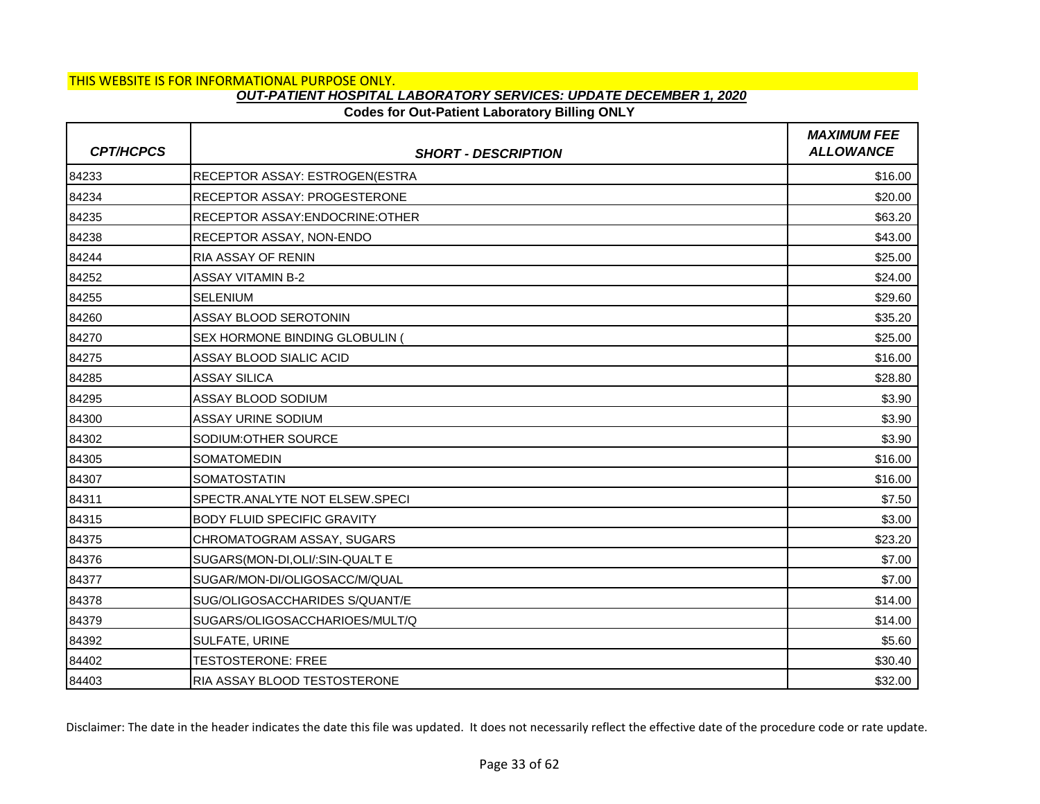THIS WEBSITE IS FOR INFORMATIONAL PURPOSE ONLY.

## *OUT-PATIENT HOSPITAL LABORATORY SERVICES: UPDATE DECEMBER 1, 2020*

**Codes for Out-Patient Laboratory Billing ONLY**

| *CPT/HCPCS* | *SHORT - DESCRIPTION* | *MAXIMUM FEE ALLOWANCE* |
|---|---|---|
| 84233 | RECEPTOR ASSAY: ESTROGEN(ESTRA | $16.00 |
| 84234 | RECEPTOR ASSAY: PROGESTERONE | $20.00 |
| 84235 | RECEPTOR ASSAY:ENDOCRINE:OTHER | $63.20 |
| 84238 | RECEPTOR ASSAY, NON-ENDO | $43.00 |
| 84244 | RIA ASSAY OF RENIN | $25.00 |
| 84252 | ASSAY VITAMIN B-2 | $24.00 |
| 84255 | SELENIUM | $29.60 |
| 84260 | ASSAY BLOOD SEROTONIN | $35.20 |
| 84270 | SEX HORMONE BINDING GLOBULIN ( | $25.00 |
| 84275 | ASSAY BLOOD SIALIC ACID | $16.00 |
| 84285 | ASSAY SILICA | $28.80 |
| 84295 | ASSAY BLOOD SODIUM | $3.90 |
| 84300 | ASSAY URINE SODIUM | $3.90 |
| 84302 | SODIUM:OTHER SOURCE | $3.90 |
| 84305 | SOMATOMEDIN | $16.00 |
| 84307 | SOMATOSTATIN | $16.00 |
| 84311 | SPECTR.ANALYTE NOT ELSEW.SPECI | $7.50 |
| 84315 | BODY FLUID SPECIFIC GRAVITY | $3.00 |
| 84375 | CHROMATOGRAM ASSAY, SUGARS | $23.20 |
| 84376 | SUGARS(MON-DI,OLI/:SIN-QUALT E | $7.00 |
| 84377 | SUGAR/MON-DI/OLIGOSACC/M/QUAL | $7.00 |
| 84378 | SUG/OLIGOSACCHARIDES S/QUANT/E | $14.00 |
| 84379 | SUGARS/OLIGOSACCHARIOES/MULT/Q | $14.00 |
| 84392 | SULFATE, URINE | $5.60 |
| 84402 | TESTOSTERONE: FREE | $30.40 |
| 84403 | RIA ASSAY BLOOD TESTOSTERONE | $32.00 |

Disclaimer: The date in the header indicates the date this file was updated. It does not necessarily reflect the effective date of the procedure code or rate update.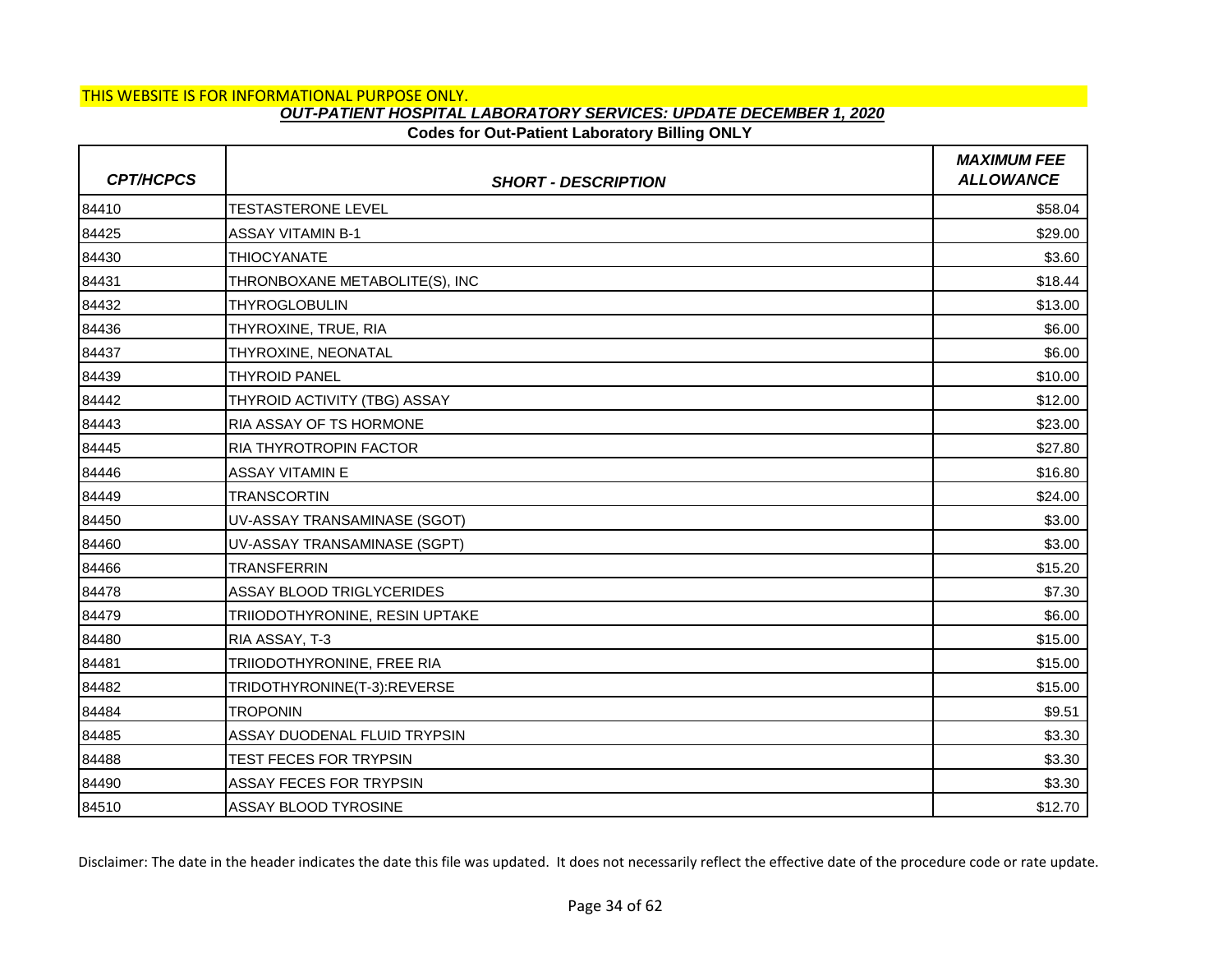THIS WEBSITE IS FOR INFORMATIONAL PURPOSE ONLY.

***OUT-PATIENT HOSPITAL LABORATORY SERVICES: UPDATE DECEMBER 1, 2020***

**Codes for Out-Patient Laboratory Billing ONLY**

| *CPT/HCPCS* | *SHORT - DESCRIPTION* | *MAXIMUM FEE ALLOWANCE* |
|---|---|---|
| 84410 | TESTASTERONE LEVEL | $58.04 |
| 84425 | ASSAY VITAMIN B-1 | $29.00 |
| 84430 | THIOCYANATE | $3.60 |
| 84431 | THRONBOXANE METABOLITE(S), INC | $18.44 |
| 84432 | THYROGLOBULIN | $13.00 |
| 84436 | THYROXINE, TRUE, RIA | $6.00 |
| 84437 | THYROXINE, NEONATAL | $6.00 |
| 84439 | THYROID PANEL | $10.00 |
| 84442 | THYROID ACTIVITY (TBG) ASSAY | $12.00 |
| 84443 | RIA ASSAY OF TS HORMONE | $23.00 |
| 84445 | RIA THYROTROPIN FACTOR | $27.80 |
| 84446 | ASSAY VITAMIN E | $16.80 |
| 84449 | TRANSCORTIN | $24.00 |
| 84450 | UV-ASSAY TRANSAMINASE (SGOT) | $3.00 |
| 84460 | UV-ASSAY TRANSAMINASE (SGPT) | $3.00 |
| 84466 | TRANSFERRIN | $15.20 |
| 84478 | ASSAY BLOOD TRIGLYCERIDES | $7.30 |
| 84479 | TRIIODOTHYRONINE, RESIN UPTAKE | $6.00 |
| 84480 | RIA ASSAY, T-3 | $15.00 |
| 84481 | TRIIODOTHYRONINE, FREE RIA | $15.00 |
| 84482 | TRIDOTHYRONINE(T-3):REVERSE | $15.00 |
| 84484 | TROPONIN | $9.51 |
| 84485 | ASSAY DUODENAL FLUID TRYPSIN | $3.30 |
| 84488 | TEST FECES FOR TRYPSIN | $3.30 |
| 84490 | ASSAY FECES FOR TRYPSIN | $3.30 |
| 84510 | ASSAY BLOOD TYROSINE | $12.70 |

Disclaimer: The date in the header indicates the date this file was updated. It does not necessarily reflect the effective date of the procedure code or rate update.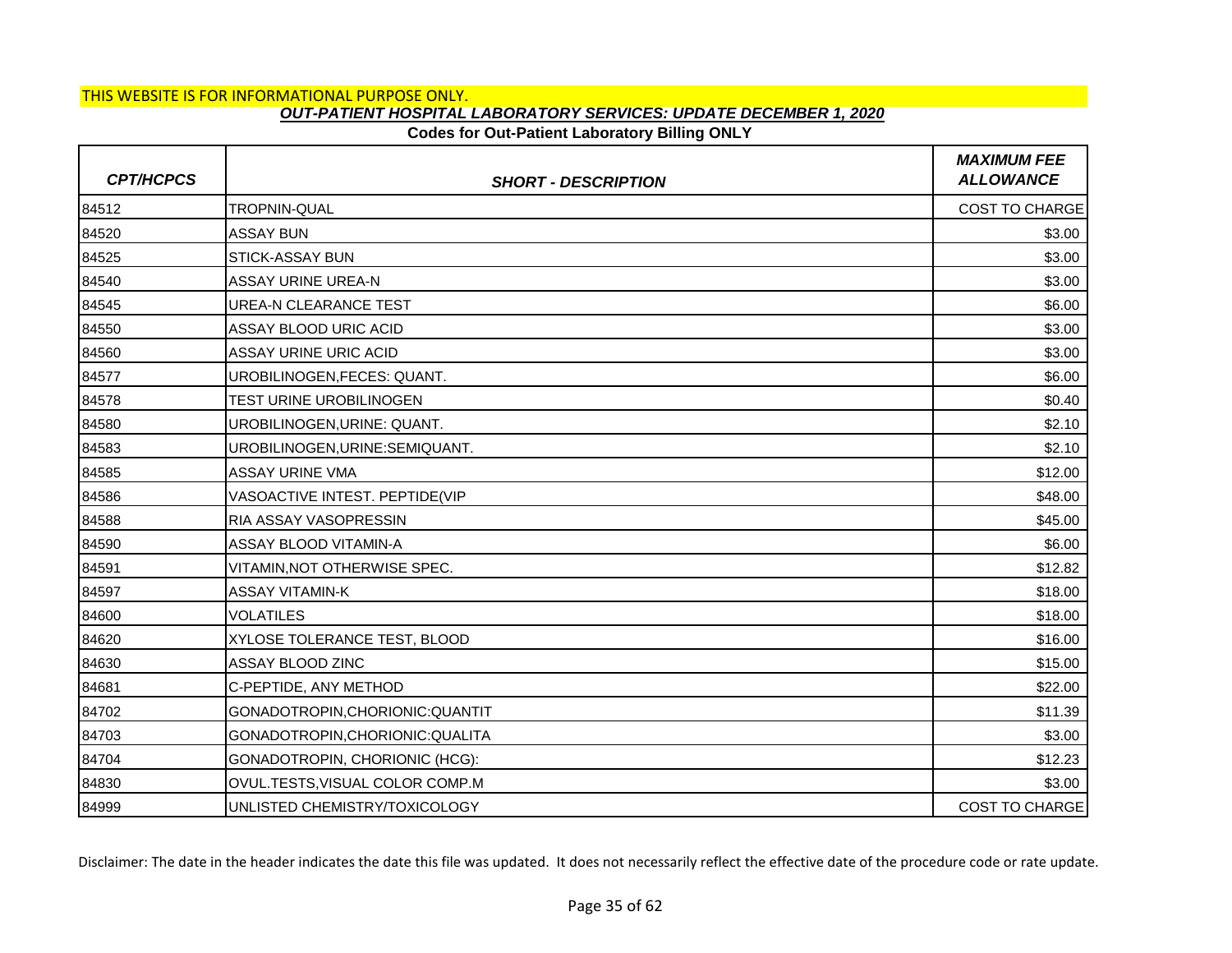THIS WEBSITE IS FOR INFORMATIONAL PURPOSE ONLY.

***OUT-PATIENT HOSPITAL LABORATORY SERVICES: UPDATE DECEMBER 1, 2020***

**Codes for Out-Patient Laboratory Billing ONLY**

| *CPT/HCPCS* | *SHORT - DESCRIPTION* | *MAXIMUM FEE ALLOWANCE* |
|---|---|---|
| 84512 | TROPNIN-QUAL | COST TO CHARGE |
| 84520 | ASSAY BUN | $3.00 |
| 84525 | STICK-ASSAY BUN | $3.00 |
| 84540 | ASSAY URINE UREA-N | $3.00 |
| 84545 | UREA-N CLEARANCE TEST | $6.00 |
| 84550 | ASSAY BLOOD URIC ACID | $3.00 |
| 84560 | ASSAY URINE URIC ACID | $3.00 |
| 84577 | UROBILINOGEN,FECES: QUANT. | $6.00 |
| 84578 | TEST URINE UROBILINOGEN | $0.40 |
| 84580 | UROBILINOGEN,URINE: QUANT. | $2.10 |
| 84583 | UROBILINOGEN,URINE:SEMIQUANT. | $2.10 |
| 84585 | ASSAY URINE VMA | $12.00 |
| 84586 | VASOACTIVE INTEST. PEPTIDE(VIP | $48.00 |
| 84588 | RIA ASSAY VASOPRESSIN | $45.00 |
| 84590 | ASSAY BLOOD VITAMIN-A | $6.00 |
| 84591 | VITAMIN,NOT OTHERWISE SPEC. | $12.82 |
| 84597 | ASSAY VITAMIN-K | $18.00 |
| 84600 | VOLATILES | $18.00 |
| 84620 | XYLOSE TOLERANCE TEST, BLOOD | $16.00 |
| 84630 | ASSAY BLOOD ZINC | $15.00 |
| 84681 | C-PEPTIDE, ANY METHOD | $22.00 |
| 84702 | GONADOTROPIN,CHORIONIC:QUANTIT | $11.39 |
| 84703 | GONADOTROPIN,CHORIONIC:QUALITA | $3.00 |
| 84704 | GONADOTROPIN, CHORIONIC (HCG): | $12.23 |
| 84830 | OVUL.TESTS,VISUAL COLOR COMP.M | $3.00 |
| 84999 | UNLISTED CHEMISTRY/TOXICOLOGY | COST TO CHARGE |

Disclaimer: The date in the header indicates the date this file was updated. It does not necessarily reflect the effective date of the procedure code or rate update.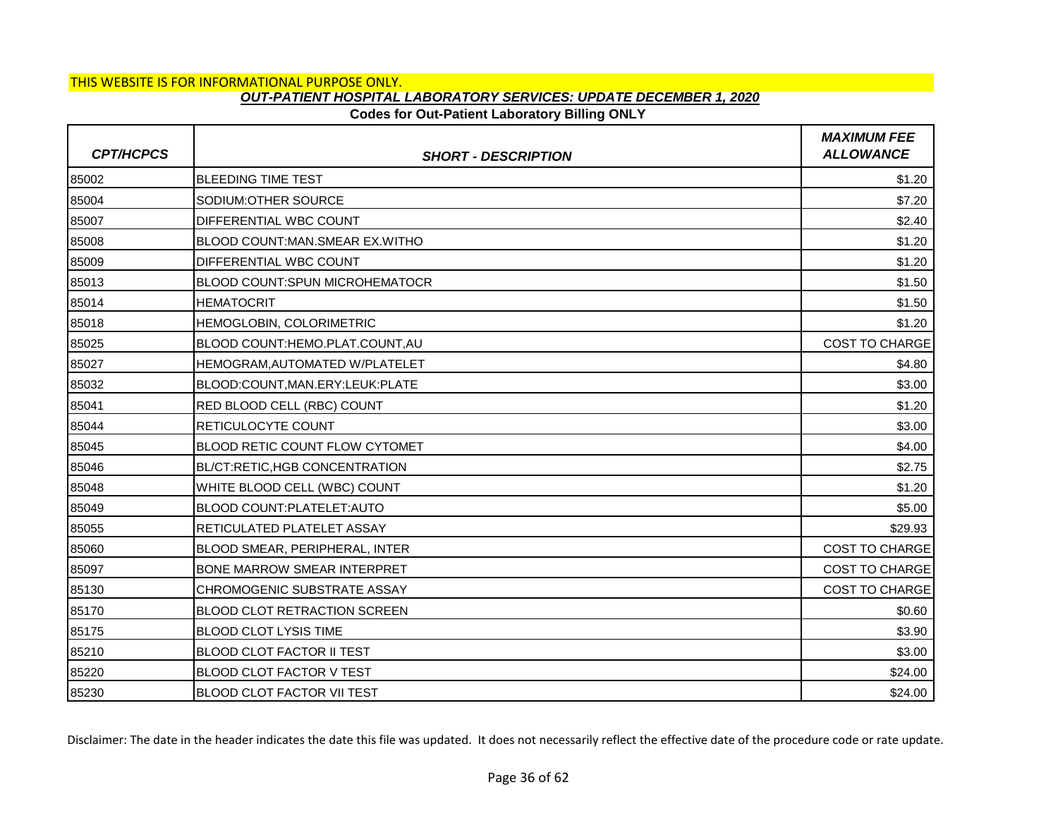THIS WEBSITE IS FOR INFORMATIONAL PURPOSE ONLY.

***OUT-PATIENT HOSPITAL LABORATORY SERVICES: UPDATE DECEMBER 1, 2020***

**Codes for Out-Patient Laboratory Billing ONLY**

| *CPT/HCPCS* | *SHORT - DESCRIPTION* | *MAXIMUM FEE ALLOWANCE* |
|---|---|---|
| 85002 | BLEEDING TIME TEST | $1.20 |
| 85004 | SODIUM:OTHER SOURCE | $7.20 |
| 85007 | DIFFERENTIAL WBC COUNT | $2.40 |
| 85008 | BLOOD COUNT:MAN.SMEAR EX.WITHO | $1.20 |
| 85009 | DIFFERENTIAL WBC COUNT | $1.20 |
| 85013 | BLOOD COUNT:SPUN MICROHEMATOCR | $1.50 |
| 85014 | HEMATOCRIT | $1.50 |
| 85018 | HEMOGLOBIN, COLORIMETRIC | $1.20 |
| 85025 | BLOOD COUNT:HEMO.PLAT.COUNT,AU | COST TO CHARGE |
| 85027 | HEMOGRAM,AUTOMATED W/PLATELET | $4.80 |
| 85032 | BLOOD:COUNT,MAN.ERY:LEUK:PLATE | $3.00 |
| 85041 | RED BLOOD CELL (RBC) COUNT | $1.20 |
| 85044 | RETICULOCYTE COUNT | $3.00 |
| 85045 | BLOOD RETIC COUNT FLOW CYTOMET | $4.00 |
| 85046 | BL/CT:RETIC,HGB CONCENTRATION | $2.75 |
| 85048 | WHITE BLOOD CELL (WBC) COUNT | $1.20 |
| 85049 | BLOOD COUNT:PLATELET:AUTO | $5.00 |
| 85055 | RETICULATED PLATELET ASSAY | $29.93 |
| 85060 | BLOOD SMEAR, PERIPHERAL, INTER | COST TO CHARGE |
| 85097 | BONE MARROW SMEAR INTERPRET | COST TO CHARGE |
| 85130 | CHROMOGENIC SUBSTRATE ASSAY | COST TO CHARGE |
| 85170 | BLOOD CLOT RETRACTION SCREEN | $0.60 |
| 85175 | BLOOD CLOT LYSIS TIME | $3.90 |
| 85210 | BLOOD CLOT FACTOR II TEST | $3.00 |
| 85220 | BLOOD CLOT FACTOR V TEST | $24.00 |
| 85230 | BLOOD CLOT FACTOR VII TEST | $24.00 |

Disclaimer: The date in the header indicates the date this file was updated. It does not necessarily reflect the effective date of the procedure code or rate update.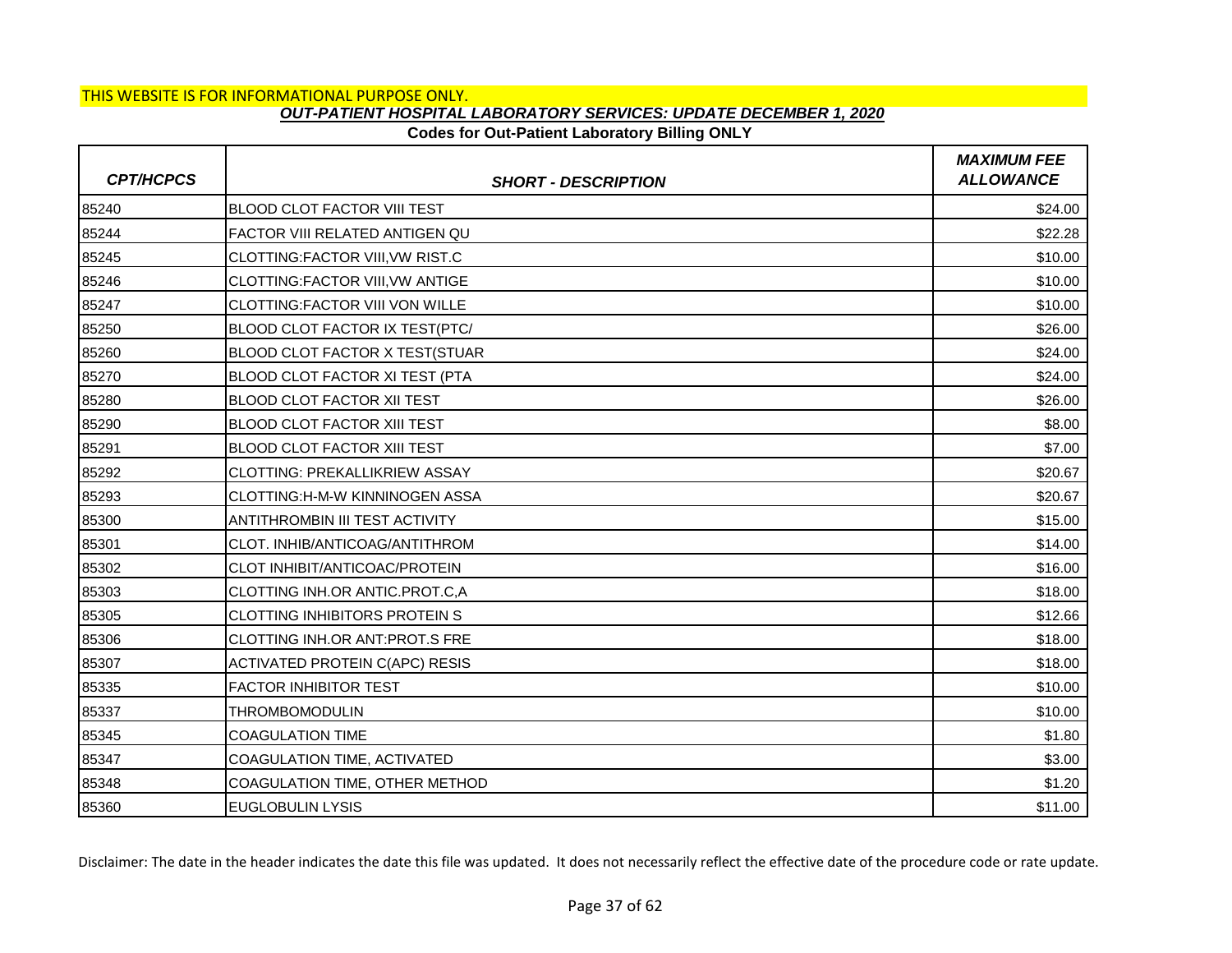THIS WEBSITE IS FOR INFORMATIONAL PURPOSE ONLY.

***OUT-PATIENT HOSPITAL LABORATORY SERVICES: UPDATE DECEMBER 1, 2020***

**Codes for Out-Patient Laboratory Billing ONLY**

| *CPT/HCPCS* | *SHORT - DESCRIPTION* | *MAXIMUM FEE ALLOWANCE* |
|---|---|---|
| 85240 | BLOOD CLOT FACTOR VIII TEST | $24.00 |
| 85244 | FACTOR VIII RELATED ANTIGEN QU | $22.28 |
| 85245 | CLOTTING:FACTOR VIII,VW RIST.C | $10.00 |
| 85246 | CLOTTING:FACTOR VIII,VW ANTIGE | $10.00 |
| 85247 | CLOTTING:FACTOR VIII VON WILLE | $10.00 |
| 85250 | BLOOD CLOT FACTOR IX TEST(PTC/ | $26.00 |
| 85260 | BLOOD CLOT FACTOR X TEST(STUAR | $24.00 |
| 85270 | BLOOD CLOT FACTOR XI TEST (PTA | $24.00 |
| 85280 | BLOOD CLOT FACTOR XII TEST | $26.00 |
| 85290 | BLOOD CLOT FACTOR XIII TEST | $8.00 |
| 85291 | BLOOD CLOT FACTOR XIII TEST | $7.00 |
| 85292 | CLOTTING: PREKALLIKRIEW ASSAY | $20.67 |
| 85293 | CLOTTING:H-M-W KINNINOGEN ASSA | $20.67 |
| 85300 | ANTITHROMBIN III TEST ACTIVITY | $15.00 |
| 85301 | CLOT. INHIB/ANTICOAG/ANTITHROM | $14.00 |
| 85302 | CLOT INHIBIT/ANTICOAC/PROTEIN | $16.00 |
| 85303 | CLOTTING INH.OR ANTIC.PROT.C,A | $18.00 |
| 85305 | CLOTTING INHIBITORS PROTEIN S | $12.66 |
| 85306 | CLOTTING INH.OR ANT:PROT.S FRE | $18.00 |
| 85307 | ACTIVATED PROTEIN C(APC) RESIS | $18.00 |
| 85335 | FACTOR INHIBITOR TEST | $10.00 |
| 85337 | THROMBOMODULIN | $10.00 |
| 85345 | COAGULATION TIME | $1.80 |
| 85347 | COAGULATION TIME, ACTIVATED | $3.00 |
| 85348 | COAGULATION TIME, OTHER METHOD | $1.20 |
| 85360 | EUGLOBULIN LYSIS | $11.00 |

Disclaimer: The date in the header indicates the date this file was updated. It does not necessarily reflect the effective date of the procedure code or rate update.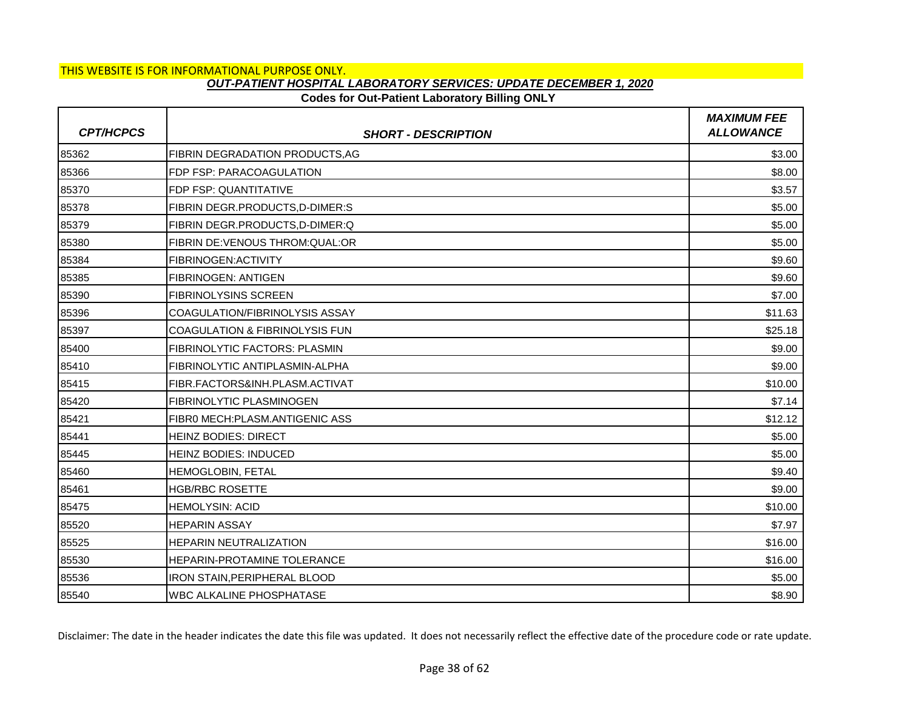THIS WEBSITE IS FOR INFORMATIONAL PURPOSE ONLY.

## *OUT-PATIENT HOSPITAL LABORATORY SERVICES: UPDATE DECEMBER 1, 2020*

**Codes for Out-Patient Laboratory Billing ONLY**

| *CPT/HCPCS* | *SHORT - DESCRIPTION* | *MAXIMUM FEE ALLOWANCE* |
|---|---|---|
| 85362 | FIBRIN DEGRADATION PRODUCTS,AG | $3.00 |
| 85366 | FDP FSP: PARACOAGULATION | $8.00 |
| 85370 | FDP FSP: QUANTITATIVE | $3.57 |
| 85378 | FIBRIN DEGR.PRODUCTS,D-DIMER:S | $5.00 |
| 85379 | FIBRIN DEGR.PRODUCTS,D-DIMER:Q | $5.00 |
| 85380 | FIBRIN DE:VENOUS THROM:QUAL:OR | $5.00 |
| 85384 | FIBRINOGEN:ACTIVITY | $9.60 |
| 85385 | FIBRINOGEN: ANTIGEN | $9.60 |
| 85390 | FIBRINOLYSINS SCREEN | $7.00 |
| 85396 | COAGULATION/FIBRINOLYSIS ASSAY | $11.63 |
| 85397 | COAGULATION & FIBRINOLYSIS FUN | $25.18 |
| 85400 | FIBRINOLYTIC FACTORS: PLASMIN | $9.00 |
| 85410 | FIBRINOLYTIC ANTIPLASMIN-ALPHA | $9.00 |
| 85415 | FIBR.FACTORS&INH.PLASM.ACTIVAT | $10.00 |
| 85420 | FIBRINOLYTIC PLASMINOGEN | $7.14 |
| 85421 | FIBR0 MECH:PLASM.ANTIGENIC ASS | $12.12 |
| 85441 | HEINZ BODIES: DIRECT | $5.00 |
| 85445 | HEINZ BODIES: INDUCED | $5.00 |
| 85460 | HEMOGLOBIN, FETAL | $9.40 |
| 85461 | HGB/RBC ROSETTE | $9.00 |
| 85475 | HEMOLYSIN: ACID | $10.00 |
| 85520 | HEPARIN ASSAY | $7.97 |
| 85525 | HEPARIN NEUTRALIZATION | $16.00 |
| 85530 | HEPARIN-PROTAMINE TOLERANCE | $16.00 |
| 85536 | IRON STAIN,PERIPHERAL BLOOD | $5.00 |
| 85540 | WBC ALKALINE PHOSPHATASE | $8.90 |

Disclaimer: The date in the header indicates the date this file was updated. It does not necessarily reflect the effective date of the procedure code or rate update.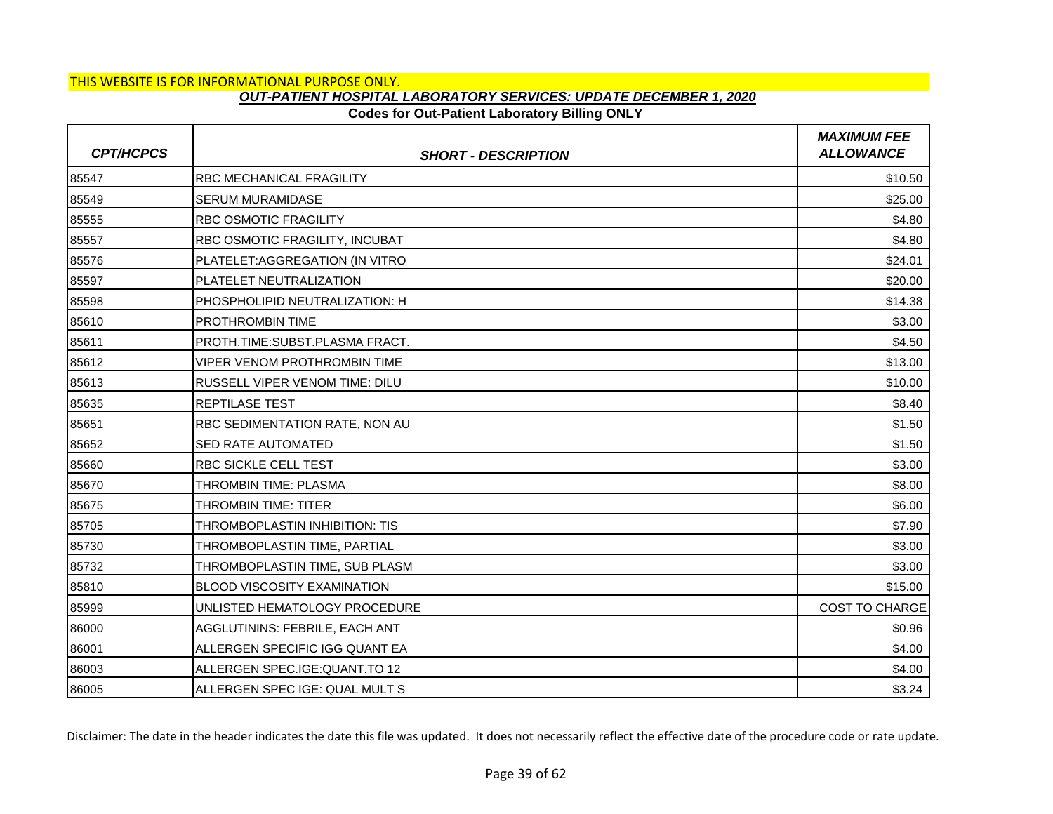THIS WEBSITE IS FOR INFORMATIONAL PURPOSE ONLY.

***OUT-PATIENT HOSPITAL LABORATORY SERVICES: UPDATE DECEMBER 1, 2020***

**Codes for Out-Patient Laboratory Billing ONLY**

| *CPT/HCPCS* | *SHORT - DESCRIPTION* | *MAXIMUM FEE ALLOWANCE* |
|---|---|---|
| 85547 | RBC MECHANICAL FRAGILITY | $10.50 |
| 85549 | SERUM MURAMIDASE | $25.00 |
| 85555 | RBC OSMOTIC FRAGILITY | $4.80 |
| 85557 | RBC OSMOTIC FRAGILITY, INCUBAT | $4.80 |
| 85576 | PLATELET:AGGREGATION (IN VITRO | $24.01 |
| 85597 | PLATELET NEUTRALIZATION | $20.00 |
| 85598 | PHOSPHOLIPID NEUTRALIZATION: H | $14.38 |
| 85610 | PROTHROMBIN TIME | $3.00 |
| 85611 | PROTH.TIME:SUBST.PLASMA FRACT. | $4.50 |
| 85612 | VIPER VENOM PROTHROMBIN TIME | $13.00 |
| 85613 | RUSSELL VIPER VENOM TIME: DILU | $10.00 |
| 85635 | REPTILASE TEST | $8.40 |
| 85651 | RBC SEDIMENTATION RATE, NON AU | $1.50 |
| 85652 | SED RATE AUTOMATED | $1.50 |
| 85660 | RBC SICKLE CELL TEST | $3.00 |
| 85670 | THROMBIN TIME: PLASMA | $8.00 |
| 85675 | THROMBIN TIME: TITER | $6.00 |
| 85705 | THROMBOPLASTIN INHIBITION: TIS | $7.90 |
| 85730 | THROMBOPLASTIN TIME, PARTIAL | $3.00 |
| 85732 | THROMBOPLASTIN TIME, SUB PLASM | $3.00 |
| 85810 | BLOOD VISCOSITY EXAMINATION | $15.00 |
| 85999 | UNLISTED HEMATOLOGY PROCEDURE | COST TO CHARGE |
| 86000 | AGGLUTININS: FEBRILE, EACH ANT | $0.96 |
| 86001 | ALLERGEN SPECIFIC IGG QUANT EA | $4.00 |
| 86003 | ALLERGEN SPEC.IGE:QUANT.TO 12 | $4.00 |
| 86005 | ALLERGEN SPEC IGE: QUAL MULT S | $3.24 |

Disclaimer: The date in the header indicates the date this file was updated. It does not necessarily reflect the effective date of the procedure code or rate update.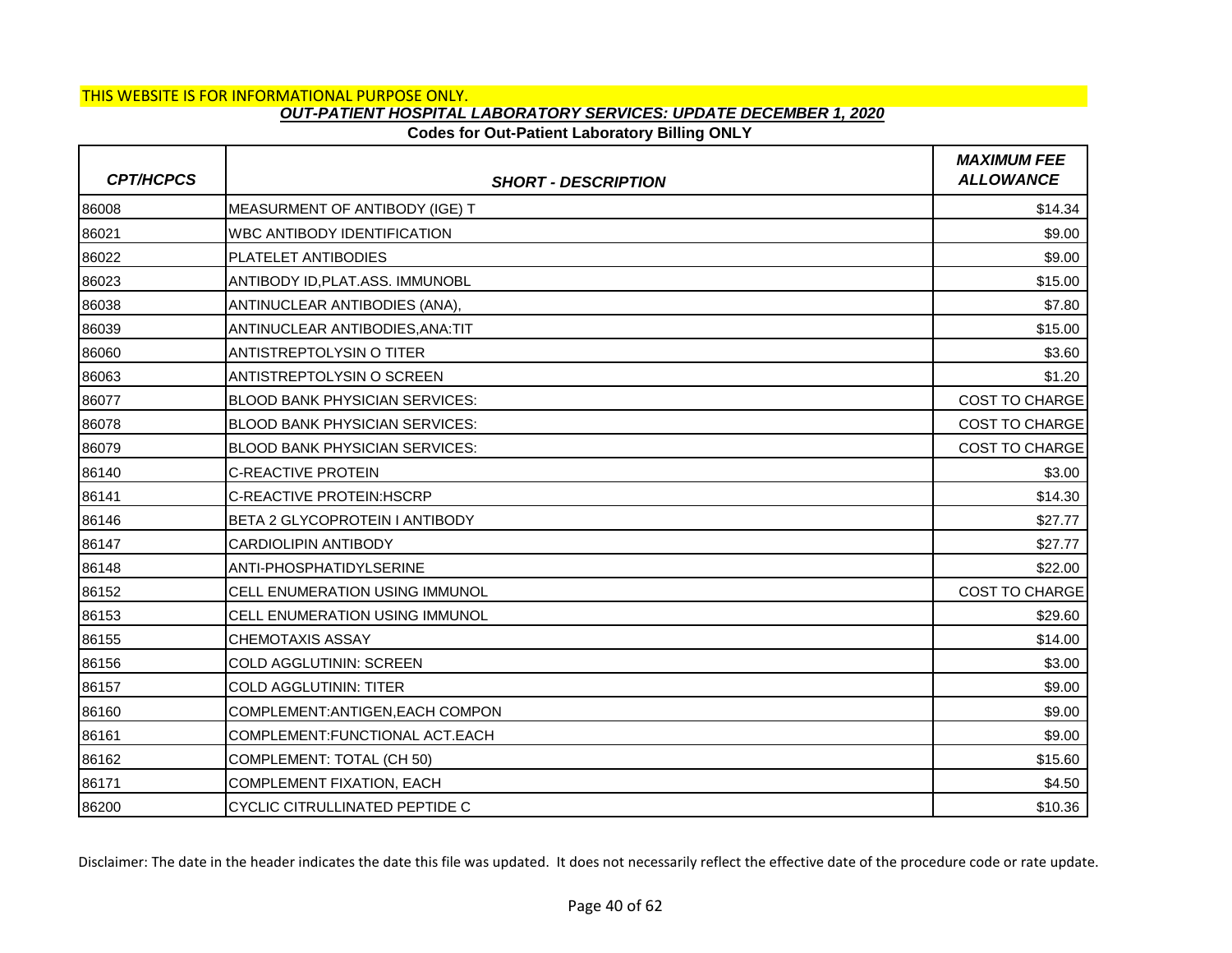THIS WEBSITE IS FOR INFORMATIONAL PURPOSE ONLY.

***OUT-PATIENT HOSPITAL LABORATORY SERVICES: UPDATE DECEMBER 1, 2020***

**Codes for Out-Patient Laboratory Billing ONLY**

| *CPT/HCPCS* | *SHORT - DESCRIPTION* | *MAXIMUM FEE ALLOWANCE* |
|---|---|---|
| 86008 | MEASURMENT OF ANTIBODY (IGE) T | $14.34 |
| 86021 | WBC ANTIBODY IDENTIFICATION | $9.00 |
| 86022 | PLATELET ANTIBODIES | $9.00 |
| 86023 | ANTIBODY ID,PLAT.ASS. IMMUNOBL | $15.00 |
| 86038 | ANTINUCLEAR ANTIBODIES (ANA), | $7.80 |
| 86039 | ANTINUCLEAR ANTIBODIES,ANA:TIT | $15.00 |
| 86060 | ANTISTREPTOLYSIN O TITER | $3.60 |
| 86063 | ANTISTREPTOLYSIN O SCREEN | $1.20 |
| 86077 | BLOOD BANK PHYSICIAN SERVICES: | COST TO CHARGE |
| 86078 | BLOOD BANK PHYSICIAN SERVICES: | COST TO CHARGE |
| 86079 | BLOOD BANK PHYSICIAN SERVICES: | COST TO CHARGE |
| 86140 | C-REACTIVE PROTEIN | $3.00 |
| 86141 | C-REACTIVE PROTEIN:HSCRP | $14.30 |
| 86146 | BETA 2 GLYCOPROTEIN I ANTIBODY | $27.77 |
| 86147 | CARDIOLIPIN ANTIBODY | $27.77 |
| 86148 | ANTI-PHOSPHATIDYLSERINE | $22.00 |
| 86152 | CELL ENUMERATION USING IMMUNOL | COST TO CHARGE |
| 86153 | CELL ENUMERATION USING IMMUNOL | $29.60 |
| 86155 | CHEMOTAXIS ASSAY | $14.00 |
| 86156 | COLD AGGLUTININ: SCREEN | $3.00 |
| 86157 | COLD AGGLUTININ: TITER | $9.00 |
| 86160 | COMPLEMENT:ANTIGEN,EACH COMPON | $9.00 |
| 86161 | COMPLEMENT:FUNCTIONAL ACT.EACH | $9.00 |
| 86162 | COMPLEMENT: TOTAL (CH 50) | $15.60 |
| 86171 | COMPLEMENT FIXATION, EACH | $4.50 |
| 86200 | CYCLIC CITRULLINATED PEPTIDE C | $10.36 |

Disclaimer: The date in the header indicates the date this file was updated. It does not necessarily reflect the effective date of the procedure code or rate update.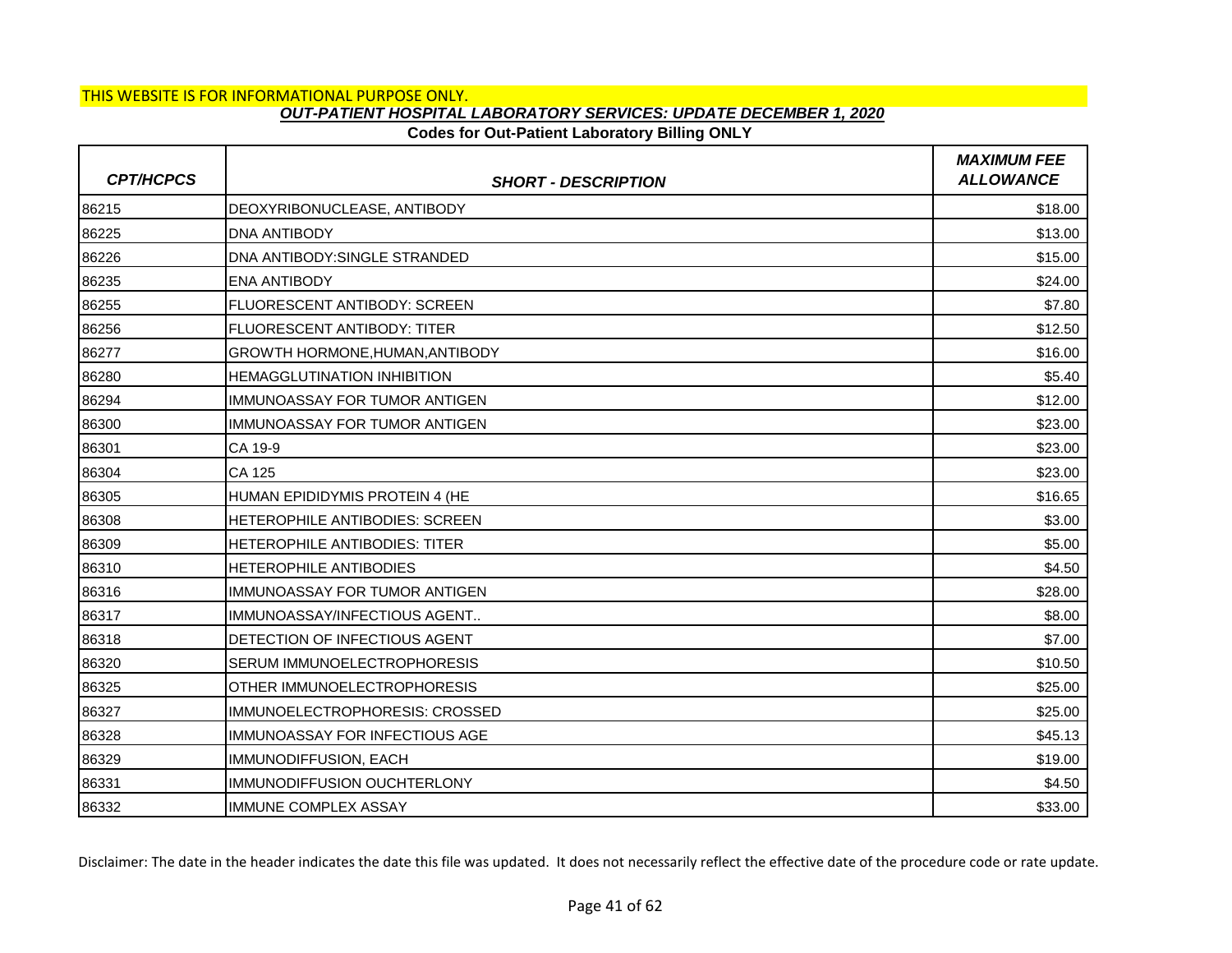THIS WEBSITE IS FOR INFORMATIONAL PURPOSE ONLY.

***OUT-PATIENT HOSPITAL LABORATORY SERVICES: UPDATE DECEMBER 1, 2020***

**Codes for Out-Patient Laboratory Billing ONLY**

| *CPT/HCPCS* | *SHORT - DESCRIPTION* | *MAXIMUM FEE ALLOWANCE* |
|---|---|---|
| 86215 | DEOXYRIBONUCLEASE, ANTIBODY | $18.00 |
| 86225 | DNA ANTIBODY | $13.00 |
| 86226 | DNA ANTIBODY:SINGLE STRANDED | $15.00 |
| 86235 | ENA ANTIBODY | $24.00 |
| 86255 | FLUORESCENT ANTIBODY: SCREEN | $7.80 |
| 86256 | FLUORESCENT ANTIBODY: TITER | $12.50 |
| 86277 | GROWTH HORMONE,HUMAN,ANTIBODY | $16.00 |
| 86280 | HEMAGGLUTINATION INHIBITION | $5.40 |
| 86294 | IMMUNOASSAY FOR TUMOR ANTIGEN | $12.00 |
| 86300 | IMMUNOASSAY FOR TUMOR ANTIGEN | $23.00 |
| 86301 | CA 19-9 | $23.00 |
| 86304 | CA 125 | $23.00 |
| 86305 | HUMAN EPIDIDYMIS PROTEIN 4 (HE | $16.65 |
| 86308 | HETEROPHILE ANTIBODIES: SCREEN | $3.00 |
| 86309 | HETEROPHILE ANTIBODIES: TITER | $5.00 |
| 86310 | HETEROPHILE ANTIBODIES | $4.50 |
| 86316 | IMMUNOASSAY FOR TUMOR ANTIGEN | $28.00 |
| 86317 | IMMUNOASSAY/INFECTIOUS AGENT.. | $8.00 |
| 86318 | DETECTION OF INFECTIOUS AGENT | $7.00 |
| 86320 | SERUM IMMUNOELECTROPHORESIS | $10.50 |
| 86325 | OTHER IMMUNOELECTROPHORESIS | $25.00 |
| 86327 | IMMUNOELECTROPHORESIS: CROSSED | $25.00 |
| 86328 | IMMUNOASSAY FOR INFECTIOUS AGE | $45.13 |
| 86329 | IMMUNODIFFUSION, EACH | $19.00 |
| 86331 | IMMUNODIFFUSION OUCHTERLONY | $4.50 |
| 86332 | IMMUNE COMPLEX ASSAY | $33.00 |

Disclaimer: The date in the header indicates the date this file was updated. It does not necessarily reflect the effective date of the procedure code or rate update.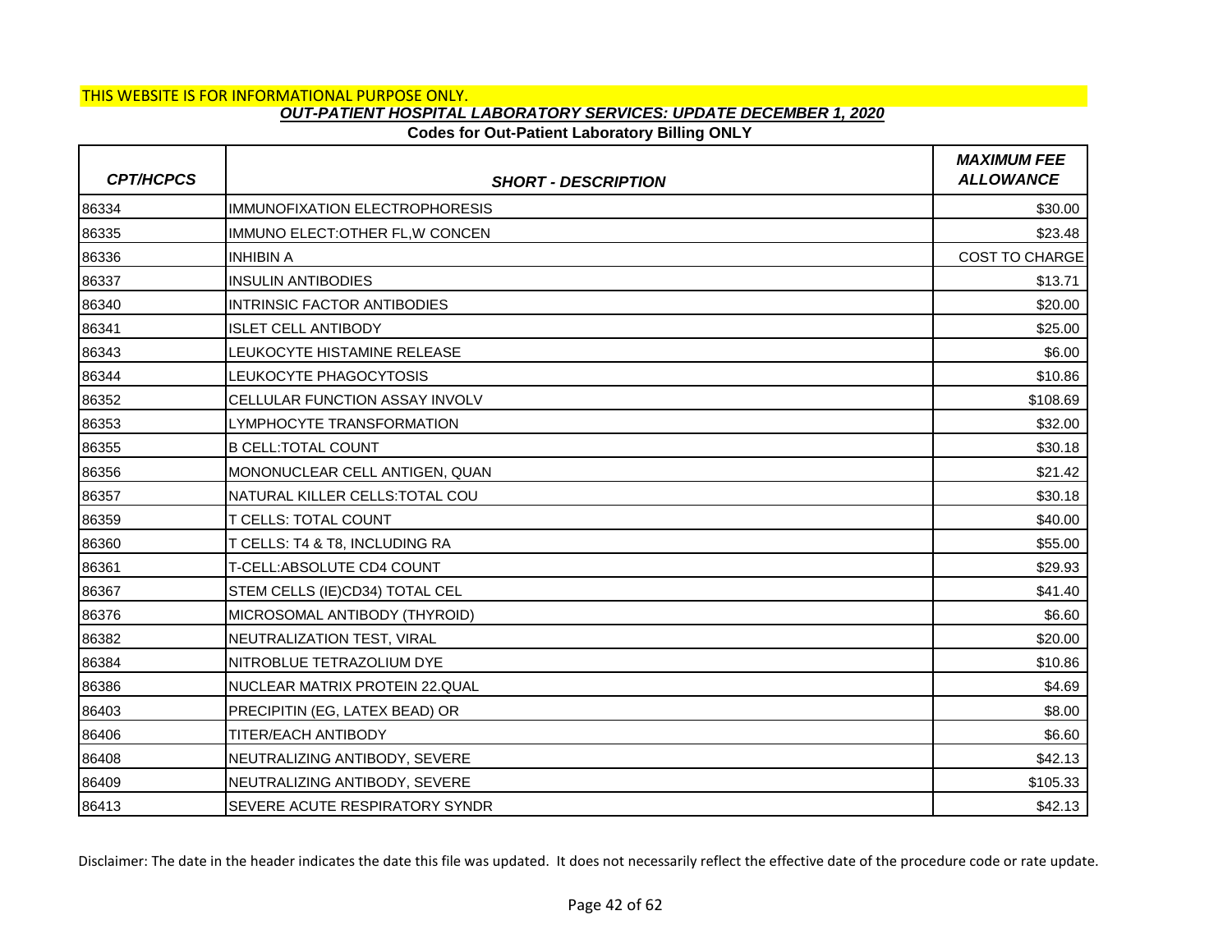THIS WEBSITE IS FOR INFORMATIONAL PURPOSE ONLY.

## *OUT-PATIENT HOSPITAL LABORATORY SERVICES: UPDATE DECEMBER 1, 2020*

**Codes for Out-Patient Laboratory Billing ONLY**

| *CPT/HCPCS* | *SHORT - DESCRIPTION* | *MAXIMUM FEE ALLOWANCE* |
|---|---|---|
| 86334 | IMMUNOFIXATION ELECTROPHORESIS | $30.00 |
| 86335 | IMMUNO ELECT:OTHER FL,W CONCEN | $23.48 |
| 86336 | INHIBIN A | COST TO CHARGE |
| 86337 | INSULIN ANTIBODIES | $13.71 |
| 86340 | INTRINSIC FACTOR ANTIBODIES | $20.00 |
| 86341 | ISLET CELL ANTIBODY | $25.00 |
| 86343 | LEUKOCYTE HISTAMINE RELEASE | $6.00 |
| 86344 | LEUKOCYTE PHAGOCYTOSIS | $10.86 |
| 86352 | CELLULAR FUNCTION ASSAY INVOLV | $108.69 |
| 86353 | LYMPHOCYTE TRANSFORMATION | $32.00 |
| 86355 | B CELL:TOTAL COUNT | $30.18 |
| 86356 | MONONUCLEAR CELL ANTIGEN, QUAN | $21.42 |
| 86357 | NATURAL KILLER CELLS:TOTAL COU | $30.18 |
| 86359 | T CELLS: TOTAL COUNT | $40.00 |
| 86360 | T CELLS: T4 & T8, INCLUDING RA | $55.00 |
| 86361 | T-CELL:ABSOLUTE CD4 COUNT | $29.93 |
| 86367 | STEM CELLS (IE)CD34) TOTAL CEL | $41.40 |
| 86376 | MICROSOMAL ANTIBODY (THYROID) | $6.60 |
| 86382 | NEUTRALIZATION TEST, VIRAL | $20.00 |
| 86384 | NITROBLUE TETRAZOLIUM DYE | $10.86 |
| 86386 | NUCLEAR MATRIX PROTEIN 22.QUAL | $4.69 |
| 86403 | PRECIPITIN (EG, LATEX BEAD) OR | $8.00 |
| 86406 | TITER/EACH ANTIBODY | $6.60 |
| 86408 | NEUTRALIZING ANTIBODY, SEVERE | $42.13 |
| 86409 | NEUTRALIZING ANTIBODY, SEVERE | $105.33 |
| 86413 | SEVERE ACUTE RESPIRATORY SYNDR | $42.13 |

Disclaimer: The date in the header indicates the date this file was updated. It does not necessarily reflect the effective date of the procedure code or rate update.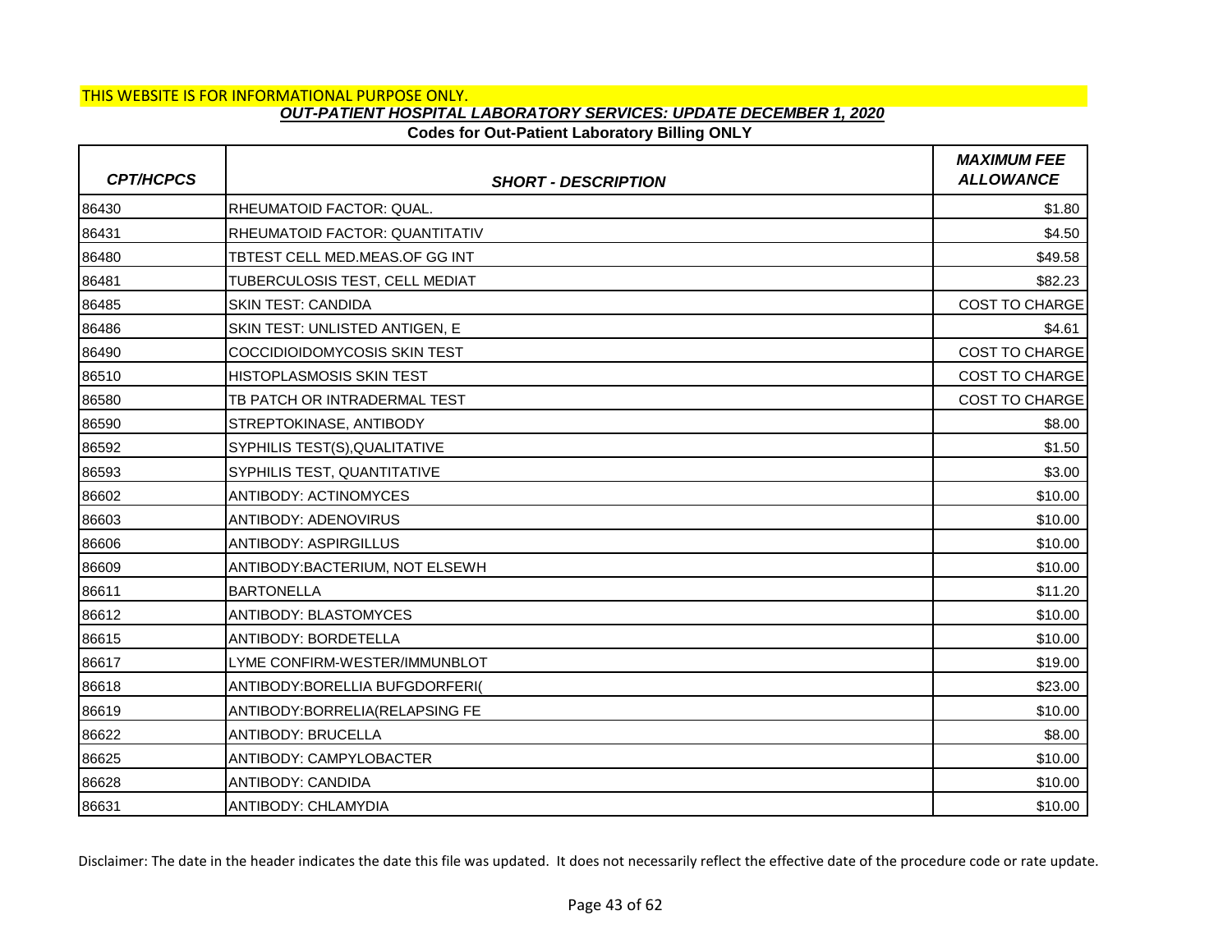THIS WEBSITE IS FOR INFORMATIONAL PURPOSE ONLY.

***OUT-PATIENT HOSPITAL LABORATORY SERVICES: UPDATE DECEMBER 1, 2020***

**Codes for Out-Patient Laboratory Billing ONLY**

| *CPT/HCPCS* | *SHORT - DESCRIPTION* | *MAXIMUM FEE ALLOWANCE* |
|---|---|---|
| 86430 | RHEUMATOID FACTOR: QUAL. | $1.80 |
| 86431 | RHEUMATOID FACTOR: QUANTITATIV | $4.50 |
| 86480 | TBTEST CELL MED.MEAS.OF GG INT | $49.58 |
| 86481 | TUBERCULOSIS TEST, CELL MEDIAT | $82.23 |
| 86485 | SKIN TEST: CANDIDA | COST TO CHARGE |
| 86486 | SKIN TEST: UNLISTED ANTIGEN, E | $4.61 |
| 86490 | COCCIDIOIDOMYCOSIS SKIN TEST | COST TO CHARGE |
| 86510 | HISTOPLASMOSIS SKIN TEST | COST TO CHARGE |
| 86580 | TB PATCH OR INTRADERMAL TEST | COST TO CHARGE |
| 86590 | STREPTOKINASE, ANTIBODY | $8.00 |
| 86592 | SYPHILIS TEST(S),QUALITATIVE | $1.50 |
| 86593 | SYPHILIS TEST, QUANTITATIVE | $3.00 |
| 86602 | ANTIBODY: ACTINOMYCES | $10.00 |
| 86603 | ANTIBODY: ADENOVIRUS | $10.00 |
| 86606 | ANTIBODY: ASPIRGILLUS | $10.00 |
| 86609 | ANTIBODY:BACTERIUM, NOT ELSEWH | $10.00 |
| 86611 | BARTONELLA | $11.20 |
| 86612 | ANTIBODY: BLASTOMYCES | $10.00 |
| 86615 | ANTIBODY: BORDETELLA | $10.00 |
| 86617 | LYME CONFIRM-WESTER/IMMUNBLOT | $19.00 |
| 86618 | ANTIBODY:BORELLIA BUFGDORFERI( | $23.00 |
| 86619 | ANTIBODY:BORRELIA(RELAPSING FE | $10.00 |
| 86622 | ANTIBODY: BRUCELLA | $8.00 |
| 86625 | ANTIBODY: CAMPYLOBACTER | $10.00 |
| 86628 | ANTIBODY: CANDIDA | $10.00 |
| 86631 | ANTIBODY: CHLAMYDIA | $10.00 |

Disclaimer: The date in the header indicates the date this file was updated. It does not necessarily reflect the effective date of the procedure code or rate update.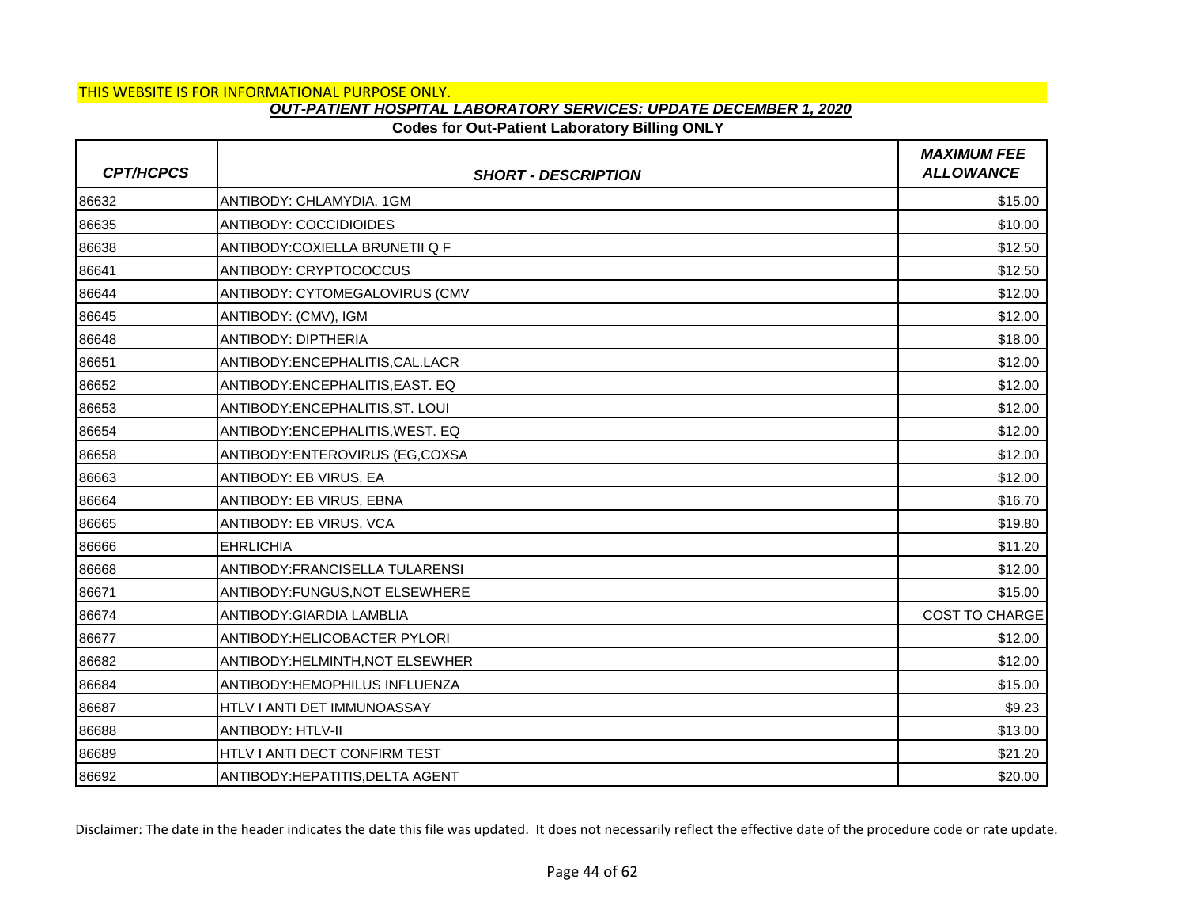THIS WEBSITE IS FOR INFORMATIONAL PURPOSE ONLY.

***OUT-PATIENT HOSPITAL LABORATORY SERVICES: UPDATE DECEMBER 1, 2020***

**Codes for Out-Patient Laboratory Billing ONLY**

| *CPT/HCPCS* | *SHORT - DESCRIPTION* | *MAXIMUM FEE ALLOWANCE* |
|---|---|---|
| 86632 | ANTIBODY: CHLAMYDIA, 1GM | $15.00 |
| 86635 | ANTIBODY: COCCIDIOIDES | $10.00 |
| 86638 | ANTIBODY:COXIELLA BRUNETII Q F | $12.50 |
| 86641 | ANTIBODY: CRYPTOCOCCUS | $12.50 |
| 86644 | ANTIBODY: CYTOMEGALOVIRUS (CMV | $12.00 |
| 86645 | ANTIBODY: (CMV), IGM | $12.00 |
| 86648 | ANTIBODY: DIPTHERIA | $18.00 |
| 86651 | ANTIBODY:ENCEPHALITIS,CAL.LACR | $12.00 |
| 86652 | ANTIBODY:ENCEPHALITIS,EAST. EQ | $12.00 |
| 86653 | ANTIBODY:ENCEPHALITIS,ST. LOUI | $12.00 |
| 86654 | ANTIBODY:ENCEPHALITIS,WEST. EQ | $12.00 |
| 86658 | ANTIBODY:ENTEROVIRUS (EG,COXSA | $12.00 |
| 86663 | ANTIBODY: EB VIRUS, EA | $12.00 |
| 86664 | ANTIBODY: EB VIRUS, EBNA | $16.70 |
| 86665 | ANTIBODY: EB VIRUS, VCA | $19.80 |
| 86666 | EHRLICHIA | $11.20 |
| 86668 | ANTIBODY:FRANCISELLA TULARENSI | $12.00 |
| 86671 | ANTIBODY:FUNGUS,NOT ELSEWHERE | $15.00 |
| 86674 | ANTIBODY:GIARDIA LAMBLIA | COST TO CHARGE |
| 86677 | ANTIBODY:HELICOBACTER PYLORI | $12.00 |
| 86682 | ANTIBODY:HELMINTH,NOT ELSEWHER | $12.00 |
| 86684 | ANTIBODY:HEMOPHILUS INFLUENZA | $15.00 |
| 86687 | HTLV I ANTI DET IMMUNOASSAY | $9.23 |
| 86688 | ANTIBODY: HTLV-II | $13.00 |
| 86689 | HTLV I ANTI DECT CONFIRM TEST | $21.20 |
| 86692 | ANTIBODY:HEPATITIS,DELTA AGENT | $20.00 |

Disclaimer: The date in the header indicates the date this file was updated. It does not necessarily reflect the effective date of the procedure code or rate update.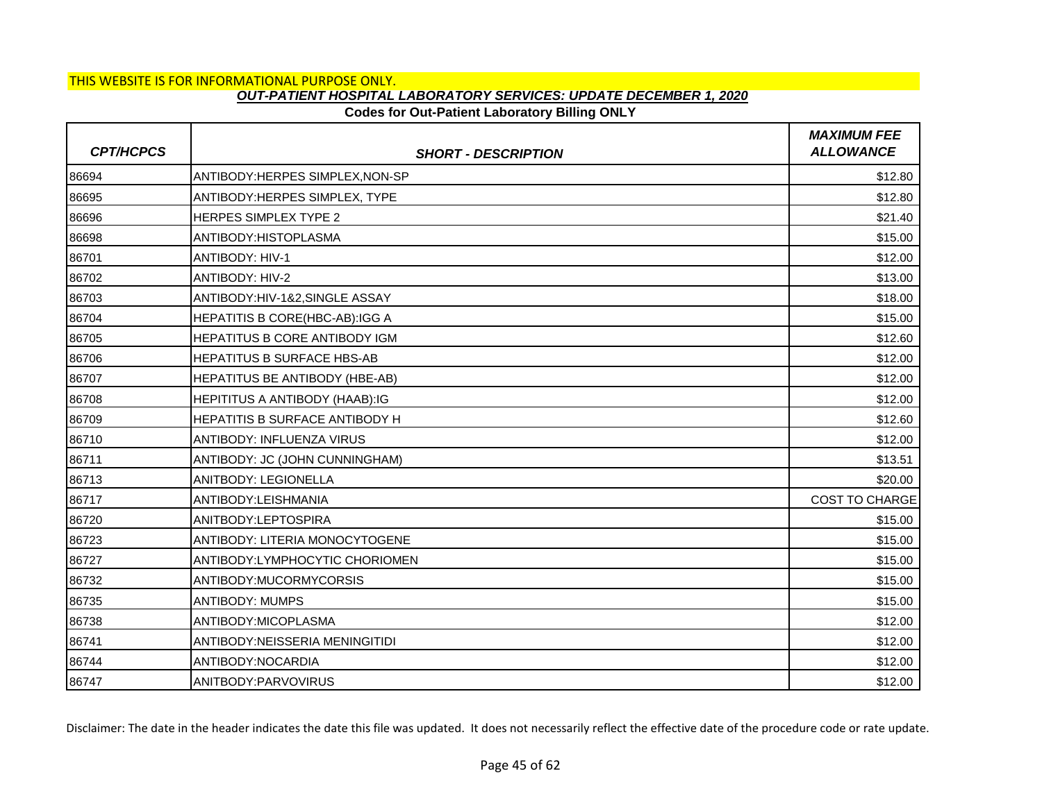THIS WEBSITE IS FOR INFORMATIONAL PURPOSE ONLY.

## *OUT-PATIENT HOSPITAL LABORATORY SERVICES: UPDATE DECEMBER 1, 2020*

### Codes for Out-Patient Laboratory Billing ONLY

| *CPT/HCPCS* | *SHORT - DESCRIPTION* | *MAXIMUM FEE ALLOWANCE* |
|---|---|---|
| 86694 | ANTIBODY:HERPES SIMPLEX,NON-SP | $12.80 |
| 86695 | ANTIBODY:HERPES SIMPLEX, TYPE | $12.80 |
| 86696 | HERPES SIMPLEX TYPE 2 | $21.40 |
| 86698 | ANTIBODY:HISTOPLASMA | $15.00 |
| 86701 | ANTIBODY: HIV-1 | $12.00 |
| 86702 | ANTIBODY: HIV-2 | $13.00 |
| 86703 | ANTIBODY:HIV-1&2,SINGLE ASSAY | $18.00 |
| 86704 | HEPATITIS B CORE(HBC-AB):IGG A | $15.00 |
| 86705 | HEPATITUS B CORE ANTIBODY IGM | $12.60 |
| 86706 | HEPATITUS B SURFACE HBS-AB | $12.00 |
| 86707 | HEPATITUS BE ANTIBODY (HBE-AB) | $12.00 |
| 86708 | HEPITITUS A ANTIBODY (HAAB):IG | $12.00 |
| 86709 | HEPATITIS B SURFACE ANTIBODY H | $12.60 |
| 86710 | ANTIBODY: INFLUENZA VIRUS | $12.00 |
| 86711 | ANTIBODY: JC (JOHN CUNNINGHAM) | $13.51 |
| 86713 | ANITBODY: LEGIONELLA | $20.00 |
| 86717 | ANTIBODY:LEISHMANIA | COST TO CHARGE |
| 86720 | ANITBODY:LEPTOSPIRA | $15.00 |
| 86723 | ANTIBODY: LITERIA MONOCYTOGENE | $15.00 |
| 86727 | ANTIBODY:LYMPHOCYTIC CHORIOMEN | $15.00 |
| 86732 | ANTIBODY:MUCORMYCORSIS | $15.00 |
| 86735 | ANTIBODY: MUMPS | $15.00 |
| 86738 | ANTIBODY:MICOPLASMA | $12.00 |
| 86741 | ANTIBODY:NEISSERIA MENINGITIDI | $12.00 |
| 86744 | ANTIBODY:NOCARDIA | $12.00 |
| 86747 | ANITBODY:PARVOVIRUS | $12.00 |

Disclaimer: The date in the header indicates the date this file was updated. It does not necessarily reflect the effective date of the procedure code or rate update.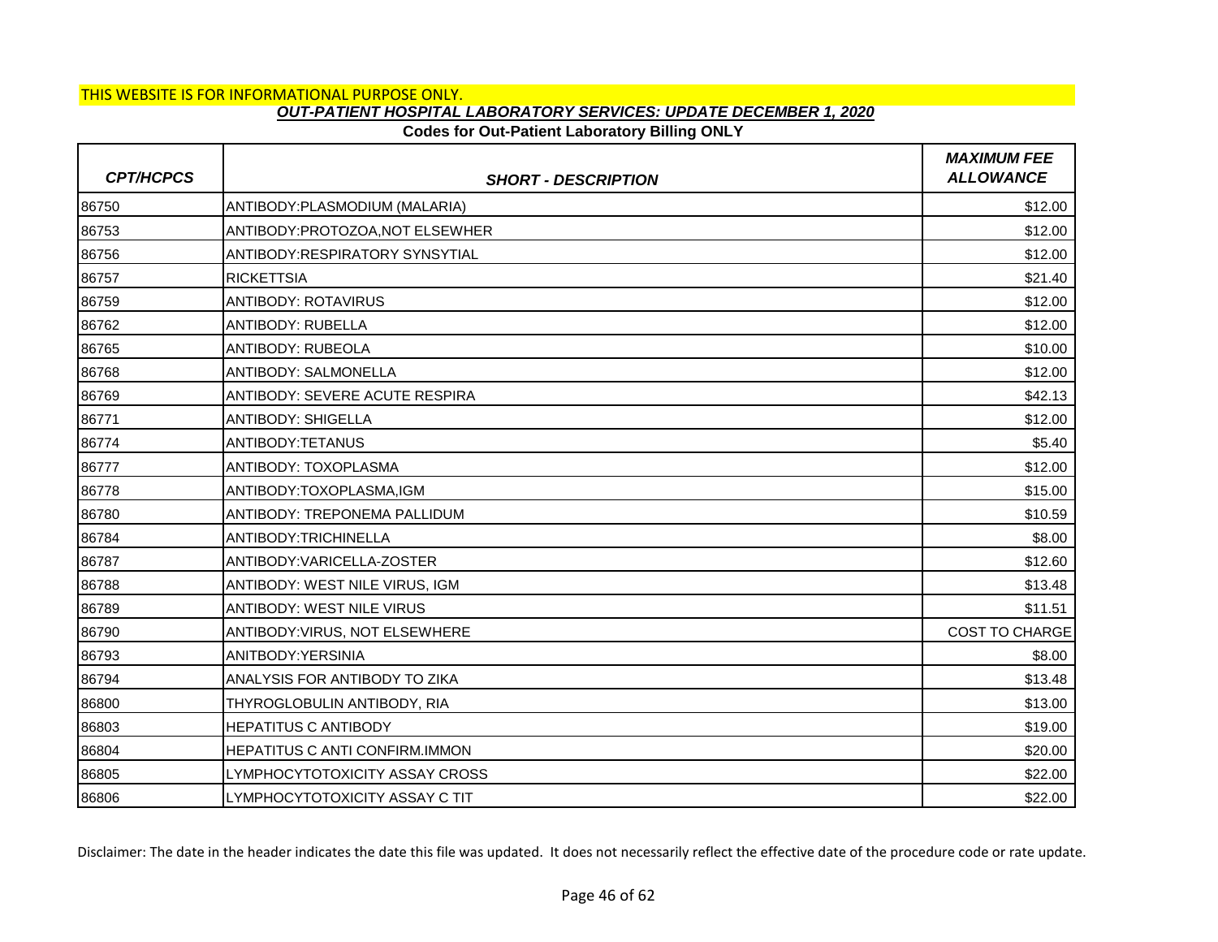THIS WEBSITE IS FOR INFORMATIONAL PURPOSE ONLY.

***OUT-PATIENT HOSPITAL LABORATORY SERVICES: UPDATE DECEMBER 1, 2020***

**Codes for Out-Patient Laboratory Billing ONLY**

| *CPT/HCPCS* | *SHORT - DESCRIPTION* | *MAXIMUM FEE ALLOWANCE* |
|---|---|---|
| 86750 | ANTIBODY:PLASMODIUM (MALARIA) | $12.00 |
| 86753 | ANTIBODY:PROTOZOA,NOT ELSEWHER | $12.00 |
| 86756 | ANTIBODY:RESPIRATORY SYNSYTIAL | $12.00 |
| 86757 | RICKETTSIA | $21.40 |
| 86759 | ANTIBODY: ROTAVIRUS | $12.00 |
| 86762 | ANTIBODY: RUBELLA | $12.00 |
| 86765 | ANTIBODY: RUBEOLA | $10.00 |
| 86768 | ANTIBODY: SALMONELLA | $12.00 |
| 86769 | ANTIBODY: SEVERE ACUTE RESPIRA | $42.13 |
| 86771 | ANTIBODY: SHIGELLA | $12.00 |
| 86774 | ANTIBODY:TETANUS | $5.40 |
| 86777 | ANTIBODY: TOXOPLASMA | $12.00 |
| 86778 | ANTIBODY:TOXOPLASMA,IGM | $15.00 |
| 86780 | ANTIBODY: TREPONEMA PALLIDUM | $10.59 |
| 86784 | ANTIBODY:TRICHINELLA | $8.00 |
| 86787 | ANTIBODY:VARICELLA-ZOSTER | $12.60 |
| 86788 | ANTIBODY: WEST NILE VIRUS, IGM | $13.48 |
| 86789 | ANTIBODY: WEST NILE VIRUS | $11.51 |
| 86790 | ANTIBODY:VIRUS, NOT ELSEWHERE | COST TO CHARGE |
| 86793 | ANITBODY:YERSINIA | $8.00 |
| 86794 | ANALYSIS FOR ANTIBODY TO ZIKA | $13.48 |
| 86800 | THYROGLOBULIN ANTIBODY, RIA | $13.00 |
| 86803 | HEPATITUS C ANTIBODY | $19.00 |
| 86804 | HEPATITUS C ANTI CONFIRM.IMMON | $20.00 |
| 86805 | LYMPHOCYTOTOXICITY ASSAY CROSS | $22.00 |
| 86806 | LYMPHOCYTOTOXICITY ASSAY C TIT | $22.00 |

Disclaimer: The date in the header indicates the date this file was updated. It does not necessarily reflect the effective date of the procedure code or rate update.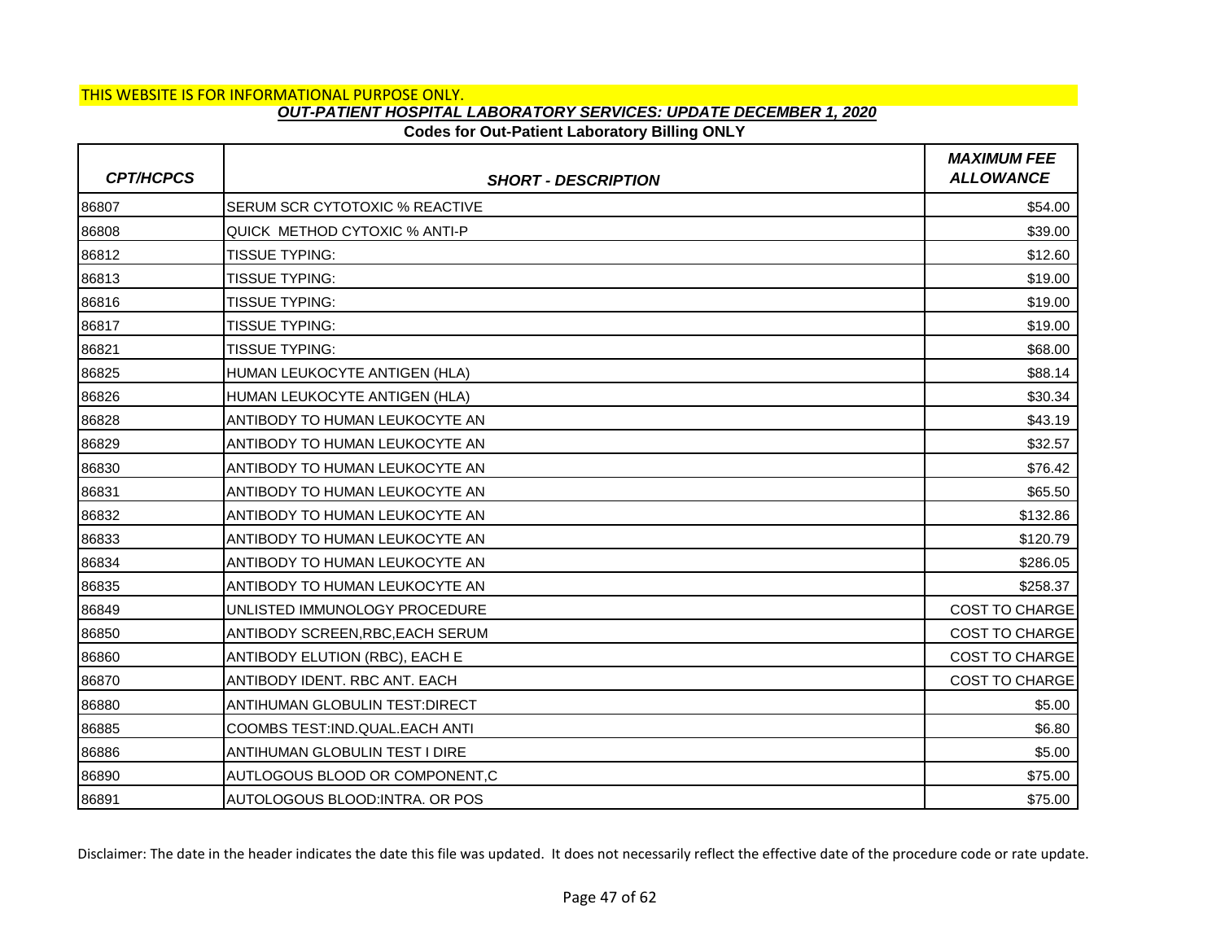THIS WEBSITE IS FOR INFORMATIONAL PURPOSE ONLY.

***OUT-PATIENT HOSPITAL LABORATORY SERVICES: UPDATE DECEMBER 1, 2020***

**Codes for Out-Patient Laboratory Billing ONLY**

| *CPT/HCPCS* | *SHORT - DESCRIPTION* | *MAXIMUM FEE ALLOWANCE* |
|---|---|---|
| 86807 | SERUM SCR CYTOTOXIC % REACTIVE | $54.00 |
| 86808 | QUICK METHOD CYTOXIC % ANTI-P | $39.00 |
| 86812 | TISSUE TYPING: | $12.60 |
| 86813 | TISSUE TYPING: | $19.00 |
| 86816 | TISSUE TYPING: | $19.00 |
| 86817 | TISSUE TYPING: | $19.00 |
| 86821 | TISSUE TYPING: | $68.00 |
| 86825 | HUMAN LEUKOCYTE ANTIGEN (HLA) | $88.14 |
| 86826 | HUMAN LEUKOCYTE ANTIGEN (HLA) | $30.34 |
| 86828 | ANTIBODY TO HUMAN LEUKOCYTE AN | $43.19 |
| 86829 | ANTIBODY TO HUMAN LEUKOCYTE AN | $32.57 |
| 86830 | ANTIBODY TO HUMAN LEUKOCYTE AN | $76.42 |
| 86831 | ANTIBODY TO HUMAN LEUKOCYTE AN | $65.50 |
| 86832 | ANTIBODY TO HUMAN LEUKOCYTE AN | $132.86 |
| 86833 | ANTIBODY TO HUMAN LEUKOCYTE AN | $120.79 |
| 86834 | ANTIBODY TO HUMAN LEUKOCYTE AN | $286.05 |
| 86835 | ANTIBODY TO HUMAN LEUKOCYTE AN | $258.37 |
| 86849 | UNLISTED IMMUNOLOGY PROCEDURE | COST TO CHARGE |
| 86850 | ANTIBODY SCREEN,RBC,EACH SERUM | COST TO CHARGE |
| 86860 | ANTIBODY ELUTION (RBC), EACH E | COST TO CHARGE |
| 86870 | ANTIBODY IDENT. RBC ANT. EACH | COST TO CHARGE |
| 86880 | ANTIHUMAN GLOBULIN TEST:DIRECT | $5.00 |
| 86885 | COOMBS TEST:IND.QUAL.EACH ANTI | $6.80 |
| 86886 | ANTIHUMAN GLOBULIN TEST I DIRE | $5.00 |
| 86890 | AUTLOGOUS BLOOD OR COMPONENT,C | $75.00 |
| 86891 | AUTOLOGOUS BLOOD:INTRA. OR POS | $75.00 |

Disclaimer: The date in the header indicates the date this file was updated. It does not necessarily reflect the effective date of the procedure code or rate update.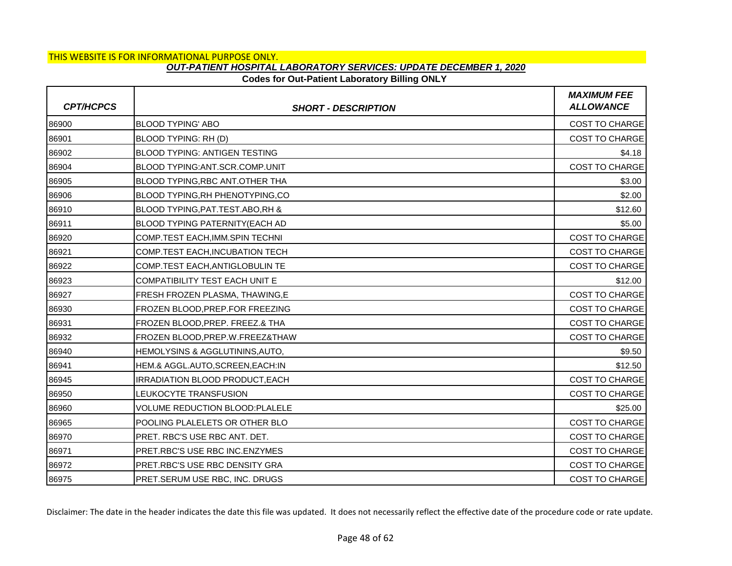THIS WEBSITE IS FOR INFORMATIONAL PURPOSE ONLY.

***OUT-PATIENT HOSPITAL LABORATORY SERVICES: UPDATE DECEMBER 1, 2020***

**Codes for Out-Patient Laboratory Billing ONLY**

| *CPT/HCPCS* | *SHORT - DESCRIPTION* | *MAXIMUM FEE ALLOWANCE* |
|---|---|---|
| 86900 | BLOOD TYPING' ABO | COST TO CHARGE |
| 86901 | BLOOD TYPING: RH (D) | COST TO CHARGE |
| 86902 | BLOOD TYPING: ANTIGEN TESTING | $4.18 |
| 86904 | BLOOD TYPING:ANT.SCR.COMP.UNIT | COST TO CHARGE |
| 86905 | BLOOD TYPING,RBC ANT.OTHER THA | $3.00 |
| 86906 | BLOOD TYPING,RH PHENOTYPING,CO | $2.00 |
| 86910 | BLOOD TYPING,PAT.TEST.ABO,RH & | $12.60 |
| 86911 | BLOOD TYPING PATERNITY(EACH AD | $5.00 |
| 86920 | COMP.TEST EACH,IMM.SPIN TECHNI | COST TO CHARGE |
| 86921 | COMP.TEST EACH,INCUBATION TECH | COST TO CHARGE |
| 86922 | COMP.TEST EACH,ANTIGLOBULIN TE | COST TO CHARGE |
| 86923 | COMPATIBILITY TEST EACH UNIT E | $12.00 |
| 86927 | FRESH FROZEN PLASMA, THAWING,E | COST TO CHARGE |
| 86930 | FROZEN BLOOD,PREP.FOR FREEZING | COST TO CHARGE |
| 86931 | FROZEN BLOOD,PREP. FREEZ.& THA | COST TO CHARGE |
| 86932 | FROZEN BLOOD,PREP.W.FREEZ&THAW | COST TO CHARGE |
| 86940 | HEMOLYSINS & AGGLUTININS,AUTO, | $9.50 |
| 86941 | HEM.& AGGL.AUTO,SCREEN,EACH:IN | $12.50 |
| 86945 | IRRADIATION BLOOD PRODUCT,EACH | COST TO CHARGE |
| 86950 | LEUKOCYTE TRANSFUSION | COST TO CHARGE |
| 86960 | VOLUME REDUCTION BLOOD:PLALELE | $25.00 |
| 86965 | POOLING PLALELETS OR OTHER BLO | COST TO CHARGE |
| 86970 | PRET. RBC'S USE RBC ANT. DET. | COST TO CHARGE |
| 86971 | PRET.RBC'S USE RBC INC.ENZYMES | COST TO CHARGE |
| 86972 | PRET.RBC'S USE RBC DENSITY GRA | COST TO CHARGE |
| 86975 | PRET.SERUM USE RBC, INC. DRUGS | COST TO CHARGE |

Disclaimer: The date in the header indicates the date this file was updated. It does not necessarily reflect the effective date of the procedure code or rate update.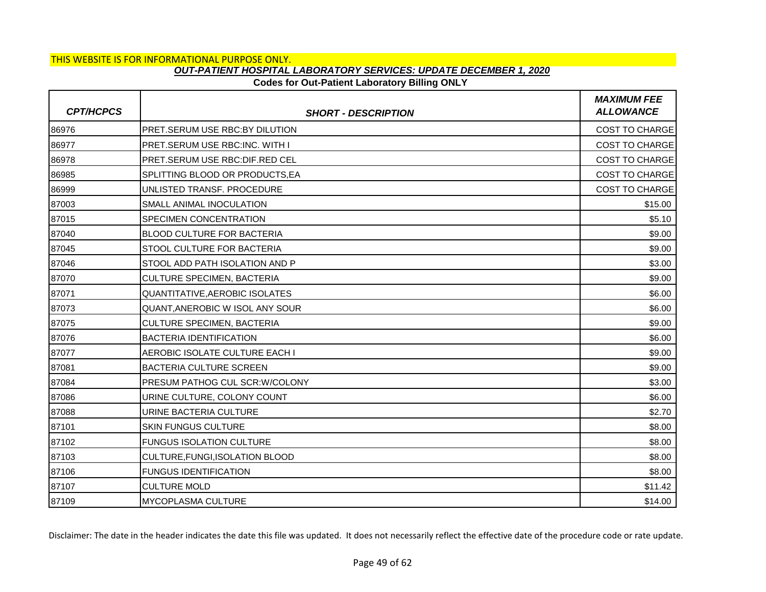THIS WEBSITE IS FOR INFORMATIONAL PURPOSE ONLY.

***OUT-PATIENT HOSPITAL LABORATORY SERVICES: UPDATE DECEMBER 1, 2020***

**Codes for Out-Patient Laboratory Billing ONLY**

| *CPT/HCPCS* | *SHORT - DESCRIPTION* | *MAXIMUM FEE ALLOWANCE* |
|---|---|---|
| 86976 | PRET.SERUM USE RBC:BY DILUTION | COST TO CHARGE |
| 86977 | PRET.SERUM USE RBC:INC. WITH I | COST TO CHARGE |
| 86978 | PRET.SERUM USE RBC:DIF.RED CEL | COST TO CHARGE |
| 86985 | SPLITTING BLOOD OR PRODUCTS,EA | COST TO CHARGE |
| 86999 | UNLISTED TRANSF. PROCEDURE | COST TO CHARGE |
| 87003 | SMALL ANIMAL INOCULATION | $15.00 |
| 87015 | SPECIMEN CONCENTRATION | $5.10 |
| 87040 | BLOOD CULTURE FOR BACTERIA | $9.00 |
| 87045 | STOOL CULTURE FOR BACTERIA | $9.00 |
| 87046 | STOOL ADD PATH ISOLATION AND P | $3.00 |
| 87070 | CULTURE SPECIMEN, BACTERIA | $9.00 |
| 87071 | QUANTITATIVE,AEROBIC ISOLATES | $6.00 |
| 87073 | QUANT,ANEROBIC W ISOL ANY SOUR | $6.00 |
| 87075 | CULTURE SPECIMEN, BACTERIA | $9.00 |
| 87076 | BACTERIA IDENTIFICATION | $6.00 |
| 87077 | AEROBIC ISOLATE CULTURE EACH I | $9.00 |
| 87081 | BACTERIA CULTURE SCREEN | $9.00 |
| 87084 | PRESUM PATHOG CUL SCR:W/COLONY | $3.00 |
| 87086 | URINE CULTURE, COLONY COUNT | $6.00 |
| 87088 | URINE BACTERIA CULTURE | $2.70 |
| 87101 | SKIN FUNGUS CULTURE | $8.00 |
| 87102 | FUNGUS ISOLATION CULTURE | $8.00 |
| 87103 | CULTURE,FUNGI,ISOLATION BLOOD | $8.00 |
| 87106 | FUNGUS IDENTIFICATION | $8.00 |
| 87107 | CULTURE MOLD | $11.42 |
| 87109 | MYCOPLASMA CULTURE | $14.00 |

Disclaimer: The date in the header indicates the date this file was updated. It does not necessarily reflect the effective date of the procedure code or rate update.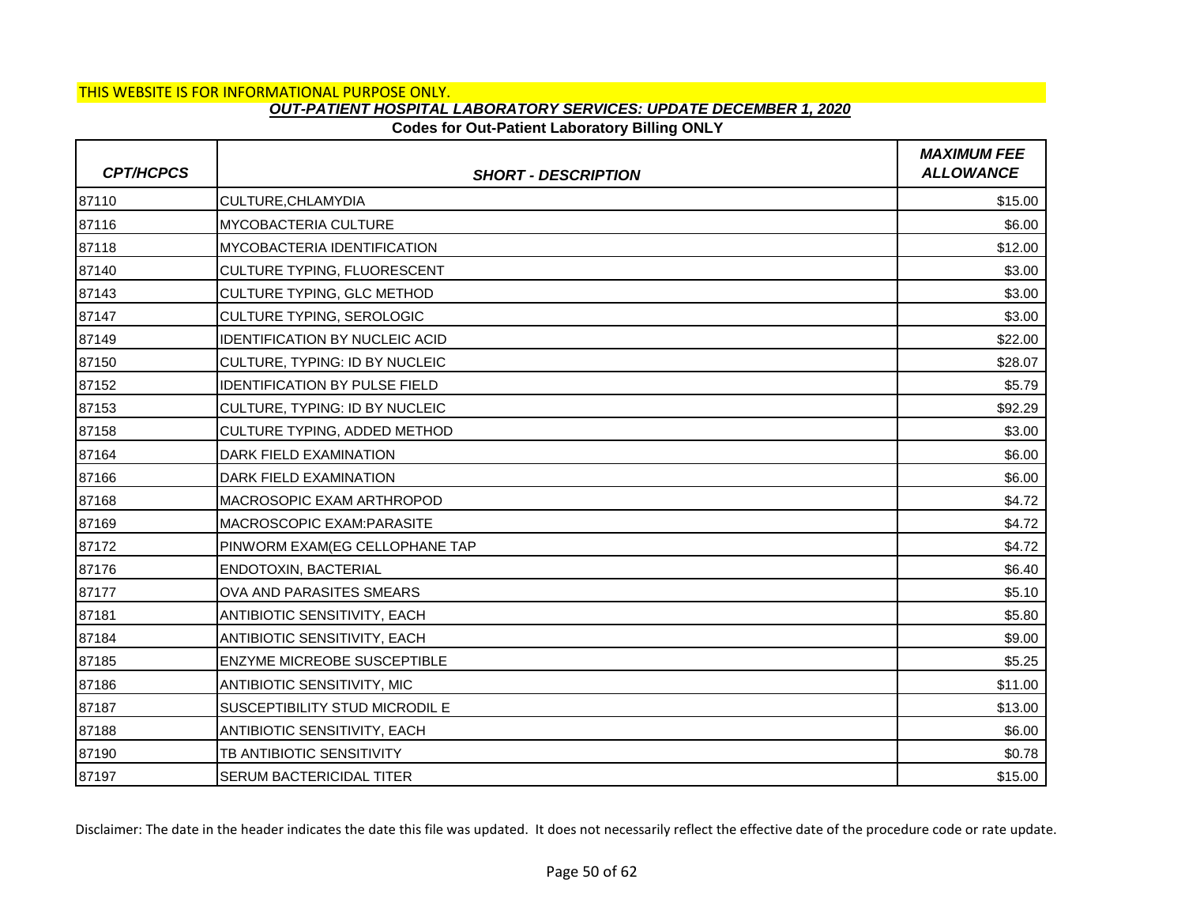THIS WEBSITE IS FOR INFORMATIONAL PURPOSE ONLY.

***OUT-PATIENT HOSPITAL LABORATORY SERVICES: UPDATE DECEMBER 1, 2020***

**Codes for Out-Patient Laboratory Billing ONLY**

| *CPT/HCPCS* | *SHORT - DESCRIPTION* | *MAXIMUM FEE ALLOWANCE* |
|---|---|---|
| 87110 | CULTURE,CHLAMYDIA | $15.00 |
| 87116 | MYCOBACTERIA CULTURE | $6.00 |
| 87118 | MYCOBACTERIA IDENTIFICATION | $12.00 |
| 87140 | CULTURE TYPING, FLUORESCENT | $3.00 |
| 87143 | CULTURE TYPING, GLC METHOD | $3.00 |
| 87147 | CULTURE TYPING, SEROLOGIC | $3.00 |
| 87149 | IDENTIFICATION BY NUCLEIC ACID | $22.00 |
| 87150 | CULTURE, TYPING: ID BY NUCLEIC | $28.07 |
| 87152 | IDENTIFICATION BY PULSE FIELD | $5.79 |
| 87153 | CULTURE, TYPING: ID BY NUCLEIC | $92.29 |
| 87158 | CULTURE TYPING, ADDED METHOD | $3.00 |
| 87164 | DARK FIELD EXAMINATION | $6.00 |
| 87166 | DARK FIELD EXAMINATION | $6.00 |
| 87168 | MACROSOPIC EXAM ARTHROPOD | $4.72 |
| 87169 | MACROSCOPIC EXAM:PARASITE | $4.72 |
| 87172 | PINWORM EXAM(EG CELLOPHANE TAP | $4.72 |
| 87176 | ENDOTOXIN, BACTERIAL | $6.40 |
| 87177 | OVA AND PARASITES SMEARS | $5.10 |
| 87181 | ANTIBIOTIC SENSITIVITY, EACH | $5.80 |
| 87184 | ANTIBIOTIC SENSITIVITY, EACH | $9.00 |
| 87185 | ENZYME MICREOBE SUSCEPTIBLE | $5.25 |
| 87186 | ANTIBIOTIC SENSITIVITY, MIC | $11.00 |
| 87187 | SUSCEPTIBILITY STUD MICRODIL E | $13.00 |
| 87188 | ANTIBIOTIC SENSITIVITY, EACH | $6.00 |
| 87190 | TB ANTIBIOTIC SENSITIVITY | $0.78 |
| 87197 | SERUM BACTERICIDAL TITER | $15.00 |

Disclaimer: The date in the header indicates the date this file was updated. It does not necessarily reflect the effective date of the procedure code or rate update.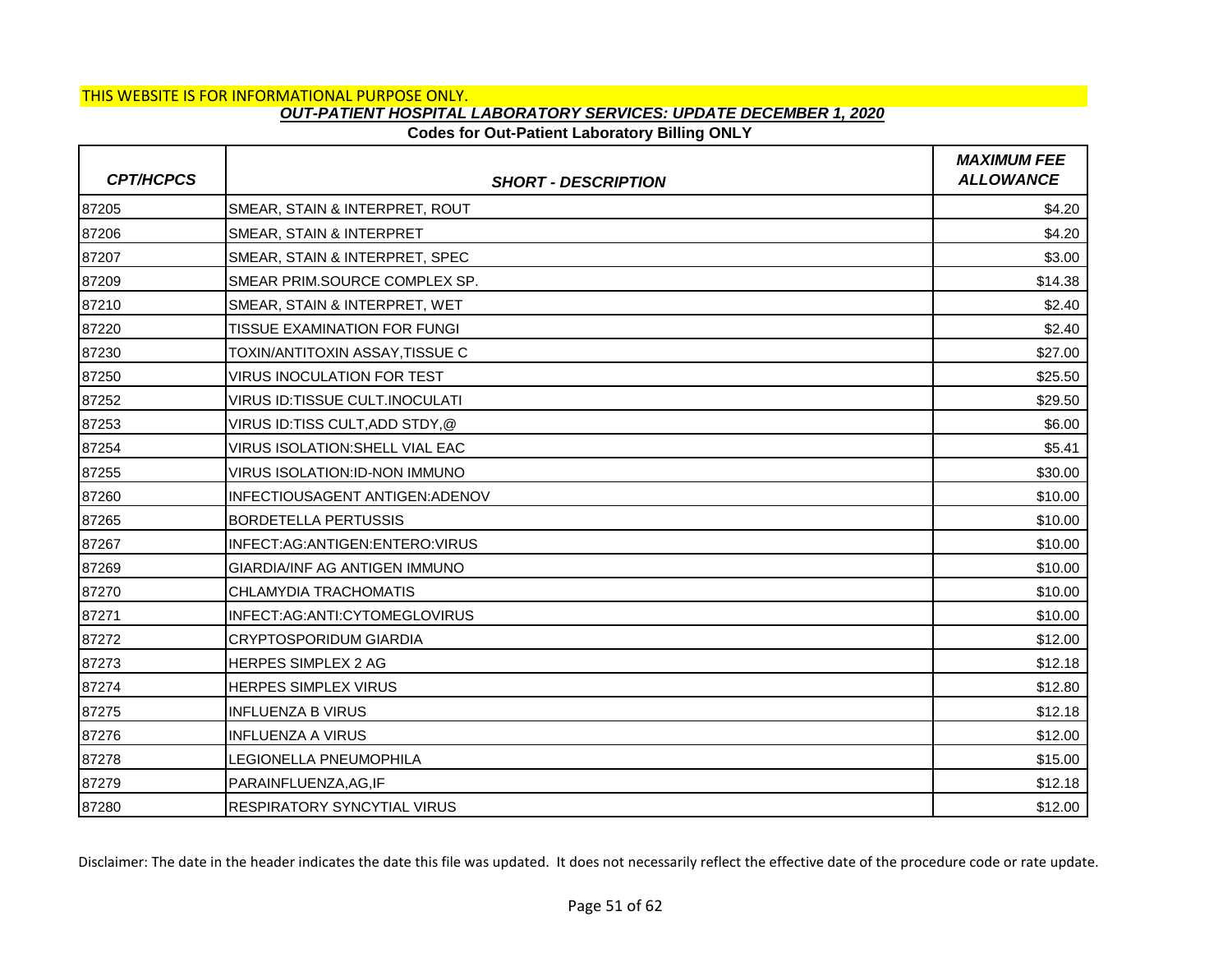THIS WEBSITE IS FOR INFORMATIONAL PURPOSE ONLY.

***OUT-PATIENT HOSPITAL LABORATORY SERVICES: UPDATE DECEMBER 1, 2020***

**Codes for Out-Patient Laboratory Billing ONLY**

| *CPT/HCPCS* | *SHORT - DESCRIPTION* | *MAXIMUM FEE ALLOWANCE* |
|---|---|---|
| 87205 | SMEAR, STAIN & INTERPRET, ROUT | $4.20 |
| 87206 | SMEAR, STAIN & INTERPRET | $4.20 |
| 87207 | SMEAR, STAIN & INTERPRET, SPEC | $3.00 |
| 87209 | SMEAR PRIM.SOURCE COMPLEX SP. | $14.38 |
| 87210 | SMEAR, STAIN & INTERPRET, WET | $2.40 |
| 87220 | TISSUE EXAMINATION FOR FUNGI | $2.40 |
| 87230 | TOXIN/ANTITOXIN ASSAY,TISSUE C | $27.00 |
| 87250 | VIRUS INOCULATION FOR TEST | $25.50 |
| 87252 | VIRUS ID:TISSUE CULT.INOCULATI | $29.50 |
| 87253 | VIRUS ID:TISS CULT,ADD STDY,@ | $6.00 |
| 87254 | VIRUS ISOLATION:SHELL VIAL EAC | $5.41 |
| 87255 | VIRUS ISOLATION:ID-NON IMMUNO | $30.00 |
| 87260 | INFECTIOUSAGENT ANTIGEN:ADENOV | $10.00 |
| 87265 | BORDETELLA PERTUSSIS | $10.00 |
| 87267 | INFECT:AG:ANTIGEN:ENTERO:VIRUS | $10.00 |
| 87269 | GIARDIA/INF AG ANTIGEN IMMUNO | $10.00 |
| 87270 | CHLAMYDIA TRACHOMATIS | $10.00 |
| 87271 | INFECT:AG:ANTI:CYTOMEGLOVIRUS | $10.00 |
| 87272 | CRYPTOSPORIDUM GIARDIA | $12.00 |
| 87273 | HERPES SIMPLEX 2 AG | $12.18 |
| 87274 | HERPES SIMPLEX VIRUS | $12.80 |
| 87275 | INFLUENZA B VIRUS | $12.18 |
| 87276 | INFLUENZA A VIRUS | $12.00 |
| 87278 | LEGIONELLA PNEUMOPHILA | $15.00 |
| 87279 | PARAINFLUENZA,AG,IF | $12.18 |
| 87280 | RESPIRATORY SYNCYTIAL VIRUS | $12.00 |

Disclaimer: The date in the header indicates the date this file was updated. It does not necessarily reflect the effective date of the procedure code or rate update.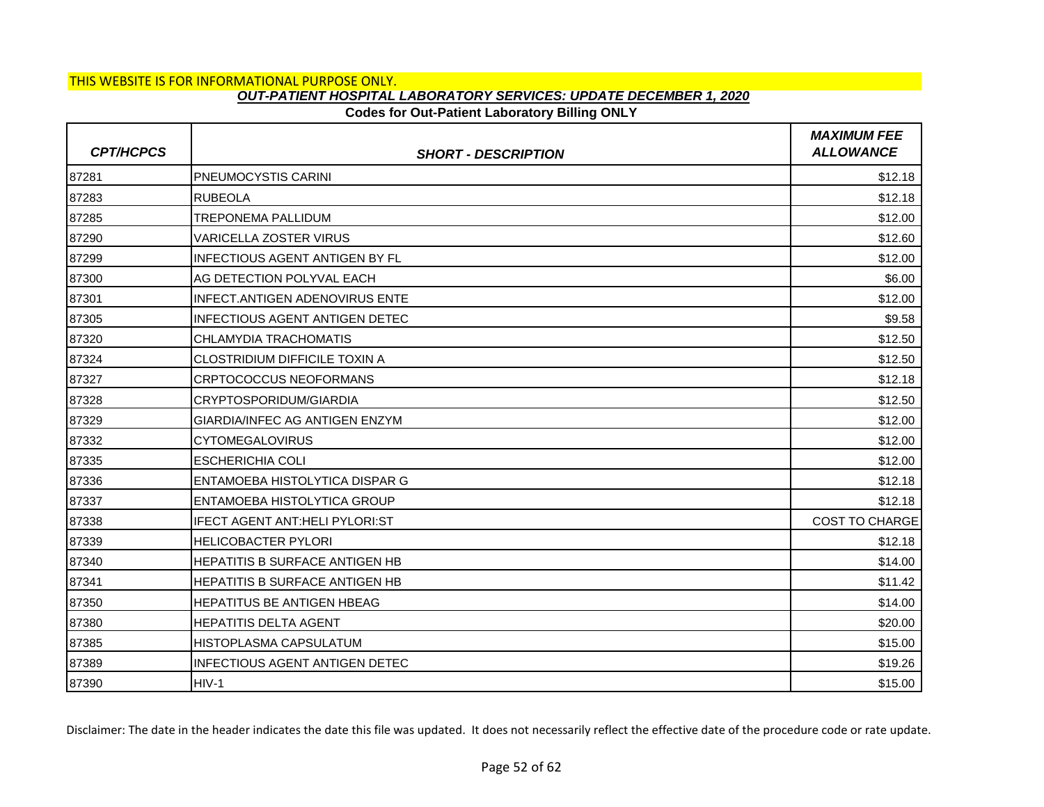THIS WEBSITE IS FOR INFORMATIONAL PURPOSE ONLY.

***OUT-PATIENT HOSPITAL LABORATORY SERVICES: UPDATE DECEMBER 1, 2020***

**Codes for Out-Patient Laboratory Billing ONLY**

| *CPT/HCPCS* | *SHORT - DESCRIPTION* | *MAXIMUM FEE ALLOWANCE* |
|---|---|---|
| 87281 | PNEUMOCYSTIS CARINI | $12.18 |
| 87283 | RUBEOLA | $12.18 |
| 87285 | TREPONEMA PALLIDUM | $12.00 |
| 87290 | VARICELLA ZOSTER VIRUS | $12.60 |
| 87299 | INFECTIOUS AGENT ANTIGEN BY FL | $12.00 |
| 87300 | AG DETECTION POLYVAL EACH | $6.00 |
| 87301 | INFECT.ANTIGEN ADENOVIRUS ENTE | $12.00 |
| 87305 | INFECTIOUS AGENT ANTIGEN DETEC | $9.58 |
| 87320 | CHLAMYDIA TRACHOMATIS | $12.50 |
| 87324 | CLOSTRIDIUM DIFFICILE TOXIN A | $12.50 |
| 87327 | CRPTOCOCCUS NEOFORMANS | $12.18 |
| 87328 | CRYPTOSPORIDUM/GIARDIA | $12.50 |
| 87329 | GIARDIA/INFEC AG ANTIGEN ENZYM | $12.00 |
| 87332 | CYTOMEGALOVIRUS | $12.00 |
| 87335 | ESCHERICHIA COLI | $12.00 |
| 87336 | ENTAMOEBA HISTOLYTICA DISPAR G | $12.18 |
| 87337 | ENTAMOEBA HISTOLYTICA GROUP | $12.18 |
| 87338 | IFECT AGENT ANT:HELI PYLORI:ST | COST TO CHARGE |
| 87339 | HELICOBACTER PYLORI | $12.18 |
| 87340 | HEPATITIS B SURFACE ANTIGEN HB | $14.00 |
| 87341 | HEPATITIS B SURFACE ANTIGEN HB | $11.42 |
| 87350 | HEPATITUS BE ANTIGEN HBEAG | $14.00 |
| 87380 | HEPATITIS DELTA AGENT | $20.00 |
| 87385 | HISTOPLASMA CAPSULATUM | $15.00 |
| 87389 | INFECTIOUS AGENT ANTIGEN DETEC | $19.26 |
| 87390 | HIV-1 | $15.00 |

Disclaimer: The date in the header indicates the date this file was updated. It does not necessarily reflect the effective date of the procedure code or rate update.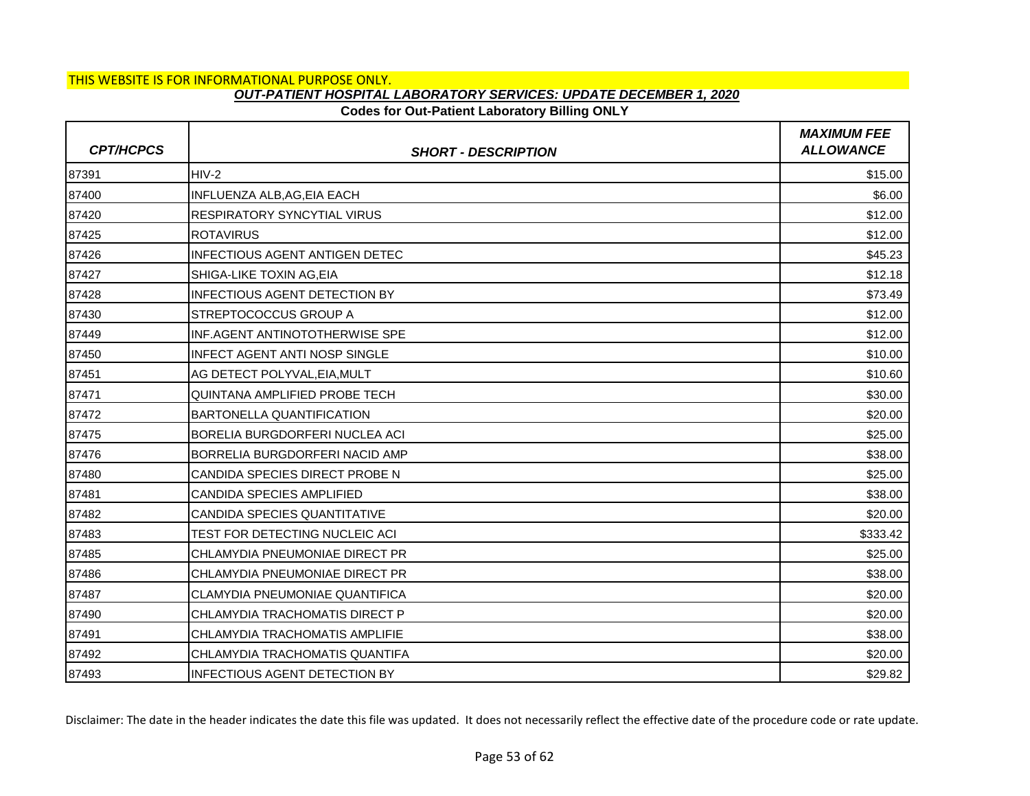THIS WEBSITE IS FOR INFORMATIONAL PURPOSE ONLY.

***OUT-PATIENT HOSPITAL LABORATORY SERVICES: UPDATE DECEMBER 1, 2020***

**Codes for Out-Patient Laboratory Billing ONLY**

| *CPT/HCPCS* | *SHORT - DESCRIPTION* | *MAXIMUM FEE ALLOWANCE* |
|---|---|---|
| 87391 | HIV-2 | $15.00 |
| 87400 | INFLUENZA ALB,AG,EIA EACH | $6.00 |
| 87420 | RESPIRATORY SYNCYTIAL VIRUS | $12.00 |
| 87425 | ROTAVIRUS | $12.00 |
| 87426 | INFECTIOUS AGENT ANTIGEN DETEC | $45.23 |
| 87427 | SHIGA-LIKE TOXIN AG,EIA | $12.18 |
| 87428 | INFECTIOUS AGENT DETECTION BY | $73.49 |
| 87430 | STREPTOCOCCUS GROUP A | $12.00 |
| 87449 | INF.AGENT ANTINOTOTHERWISE SPE | $12.00 |
| 87450 | INFECT AGENT ANTI NOSP SINGLE | $10.00 |
| 87451 | AG DETECT POLYVAL,EIA,MULT | $10.60 |
| 87471 | QUINTANA AMPLIFIED PROBE TECH | $30.00 |
| 87472 | BARTONELLA QUANTIFICATION | $20.00 |
| 87475 | BORELIA BURGDORFERI NUCLEA ACI | $25.00 |
| 87476 | BORRELIA BURGDORFERI NACID AMP | $38.00 |
| 87480 | CANDIDA SPECIES DIRECT PROBE N | $25.00 |
| 87481 | CANDIDA SPECIES AMPLIFIED | $38.00 |
| 87482 | CANDIDA SPECIES QUANTITATIVE | $20.00 |
| 87483 | TEST FOR DETECTING NUCLEIC ACI | $333.42 |
| 87485 | CHLAMYDIA PNEUMONIAE DIRECT PR | $25.00 |
| 87486 | CHLAMYDIA PNEUMONIAE DIRECT PR | $38.00 |
| 87487 | CLAMYDIA PNEUMONIAE QUANTIFICA | $20.00 |
| 87490 | CHLAMYDIA TRACHOMATIS DIRECT P | $20.00 |
| 87491 | CHLAMYDIA TRACHOMATIS AMPLIFIE | $38.00 |
| 87492 | CHLAMYDIA TRACHOMATIS QUANTIFA | $20.00 |
| 87493 | INFECTIOUS AGENT DETECTION BY | $29.82 |

Disclaimer: The date in the header indicates the date this file was updated. It does not necessarily reflect the effective date of the procedure code or rate update.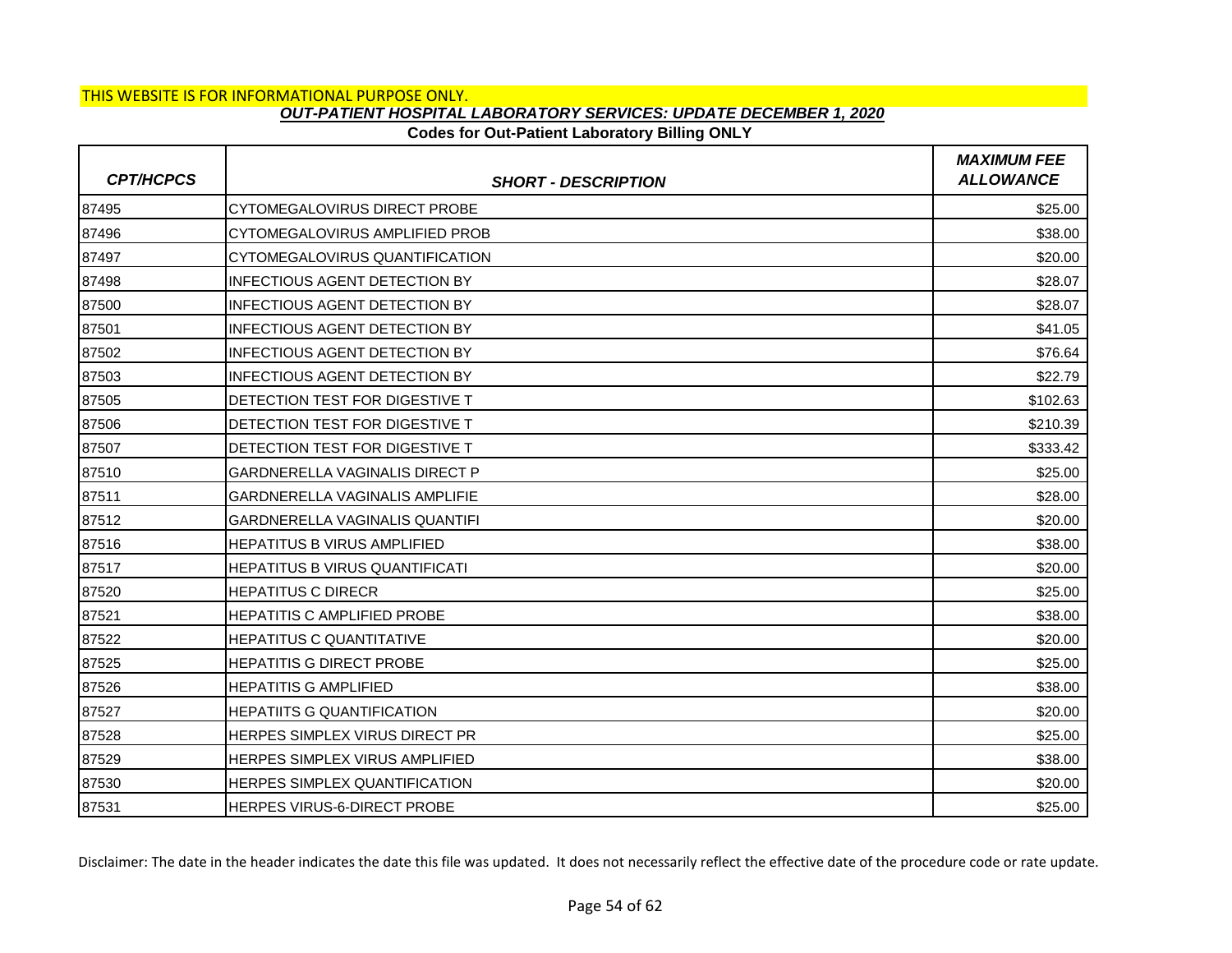THIS WEBSITE IS FOR INFORMATIONAL PURPOSE ONLY.

***OUT-PATIENT HOSPITAL LABORATORY SERVICES: UPDATE DECEMBER 1, 2020***

**Codes for Out-Patient Laboratory Billing ONLY**

| *CPT/HCPCS* | *SHORT - DESCRIPTION* | *MAXIMUM FEE ALLOWANCE* |
|---|---|---|
| 87495 | CYTOMEGALOVIRUS DIRECT PROBE | $25.00 |
| 87496 | CYTOMEGALOVIRUS AMPLIFIED PROB | $38.00 |
| 87497 | CYTOMEGALOVIRUS QUANTIFICATION | $20.00 |
| 87498 | INFECTIOUS AGENT DETECTION BY | $28.07 |
| 87500 | INFECTIOUS AGENT DETECTION BY | $28.07 |
| 87501 | INFECTIOUS AGENT DETECTION BY | $41.05 |
| 87502 | INFECTIOUS AGENT DETECTION BY | $76.64 |
| 87503 | INFECTIOUS AGENT DETECTION BY | $22.79 |
| 87505 | DETECTION TEST FOR DIGESTIVE T | $102.63 |
| 87506 | DETECTION TEST FOR DIGESTIVE T | $210.39 |
| 87507 | DETECTION TEST FOR DIGESTIVE T | $333.42 |
| 87510 | GARDNERELLA VAGINALIS DIRECT P | $25.00 |
| 87511 | GARDNERELLA VAGINALIS AMPLIFIE | $28.00 |
| 87512 | GARDNERELLA VAGINALIS QUANTIFI | $20.00 |
| 87516 | HEPATITUS B VIRUS AMPLIFIED | $38.00 |
| 87517 | HEPATITUS B VIRUS QUANTIFICATI | $20.00 |
| 87520 | HEPATITUS C DIRECR | $25.00 |
| 87521 | HEPATITIS C AMPLIFIED PROBE | $38.00 |
| 87522 | HEPATITUS C QUANTITATIVE | $20.00 |
| 87525 | HEPATITIS G DIRECT PROBE | $25.00 |
| 87526 | HEPATITIS G AMPLIFIED | $38.00 |
| 87527 | HEPATIITS G QUANTIFICATION | $20.00 |
| 87528 | HERPES SIMPLEX VIRUS DIRECT PR | $25.00 |
| 87529 | HERPES SIMPLEX VIRUS AMPLIFIED | $38.00 |
| 87530 | HERPES SIMPLEX QUANTIFICATION | $20.00 |
| 87531 | HERPES VIRUS-6-DIRECT PROBE | $25.00 |

Disclaimer: The date in the header indicates the date this file was updated. It does not necessarily reflect the effective date of the procedure code or rate update.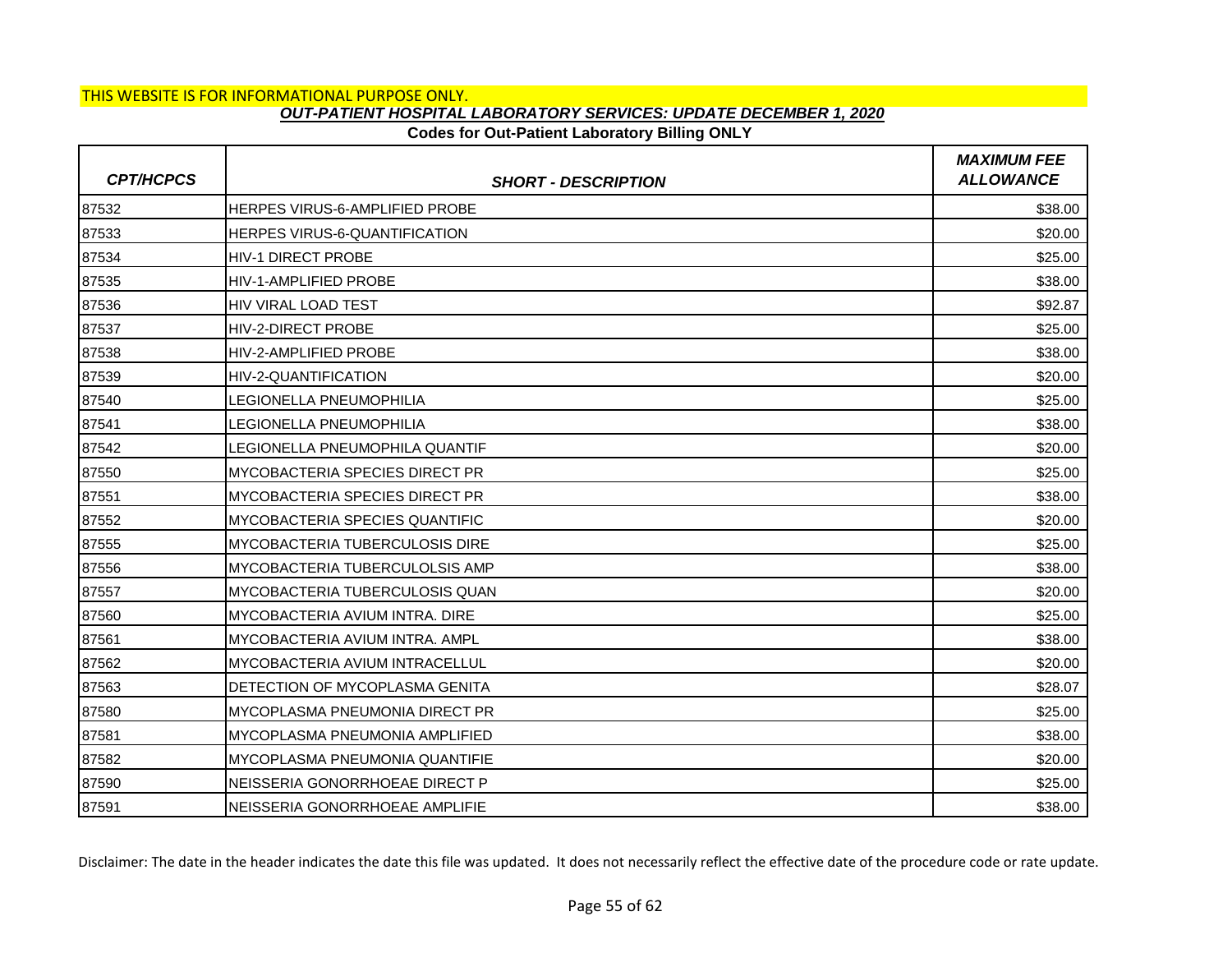THIS WEBSITE IS FOR INFORMATIONAL PURPOSE ONLY.

***OUT-PATIENT HOSPITAL LABORATORY SERVICES: UPDATE DECEMBER 1, 2020***

**Codes for Out-Patient Laboratory Billing ONLY**

| *CPT/HCPCS* | *SHORT - DESCRIPTION* | *MAXIMUM FEE ALLOWANCE* |
|---|---|---|
| 87532 | HERPES VIRUS-6-AMPLIFIED PROBE | $38.00 |
| 87533 | HERPES VIRUS-6-QUANTIFICATION | $20.00 |
| 87534 | HIV-1 DIRECT PROBE | $25.00 |
| 87535 | HIV-1-AMPLIFIED PROBE | $38.00 |
| 87536 | HIV VIRAL LOAD TEST | $92.87 |
| 87537 | HIV-2-DIRECT PROBE | $25.00 |
| 87538 | HIV-2-AMPLIFIED PROBE | $38.00 |
| 87539 | HIV-2-QUANTIFICATION | $20.00 |
| 87540 | LEGIONELLA PNEUMOPHILIA | $25.00 |
| 87541 | LEGIONELLA PNEUMOPHILIA | $38.00 |
| 87542 | LEGIONELLA PNEUMOPHILA QUANTIF | $20.00 |
| 87550 | MYCOBACTERIA SPECIES DIRECT PR | $25.00 |
| 87551 | MYCOBACTERIA SPECIES DIRECT PR | $38.00 |
| 87552 | MYCOBACTERIA SPECIES QUANTIFIC | $20.00 |
| 87555 | MYCOBACTERIA TUBERCULOSIS DIRE | $25.00 |
| 87556 | MYCOBACTERIA TUBERCULOLSIS AMP | $38.00 |
| 87557 | MYCOBACTERIA TUBERCULOSIS QUAN | $20.00 |
| 87560 | MYCOBACTERIA AVIUM INTRA. DIRE | $25.00 |
| 87561 | MYCOBACTERIA AVIUM INTRA. AMPL | $38.00 |
| 87562 | MYCOBACTERIA AVIUM INTRACELLUL | $20.00 |
| 87563 | DETECTION OF MYCOPLASMA GENITA | $28.07 |
| 87580 | MYCOPLASMA PNEUMONIA DIRECT PR | $25.00 |
| 87581 | MYCOPLASMA PNEUMONIA AMPLIFIED | $38.00 |
| 87582 | MYCOPLASMA PNEUMONIA QUANTIFIE | $20.00 |
| 87590 | NEISSERIA GONORRHOEAE DIRECT P | $25.00 |
| 87591 | NEISSERIA GONORRHOEAE AMPLIFIE | $38.00 |

Disclaimer: The date in the header indicates the date this file was updated. It does not necessarily reflect the effective date of the procedure code or rate update.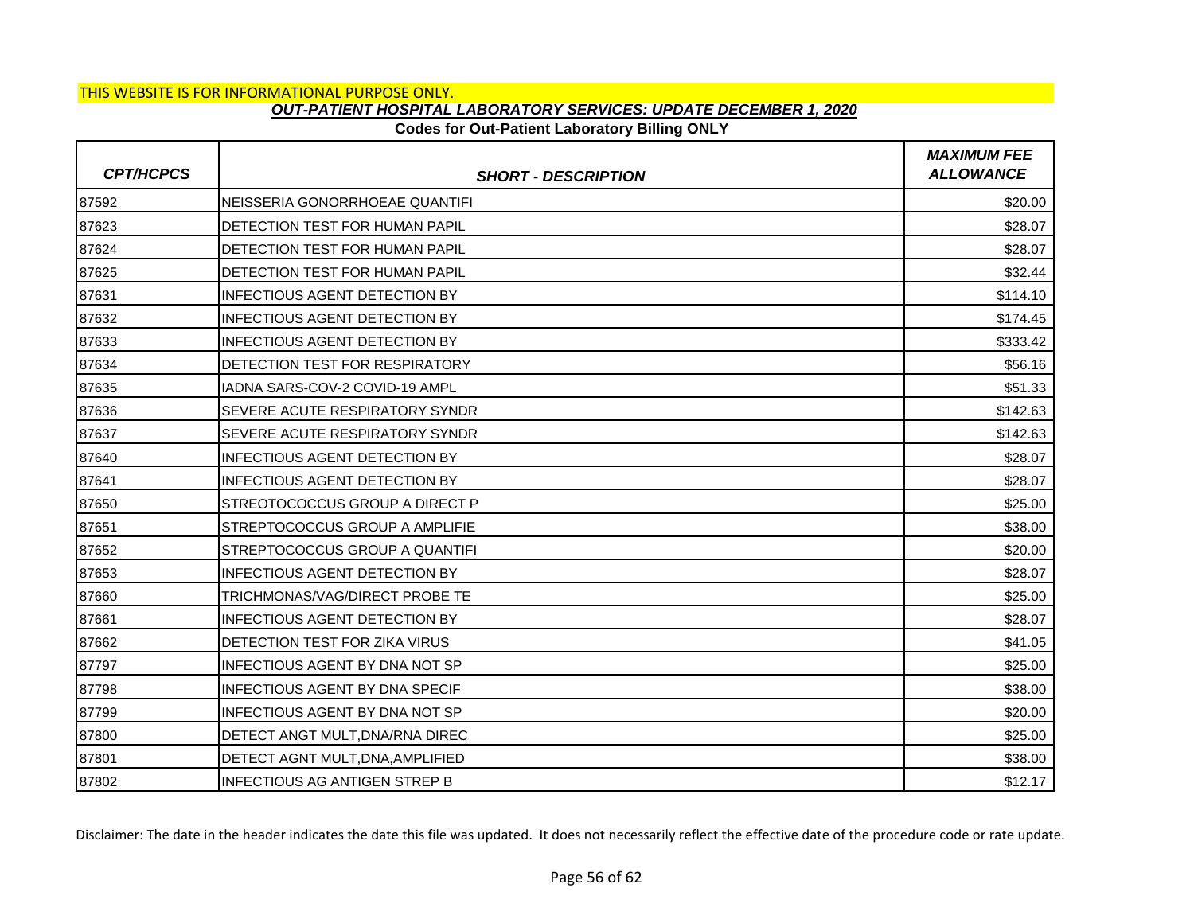THIS WEBSITE IS FOR INFORMATIONAL PURPOSE ONLY.

***OUT-PATIENT HOSPITAL LABORATORY SERVICES: UPDATE DECEMBER 1, 2020***

**Codes for Out-Patient Laboratory Billing ONLY**

| *CPT/HCPCS* | *SHORT - DESCRIPTION* | *MAXIMUM FEE ALLOWANCE* |
|---|---|---|
| 87592 | NEISSERIA GONORRHOEAE QUANTIFI | $20.00 |
| 87623 | DETECTION TEST FOR HUMAN PAPIL | $28.07 |
| 87624 | DETECTION TEST FOR HUMAN PAPIL | $28.07 |
| 87625 | DETECTION TEST FOR HUMAN PAPIL | $32.44 |
| 87631 | INFECTIOUS AGENT DETECTION BY | $114.10 |
| 87632 | INFECTIOUS AGENT DETECTION BY | $174.45 |
| 87633 | INFECTIOUS AGENT DETECTION BY | $333.42 |
| 87634 | DETECTION TEST FOR RESPIRATORY | $56.16 |
| 87635 | IADNA SARS-COV-2 COVID-19 AMPL | $51.33 |
| 87636 | SEVERE ACUTE RESPIRATORY SYNDR | $142.63 |
| 87637 | SEVERE ACUTE RESPIRATORY SYNDR | $142.63 |
| 87640 | INFECTIOUS AGENT DETECTION BY | $28.07 |
| 87641 | INFECTIOUS AGENT DETECTION BY | $28.07 |
| 87650 | STREOTOCOCCUS GROUP A DIRECT P | $25.00 |
| 87651 | STREPTOCOCCUS GROUP A AMPLIFIE | $38.00 |
| 87652 | STREPTOCOCCUS GROUP A QUANTIFI | $20.00 |
| 87653 | INFECTIOUS AGENT DETECTION BY | $28.07 |
| 87660 | TRICHMONAS/VAG/DIRECT PROBE TE | $25.00 |
| 87661 | INFECTIOUS AGENT DETECTION BY | $28.07 |
| 87662 | DETECTION TEST FOR ZIKA VIRUS | $41.05 |
| 87797 | INFECTIOUS AGENT BY DNA NOT SP | $25.00 |
| 87798 | INFECTIOUS AGENT BY DNA SPECIF | $38.00 |
| 87799 | INFECTIOUS AGENT BY DNA NOT SP | $20.00 |
| 87800 | DETECT ANGT MULT,DNA/RNA DIREC | $25.00 |
| 87801 | DETECT AGNT MULT,DNA,AMPLIFIED | $38.00 |
| 87802 | INFECTIOUS AG ANTIGEN STREP B | $12.17 |

Disclaimer: The date in the header indicates the date this file was updated. It does not necessarily reflect the effective date of the procedure code or rate update.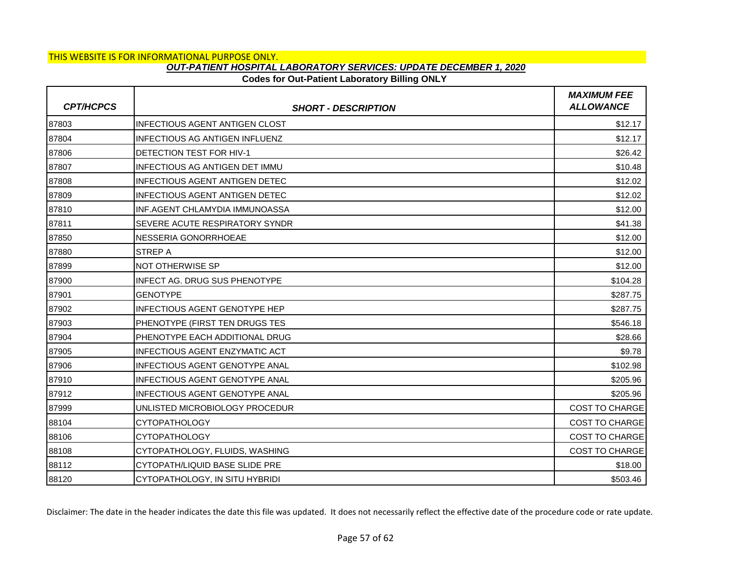THIS WEBSITE IS FOR INFORMATIONAL PURPOSE ONLY.

***OUT-PATIENT HOSPITAL LABORATORY SERVICES: UPDATE DECEMBER 1, 2020***

**Codes for Out-Patient Laboratory Billing ONLY**

| *CPT/HCPCS* | *SHORT - DESCRIPTION* | *MAXIMUM FEE ALLOWANCE* |
|---|---|---|
| 87803 | INFECTIOUS AGENT ANTIGEN CLOST | $12.17 |
| 87804 | INFECTIOUS AG ANTIGEN INFLUENZ | $12.17 |
| 87806 | DETECTION TEST FOR HIV-1 | $26.42 |
| 87807 | INFECTIOUS AG ANTIGEN DET IMMU | $10.48 |
| 87808 | INFECTIOUS AGENT ANTIGEN DETEC | $12.02 |
| 87809 | INFECTIOUS AGENT ANTIGEN DETEC | $12.02 |
| 87810 | INF.AGENT CHLAMYDIA IMMUNOASSA | $12.00 |
| 87811 | SEVERE ACUTE RESPIRATORY SYNDR | $41.38 |
| 87850 | NESSERIA GONORRHOEAE | $12.00 |
| 87880 | STREP A | $12.00 |
| 87899 | NOT OTHERWISE SP | $12.00 |
| 87900 | INFECT AG. DRUG SUS PHENOTYPE | $104.28 |
| 87901 | GENOTYPE | $287.75 |
| 87902 | INFECTIOUS AGENT GENOTYPE HEP | $287.75 |
| 87903 | PHENOTYPE (FIRST TEN DRUGS TES | $546.18 |
| 87904 | PHENOTYPE EACH ADDITIONAL DRUG | $28.66 |
| 87905 | INFECTIOUS AGENT ENZYMATIC ACT | $9.78 |
| 87906 | INFECTIOUS AGENT GENOTYPE ANAL | $102.98 |
| 87910 | INFECTIOUS AGENT GENOTYPE ANAL | $205.96 |
| 87912 | INFECTIOUS AGENT GENOTYPE ANAL | $205.96 |
| 87999 | UNLISTED MICROBIOLOGY PROCEDUR | COST TO CHARGE |
| 88104 | CYTOPATHOLOGY | COST TO CHARGE |
| 88106 | CYTOPATHOLOGY | COST TO CHARGE |
| 88108 | CYTOPATHOLOGY, FLUIDS, WASHING | COST TO CHARGE |
| 88112 | CYTOPATH/LIQUID BASE SLIDE PRE | $18.00 |
| 88120 | CYTOPATHOLOGY, IN SITU HYBRIDI | $503.46 |

Disclaimer: The date in the header indicates the date this file was updated. It does not necessarily reflect the effective date of the procedure code or rate update.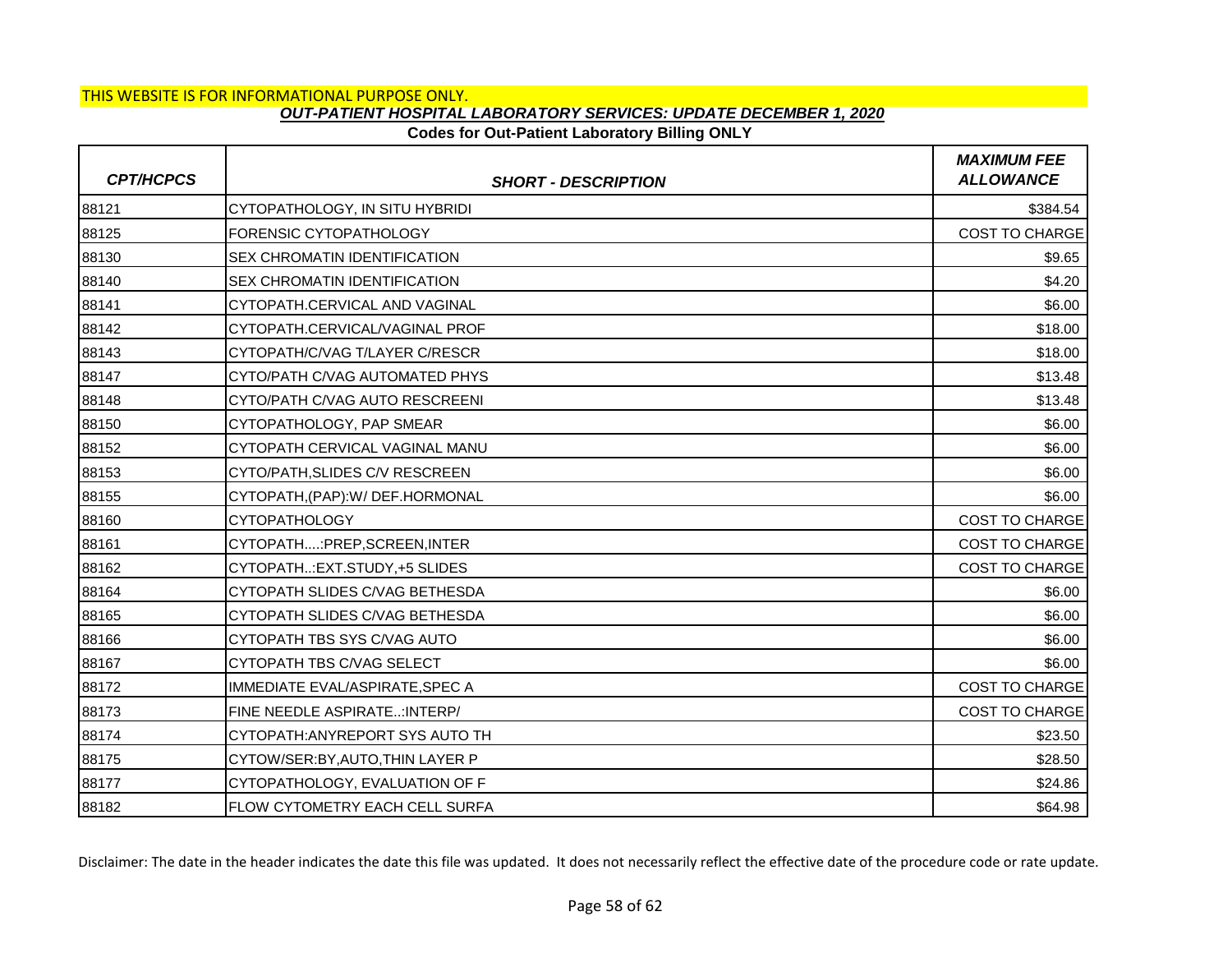THIS WEBSITE IS FOR INFORMATIONAL PURPOSE ONLY.

***OUT-PATIENT HOSPITAL LABORATORY SERVICES: UPDATE DECEMBER 1, 2020***

**Codes for Out-Patient Laboratory Billing ONLY**

| *CPT/HCPCS* | *SHORT - DESCRIPTION* | *MAXIMUM FEE ALLOWANCE* |
|---|---|---|
| 88121 | CYTOPATHOLOGY, IN SITU HYBRIDI | $384.54 |
| 88125 | FORENSIC CYTOPATHOLOGY | COST TO CHARGE |
| 88130 | SEX CHROMATIN IDENTIFICATION | $9.65 |
| 88140 | SEX CHROMATIN IDENTIFICATION | $4.20 |
| 88141 | CYTOPATH.CERVICAL AND VAGINAL | $6.00 |
| 88142 | CYTOPATH.CERVICAL/VAGINAL PROF | $18.00 |
| 88143 | CYTOPATH/C/VAG T/LAYER C/RESCR | $18.00 |
| 88147 | CYTO/PATH C/VAG AUTOMATED PHYS | $13.48 |
| 88148 | CYTO/PATH C/VAG AUTO RESCREENI | $13.48 |
| 88150 | CYTOPATHOLOGY, PAP SMEAR | $6.00 |
| 88152 | CYTOPATH CERVICAL VAGINAL MANU | $6.00 |
| 88153 | CYTO/PATH,SLIDES C/V RESCREEN | $6.00 |
| 88155 | CYTOPATH,(PAP):W/ DEF.HORMONAL | $6.00 |
| 88160 | CYTOPATHOLOGY | COST TO CHARGE |
| 88161 | CYTOPATH....:PREP,SCREEN,INTER | COST TO CHARGE |
| 88162 | CYTOPATH..:EXT.STUDY,+5 SLIDES | COST TO CHARGE |
| 88164 | CYTOPATH SLIDES C/VAG BETHESDA | $6.00 |
| 88165 | CYTOPATH SLIDES C/VAG BETHESDA | $6.00 |
| 88166 | CYTOPATH TBS SYS C/VAG AUTO | $6.00 |
| 88167 | CYTOPATH TBS C/VAG SELECT | $6.00 |
| 88172 | IMMEDIATE EVAL/ASPIRATE,SPEC A | COST TO CHARGE |
| 88173 | FINE NEEDLE ASPIRATE..:INTERP/ | COST TO CHARGE |
| 88174 | CYTOPATH:ANYREPORT SYS AUTO TH | $23.50 |
| 88175 | CYTOW/SER:BY,AUTO,THIN LAYER P | $28.50 |
| 88177 | CYTOPATHOLOGY, EVALUATION OF F | $24.86 |
| 88182 | FLOW CYTOMETRY EACH CELL SURFA | $64.98 |

Disclaimer: The date in the header indicates the date this file was updated. It does not necessarily reflect the effective date of the procedure code or rate update.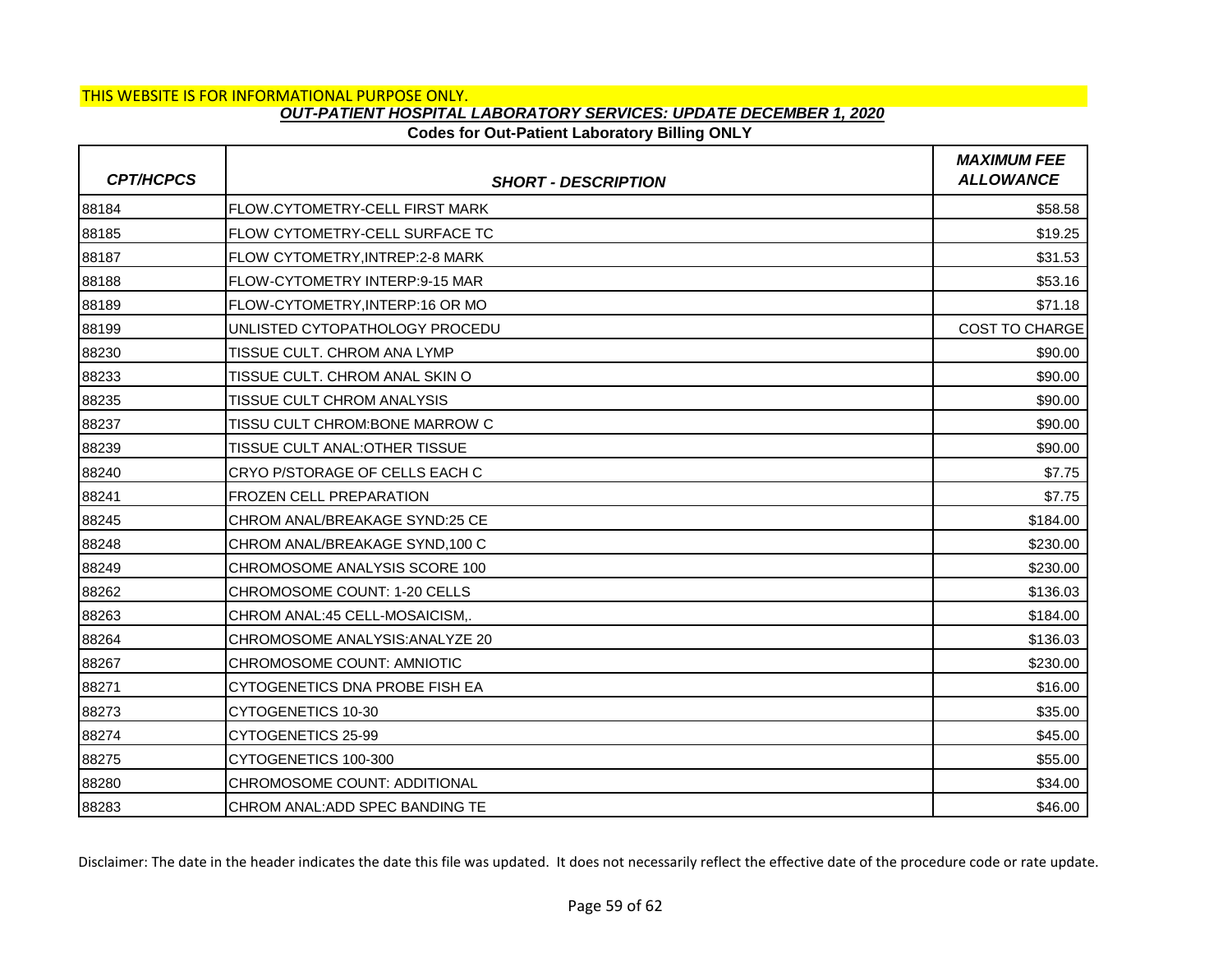THIS WEBSITE IS FOR INFORMATIONAL PURPOSE ONLY.

***OUT-PATIENT HOSPITAL LABORATORY SERVICES: UPDATE DECEMBER 1, 2020***

**Codes for Out-Patient Laboratory Billing ONLY**

| *CPT/HCPCS* | *SHORT - DESCRIPTION* | *MAXIMUM FEE ALLOWANCE* |
|---|---|---|
| 88184 | FLOW.CYTOMETRY-CELL FIRST MARK | $58.58 |
| 88185 | FLOW CYTOMETRY-CELL SURFACE TC | $19.25 |
| 88187 | FLOW CYTOMETRY,INTREP:2-8 MARK | $31.53 |
| 88188 | FLOW-CYTOMETRY INTERP:9-15 MAR | $53.16 |
| 88189 | FLOW-CYTOMETRY,INTERP:16 OR MO | $71.18 |
| 88199 | UNLISTED CYTOPATHOLOGY PROCEDU | COST TO CHARGE |
| 88230 | TISSUE CULT. CHROM ANA LYMP | $90.00 |
| 88233 | TISSUE CULT. CHROM ANAL SKIN O | $90.00 |
| 88235 | TISSUE CULT CHROM ANALYSIS | $90.00 |
| 88237 | TISSU CULT CHROM:BONE MARROW C | $90.00 |
| 88239 | TISSUE CULT ANAL:OTHER TISSUE | $90.00 |
| 88240 | CRYO P/STORAGE OF CELLS EACH C | $7.75 |
| 88241 | FROZEN CELL PREPARATION | $7.75 |
| 88245 | CHROM ANAL/BREAKAGE SYND:25 CE | $184.00 |
| 88248 | CHROM ANAL/BREAKAGE SYND,100 C | $230.00 |
| 88249 | CHROMOSOME ANALYSIS SCORE 100 | $230.00 |
| 88262 | CHROMOSOME COUNT: 1-20 CELLS | $136.03 |
| 88263 | CHROM ANAL:45 CELL-MOSAICISM,. | $184.00 |
| 88264 | CHROMOSOME ANALYSIS:ANALYZE 20 | $136.03 |
| 88267 | CHROMOSOME COUNT: AMNIOTIC | $230.00 |
| 88271 | CYTOGENETICS DNA PROBE FISH EA | $16.00 |
| 88273 | CYTOGENETICS 10-30 | $35.00 |
| 88274 | CYTOGENETICS 25-99 | $45.00 |
| 88275 | CYTOGENETICS 100-300 | $55.00 |
| 88280 | CHROMOSOME COUNT: ADDITIONAL | $34.00 |
| 88283 | CHROM ANAL:ADD SPEC BANDING TE | $46.00 |

Disclaimer: The date in the header indicates the date this file was updated. It does not necessarily reflect the effective date of the procedure code or rate update.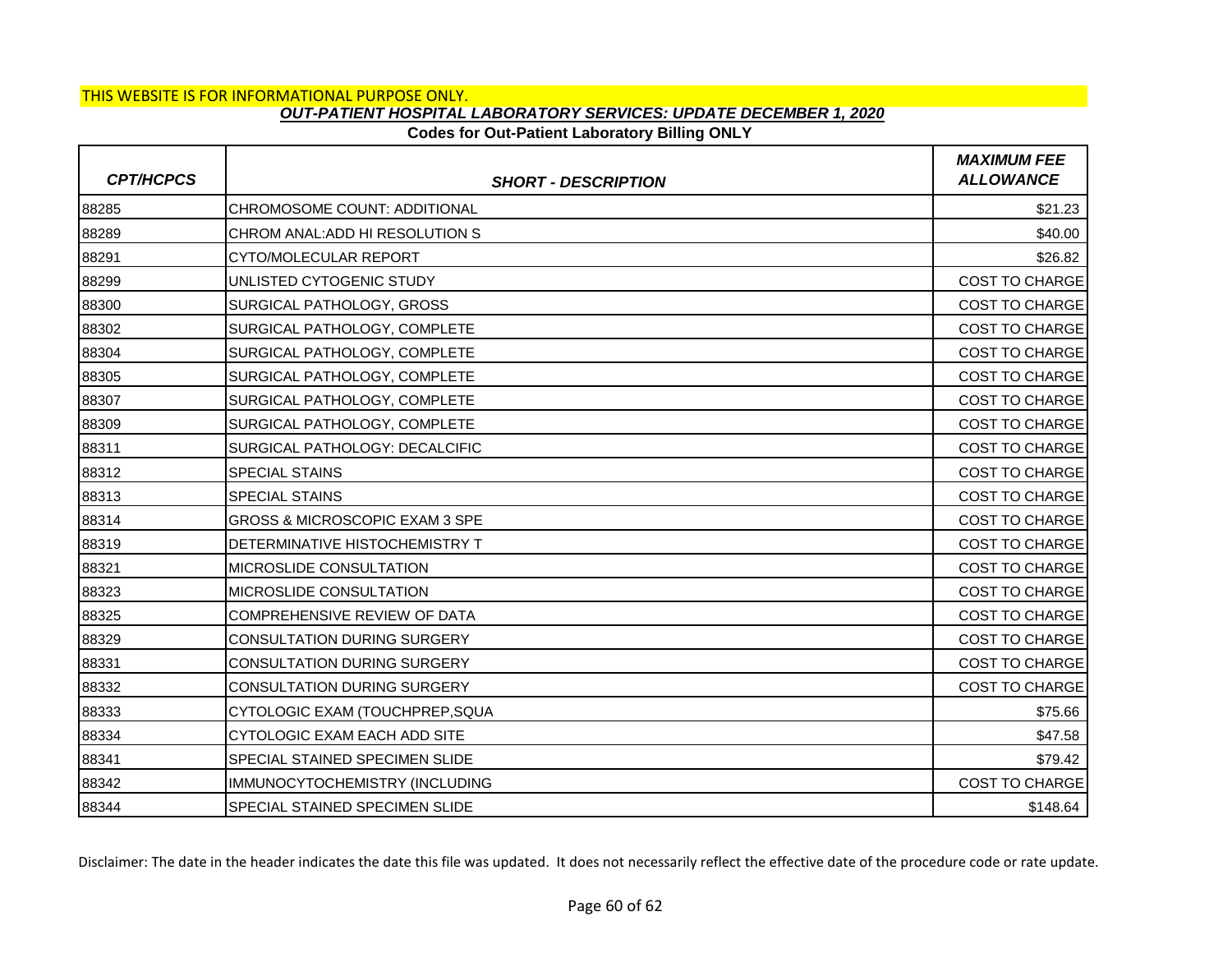THIS WEBSITE IS FOR INFORMATIONAL PURPOSE ONLY.

***OUT-PATIENT HOSPITAL LABORATORY SERVICES: UPDATE DECEMBER 1, 2020***

**Codes for Out-Patient Laboratory Billing ONLY**

| *CPT/HCPCS* | *SHORT - DESCRIPTION* | *MAXIMUM FEE ALLOWANCE* |
|---|---|---|
| 88285 | CHROMOSOME COUNT: ADDITIONAL | $21.23 |
| 88289 | CHROM ANAL:ADD HI RESOLUTION S | $40.00 |
| 88291 | CYTO/MOLECULAR REPORT | $26.82 |
| 88299 | UNLISTED CYTOGENIC STUDY | COST TO CHARGE |
| 88300 | SURGICAL PATHOLOGY, GROSS | COST TO CHARGE |
| 88302 | SURGICAL PATHOLOGY, COMPLETE | COST TO CHARGE |
| 88304 | SURGICAL PATHOLOGY, COMPLETE | COST TO CHARGE |
| 88305 | SURGICAL PATHOLOGY, COMPLETE | COST TO CHARGE |
| 88307 | SURGICAL PATHOLOGY, COMPLETE | COST TO CHARGE |
| 88309 | SURGICAL PATHOLOGY, COMPLETE | COST TO CHARGE |
| 88311 | SURGICAL PATHOLOGY: DECALCIFIC | COST TO CHARGE |
| 88312 | SPECIAL STAINS | COST TO CHARGE |
| 88313 | SPECIAL STAINS | COST TO CHARGE |
| 88314 | GROSS & MICROSCOPIC EXAM 3 SPE | COST TO CHARGE |
| 88319 | DETERMINATIVE HISTOCHEMISTRY T | COST TO CHARGE |
| 88321 | MICROSLIDE CONSULTATION | COST TO CHARGE |
| 88323 | MICROSLIDE CONSULTATION | COST TO CHARGE |
| 88325 | COMPREHENSIVE REVIEW OF DATA | COST TO CHARGE |
| 88329 | CONSULTATION DURING SURGERY | COST TO CHARGE |
| 88331 | CONSULTATION DURING SURGERY | COST TO CHARGE |
| 88332 | CONSULTATION DURING SURGERY | COST TO CHARGE |
| 88333 | CYTOLOGIC EXAM (TOUCHPREP,SQUA | $75.66 |
| 88334 | CYTOLOGIC EXAM EACH ADD SITE | $47.58 |
| 88341 | SPECIAL STAINED SPECIMEN SLIDE | $79.42 |
| 88342 | IMMUNOCYTOCHEMISTRY (INCLUDING | COST TO CHARGE |
| 88344 | SPECIAL STAINED SPECIMEN SLIDE | $148.64 |

Disclaimer: The date in the header indicates the date this file was updated. It does not necessarily reflect the effective date of the procedure code or rate update.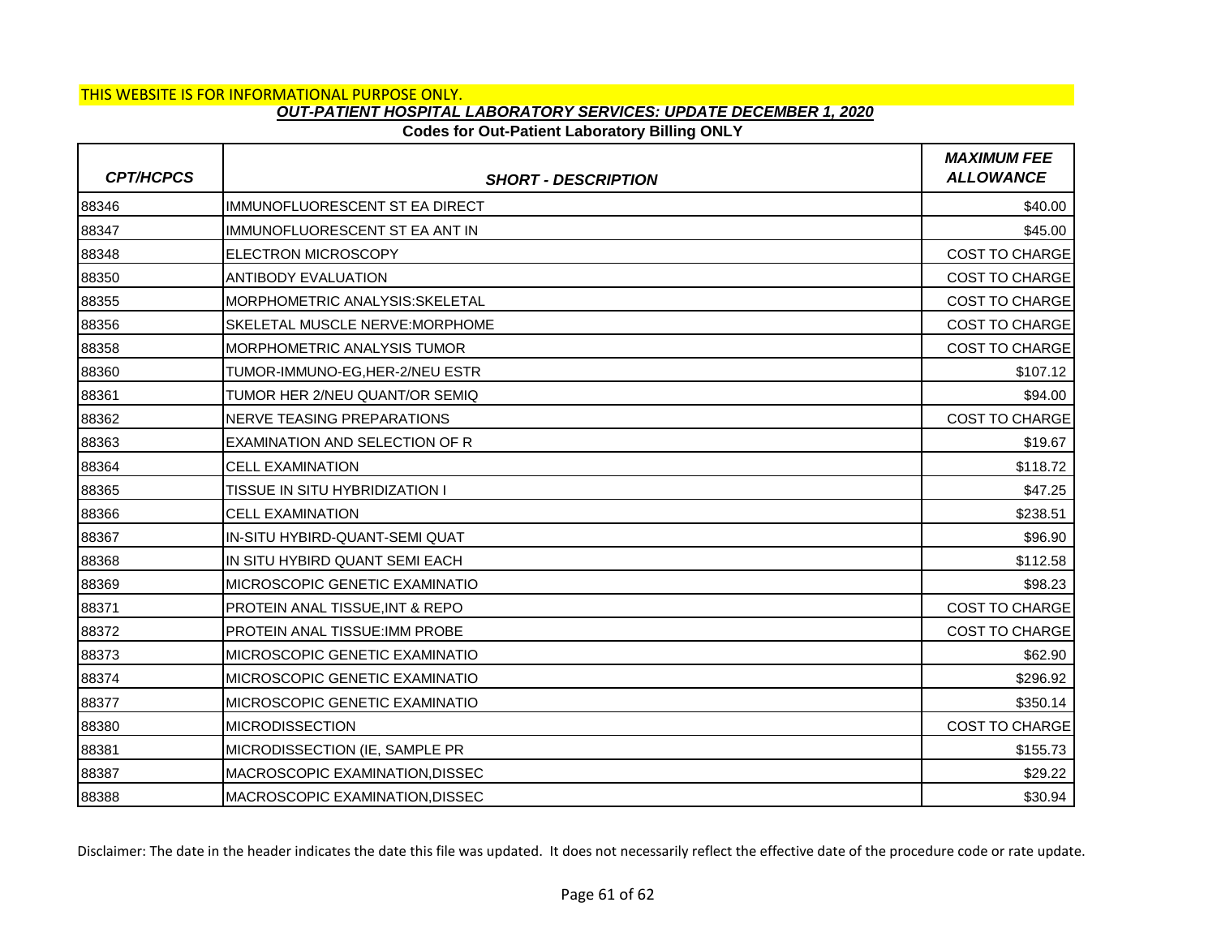THIS WEBSITE IS FOR INFORMATIONAL PURPOSE ONLY.

***OUT-PATIENT HOSPITAL LABORATORY SERVICES: UPDATE DECEMBER 1, 2020***

**Codes for Out-Patient Laboratory Billing ONLY**

| *CPT/HCPCS* | *SHORT - DESCRIPTION* | *MAXIMUM FEE ALLOWANCE* |
|---|---|---|
| 88346 | IMMUNOFLUORESCENT ST EA DIRECT | $40.00 |
| 88347 | IMMUNOFLUORESCENT ST EA ANT IN | $45.00 |
| 88348 | ELECTRON MICROSCOPY | COST TO CHARGE |
| 88350 | ANTIBODY EVALUATION | COST TO CHARGE |
| 88355 | MORPHOMETRIC ANALYSIS:SKELETAL | COST TO CHARGE |
| 88356 | SKELETAL MUSCLE NERVE:MORPHOME | COST TO CHARGE |
| 88358 | MORPHOMETRIC ANALYSIS TUMOR | COST TO CHARGE |
| 88360 | TUMOR-IMMUNO-EG,HER-2/NEU ESTR | $107.12 |
| 88361 | TUMOR HER 2/NEU QUANT/OR SEMIQ | $94.00 |
| 88362 | NERVE TEASING PREPARATIONS | COST TO CHARGE |
| 88363 | EXAMINATION AND SELECTION OF R | $19.67 |
| 88364 | CELL EXAMINATION | $118.72 |
| 88365 | TISSUE IN SITU HYBRIDIZATION I | $47.25 |
| 88366 | CELL EXAMINATION | $238.51 |
| 88367 | IN-SITU HYBIRD-QUANT-SEMI QUAT | $96.90 |
| 88368 | IN SITU HYBIRD QUANT SEMI EACH | $112.58 |
| 88369 | MICROSCOPIC GENETIC EXAMINATIO | $98.23 |
| 88371 | PROTEIN ANAL TISSUE,INT & REPO | COST TO CHARGE |
| 88372 | PROTEIN ANAL TISSUE:IMM PROBE | COST TO CHARGE |
| 88373 | MICROSCOPIC GENETIC EXAMINATIO | $62.90 |
| 88374 | MICROSCOPIC GENETIC EXAMINATIO | $296.92 |
| 88377 | MICROSCOPIC GENETIC EXAMINATIO | $350.14 |
| 88380 | MICRODISSECTION | COST TO CHARGE |
| 88381 | MICRODISSECTION (IE, SAMPLE PR | $155.73 |
| 88387 | MACROSCOPIC EXAMINATION,DISSEC | $29.22 |
| 88388 | MACROSCOPIC EXAMINATION,DISSEC | $30.94 |

Disclaimer: The date in the header indicates the date this file was updated. It does not necessarily reflect the effective date of the procedure code or rate update.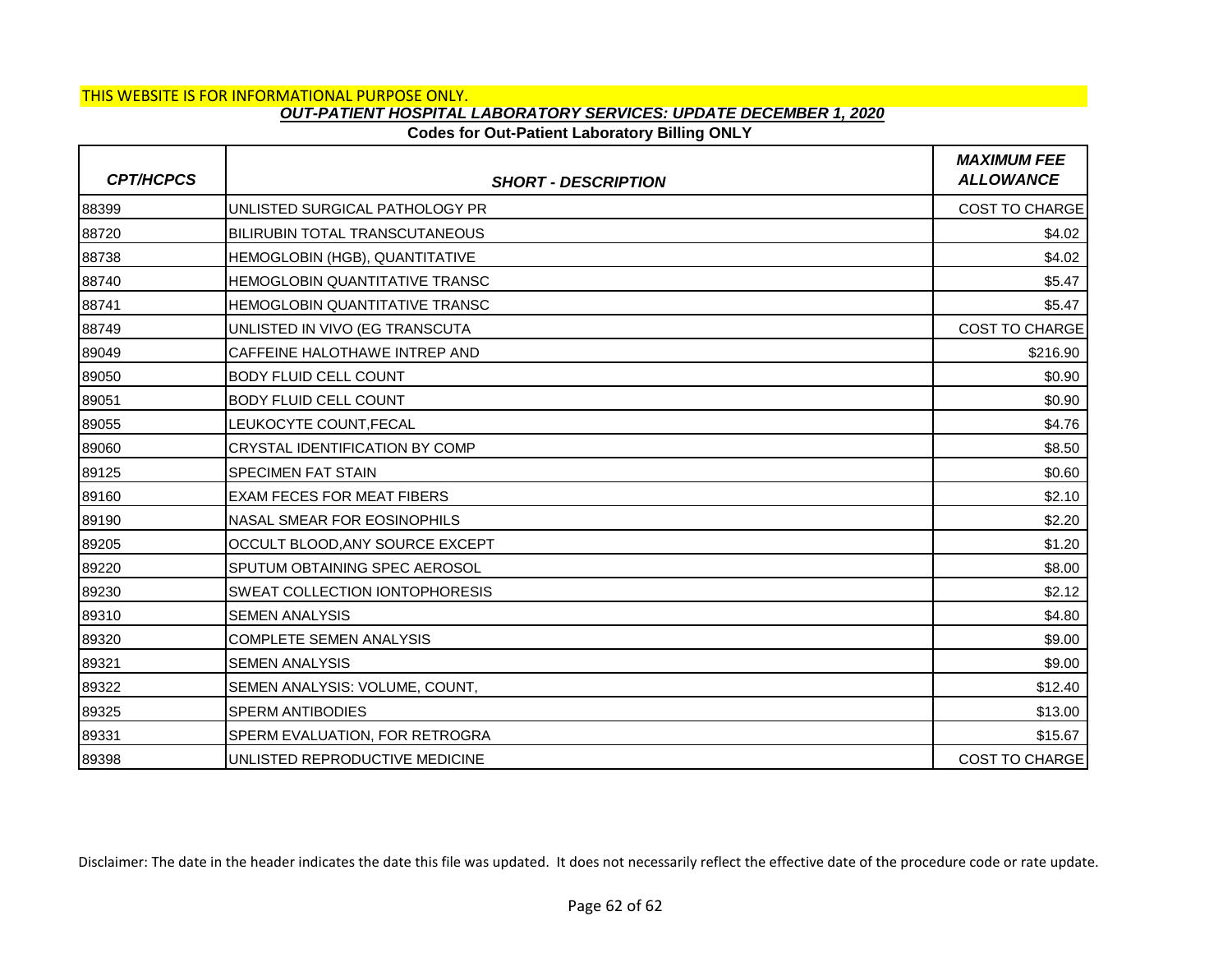THIS WEBSITE IS FOR INFORMATIONAL PURPOSE ONLY.

***OUT-PATIENT HOSPITAL LABORATORY SERVICES: UPDATE DECEMBER 1, 2020***

**Codes for Out-Patient Laboratory Billing ONLY**

| *CPT/HCPCS* | *SHORT - DESCRIPTION* | *MAXIMUM FEE ALLOWANCE* |
|---|---|---|
| 88399 | UNLISTED SURGICAL PATHOLOGY PR | COST TO CHARGE |
| 88720 | BILIRUBIN TOTAL TRANSCUTANEOUS | $4.02 |
| 88738 | HEMOGLOBIN (HGB), QUANTITATIVE | $4.02 |
| 88740 | HEMOGLOBIN QUANTITATIVE TRANSC | $5.47 |
| 88741 | HEMOGLOBIN QUANTITATIVE TRANSC | $5.47 |
| 88749 | UNLISTED IN VIVO (EG TRANSCUTA | COST TO CHARGE |
| 89049 | CAFFEINE HALOTHAWE INTREP AND | $216.90 |
| 89050 | BODY FLUID CELL COUNT | $0.90 |
| 89051 | BODY FLUID CELL COUNT | $0.90 |
| 89055 | LEUKOCYTE COUNT,FECAL | $4.76 |
| 89060 | CRYSTAL IDENTIFICATION BY COMP | $8.50 |
| 89125 | SPECIMEN FAT STAIN | $0.60 |
| 89160 | EXAM FECES FOR MEAT FIBERS | $2.10 |
| 89190 | NASAL SMEAR FOR EOSINOPHILS | $2.20 |
| 89205 | OCCULT BLOOD,ANY SOURCE EXCEPT | $1.20 |
| 89220 | SPUTUM OBTAINING SPEC AEROSOL | $8.00 |
| 89230 | SWEAT COLLECTION IONTOPHORESIS | $2.12 |
| 89310 | SEMEN ANALYSIS | $4.80 |
| 89320 | COMPLETE SEMEN ANALYSIS | $9.00 |
| 89321 | SEMEN ANALYSIS | $9.00 |
| 89322 | SEMEN ANALYSIS: VOLUME, COUNT, | $12.40 |
| 89325 | SPERM ANTIBODIES | $13.00 |
| 89331 | SPERM EVALUATION, FOR RETROGRA | $15.67 |
| 89398 | UNLISTED REPRODUCTIVE MEDICINE | COST TO CHARGE |

Disclaimer: The date in the header indicates the date this file was updated. It does not necessarily reflect the effective date of the procedure code or rate update.